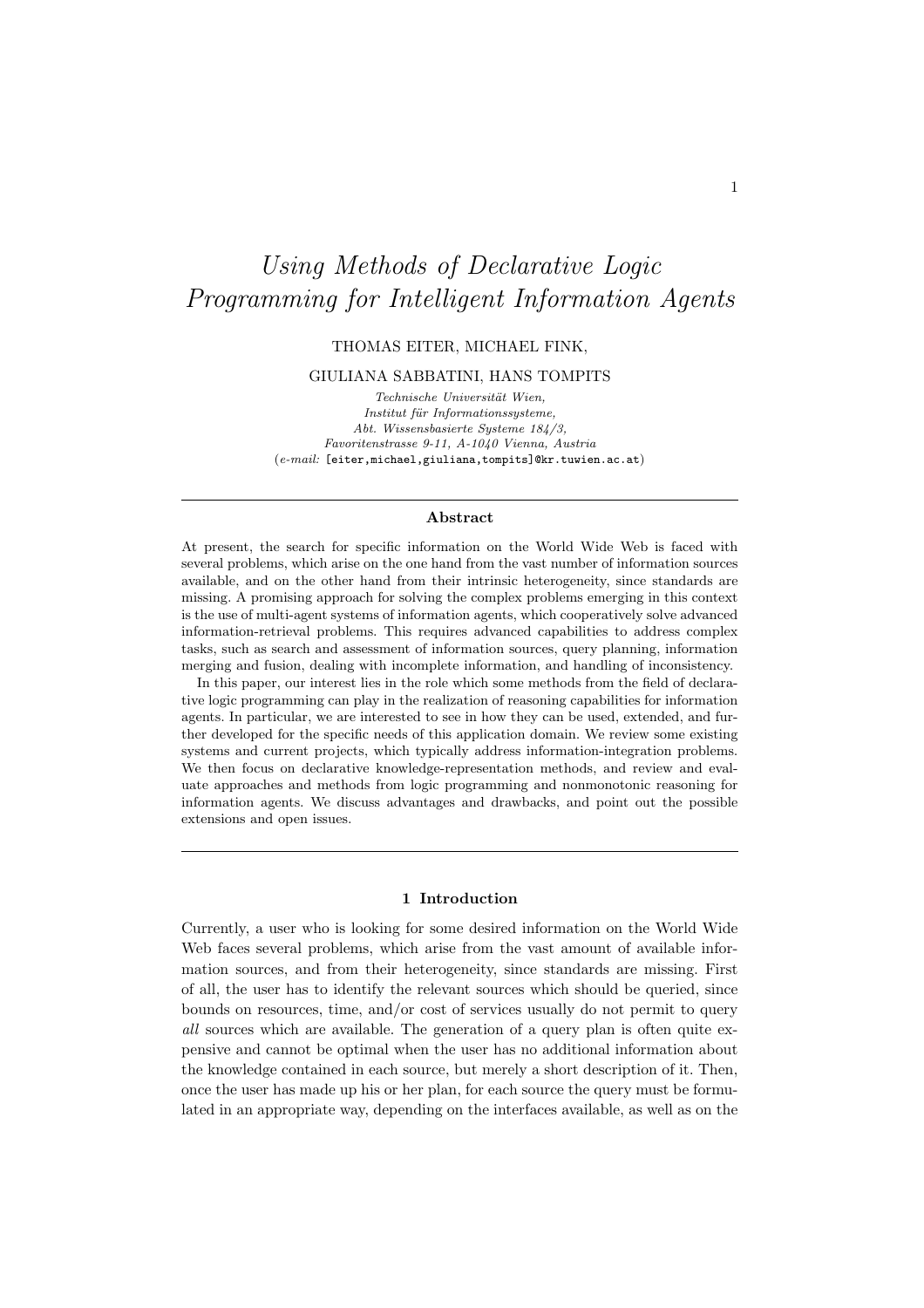# *Using Methods of Declarative Logic Programming for Intelligent Information Agents*

THOMAS EITER, MICHAEL FINK,

GIULIANA SABBATINI, HANS TOMPITS

*Technische Universität Wien,*
*Institut für Informationssysteme,*
*Abt. Wissensbasierte Systeme 184/3,*
*Favoritenstrasse 9-11, A-1040 Vienna, Austria*
(*e-mail:* [eiter,michael,giuliana,tompits]@kr.tuwien.ac.at)

### Abstract

At present, the search for specific information on the World Wide Web is faced with several problems, which arise on the one hand from the vast number of information sources available, and on the other hand from their intrinsic heterogeneity, since standards are missing. A promising approach for solving the complex problems emerging in this context is the use of multi-agent systems of information agents, which cooperatively solve advanced information-retrieval problems. This requires advanced capabilities to address complex tasks, such as search and assessment of information sources, query planning, information merging and fusion, dealing with incomplete information, and handling of inconsistency.

In this paper, our interest lies in the role which some methods from the field of declarative logic programming can play in the realization of reasoning capabilities for information agents. In particular, we are interested to see in how they can be used, extended, and further developed for the specific needs of this application domain. We review some existing systems and current projects, which typically address information-integration problems. We then focus on declarative knowledge-representation methods, and review and evaluate approaches and methods from logic programming and nonmonotonic reasoning for information agents. We discuss advantages and drawbacks, and point out the possible extensions and open issues.

## 1 Introduction

Currently, a user who is looking for some desired information on the World Wide Web faces several problems, which arise from the vast amount of available information sources, and from their heterogeneity, since standards are missing. First of all, the user has to identify the relevant sources which should be queried, since bounds on resources, time, and/or cost of services usually do not permit to query *all* sources which are available. The generation of a query plan is often quite expensive and cannot be optimal when the user has no additional information about the knowledge contained in each source, but merely a short description of it. Then, once the user has made up his or her plan, for each source the query must be formulated in an appropriate way, depending on the interfaces available, as well as on the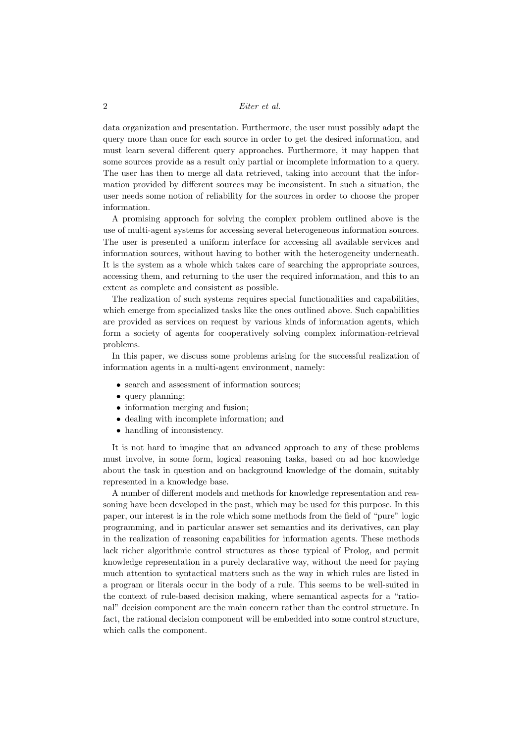data organization and presentation. Furthermore, the user must possibly adapt the query more than once for each source in order to get the desired information, and must learn several different query approaches. Furthermore, it may happen that some sources provide as a result only partial or incomplete information to a query. The user has then to merge all data retrieved, taking into account that the information provided by different sources may be inconsistent. In such a situation, the user needs some notion of reliability for the sources in order to choose the proper information.

A promising approach for solving the complex problem outlined above is the use of multi-agent systems for accessing several heterogeneous information sources. The user is presented a uniform interface for accessing all available services and information sources, without having to bother with the heterogeneity underneath. It is the system as a whole which takes care of searching the appropriate sources, accessing them, and returning to the user the required information, and this to an extent as complete and consistent as possible.

The realization of such systems requires special functionalities and capabilities, which emerge from specialized tasks like the ones outlined above. Such capabilities are provided as services on request by various kinds of information agents, which form a society of agents for cooperatively solving complex information-retrieval problems.

In this paper, we discuss some problems arising for the successful realization of information agents in a multi-agent environment, namely:

- search and assessment of information sources;
- query planning;
- information merging and fusion;
- dealing with incomplete information; and
- handling of inconsistency.

It is not hard to imagine that an advanced approach to any of these problems must involve, in some form, logical reasoning tasks, based on ad hoc knowledge about the task in question and on background knowledge of the domain, suitably represented in a knowledge base.

A number of different models and methods for knowledge representation and reasoning have been developed in the past, which may be used for this purpose. In this paper, our interest is in the role which some methods from the field of "pure" logic programming, and in particular answer set semantics and its derivatives, can play in the realization of reasoning capabilities for information agents. These methods lack richer algorithmic control structures as those typical of Prolog, and permit knowledge representation in a purely declarative way, without the need for paying much attention to syntactical matters such as the way in which rules are listed in a program or literals occur in the body of a rule. This seems to be well-suited in the context of rule-based decision making, where semantical aspects for a "rational" decision component are the main concern rather than the control structure. In fact, the rational decision component will be embedded into some control structure, which calls the component.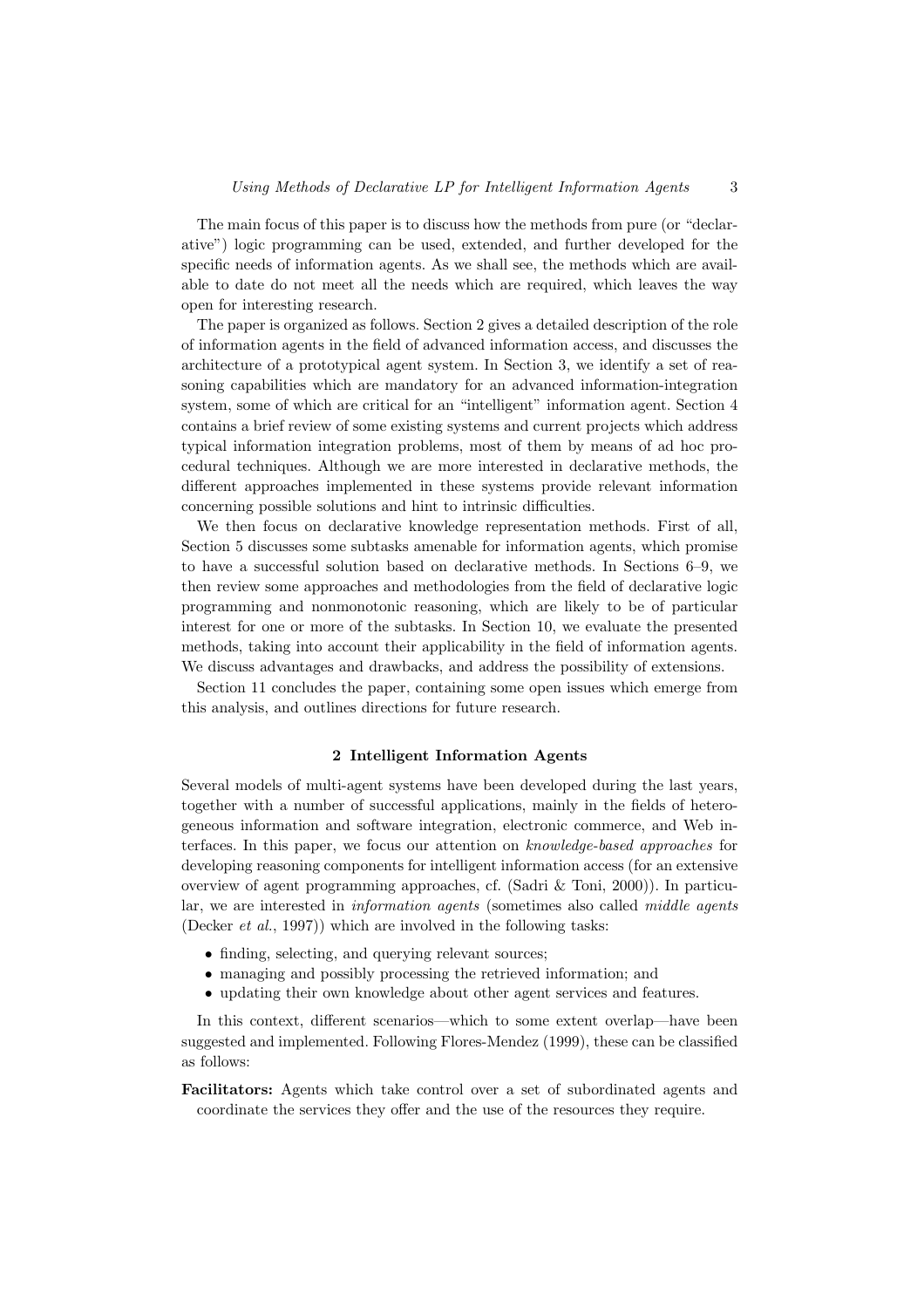The main focus of this paper is to discuss how the methods from pure (or "declarative") logic programming can be used, extended, and further developed for the specific needs of information agents. As we shall see, the methods which are available to date do not meet all the needs which are required, which leaves the way open for interesting research.

The paper is organized as follows. Section 2 gives a detailed description of the role of information agents in the field of advanced information access, and discusses the architecture of a prototypical agent system. In Section 3, we identify a set of reasoning capabilities which are mandatory for an advanced information-integration system, some of which are critical for an "intelligent" information agent. Section 4 contains a brief review of some existing systems and current projects which address typical information integration problems, most of them by means of ad hoc procedural techniques. Although we are more interested in declarative methods, the different approaches implemented in these systems provide relevant information concerning possible solutions and hint to intrinsic difficulties.

We then focus on declarative knowledge representation methods. First of all, Section 5 discusses some subtasks amenable for information agents, which promise to have a successful solution based on declarative methods. In Sections 6–9, we then review some approaches and methodologies from the field of declarative logic programming and nonmonotonic reasoning, which are likely to be of particular interest for one or more of the subtasks. In Section 10, we evaluate the presented methods, taking into account their applicability in the field of information agents. We discuss advantages and drawbacks, and address the possibility of extensions.

Section 11 concludes the paper, containing some open issues which emerge from this analysis, and outlines directions for future research.

## 2 Intelligent Information Agents

Several models of multi-agent systems have been developed during the last years, together with a number of successful applications, mainly in the fields of heterogeneous information and software integration, electronic commerce, and Web interfaces. In this paper, we focus our attention on *knowledge-based approaches* for developing reasoning components for intelligent information access (for an extensive overview of agent programming approaches, cf. (Sadri & Toni, 2000)). In particular, we are interested in *information agents* (sometimes also called *middle agents* (Decker *et al.*, 1997)) which are involved in the following tasks:

- finding, selecting, and querying relevant sources;
- managing and possibly processing the retrieved information; and
- updating their own knowledge about other agent services and features.

In this context, different scenarios—which to some extent overlap—have been suggested and implemented. Following Flores-Mendez (1999), these can be classified as follows:

**Facilitators:** Agents which take control over a set of subordinated agents and coordinate the services they offer and the use of the resources they require.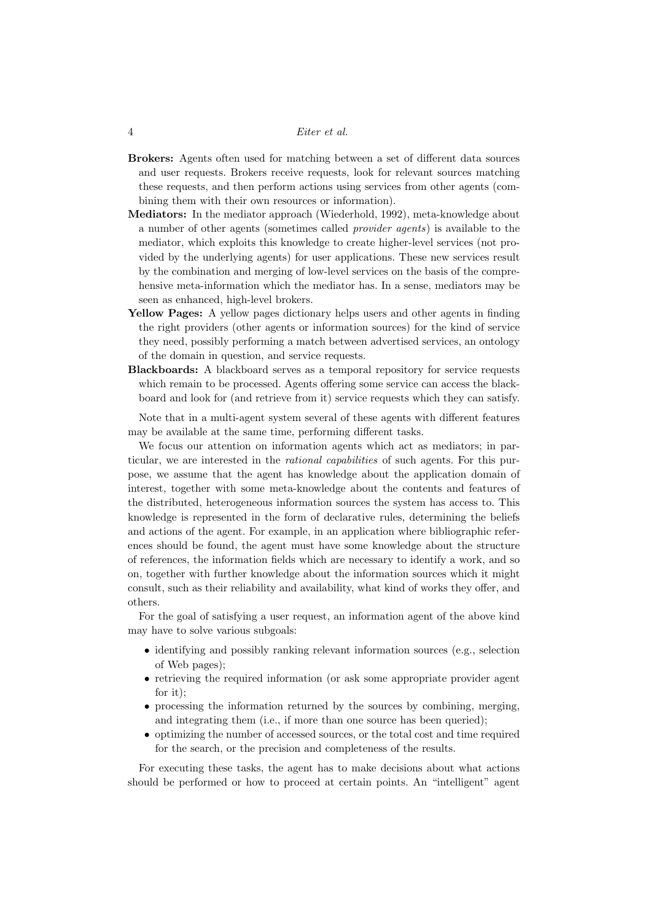**Brokers:** Agents often used for matching between a set of different data sources and user requests. Brokers receive requests, look for relevant sources matching these requests, and then perform actions using services from other agents (combining them with their own resources or information).

**Mediators:** In the mediator approach (Wiederhold, 1992), meta-knowledge about a number of other agents (sometimes called *provider agents*) is available to the mediator, which exploits this knowledge to create higher-level services (not provided by the underlying agents) for user applications. These new services result by the combination and merging of low-level services on the basis of the comprehensive meta-information which the mediator has. In a sense, mediators may be seen as enhanced, high-level brokers.

**Yellow Pages:** A yellow pages dictionary helps users and other agents in finding the right providers (other agents or information sources) for the kind of service they need, possibly performing a match between advertised services, an ontology of the domain in question, and service requests.

**Blackboards:** A blackboard serves as a temporal repository for service requests which remain to be processed. Agents offering some service can access the blackboard and look for (and retrieve from it) service requests which they can satisfy.

Note that in a multi-agent system several of these agents with different features may be available at the same time, performing different tasks.

We focus our attention on information agents which act as mediators; in particular, we are interested in the *rational capabilities* of such agents. For this purpose, we assume that the agent has knowledge about the application domain of interest, together with some meta-knowledge about the contents and features of the distributed, heterogeneous information sources the system has access to. This knowledge is represented in the form of declarative rules, determining the beliefs and actions of the agent. For example, in an application where bibliographic references should be found, the agent must have some knowledge about the structure of references, the information fields which are necessary to identify a work, and so on, together with further knowledge about the information sources which it might consult, such as their reliability and availability, what kind of works they offer, and others.

For the goal of satisfying a user request, an information agent of the above kind may have to solve various subgoals:

- identifying and possibly ranking relevant information sources (e.g., selection of Web pages);
- retrieving the required information (or ask some appropriate provider agent for it);
- processing the information returned by the sources by combining, merging, and integrating them (i.e., if more than one source has been queried);
- optimizing the number of accessed sources, or the total cost and time required for the search, or the precision and completeness of the results.

For executing these tasks, the agent has to make decisions about what actions should be performed or how to proceed at certain points. An "intelligent" agent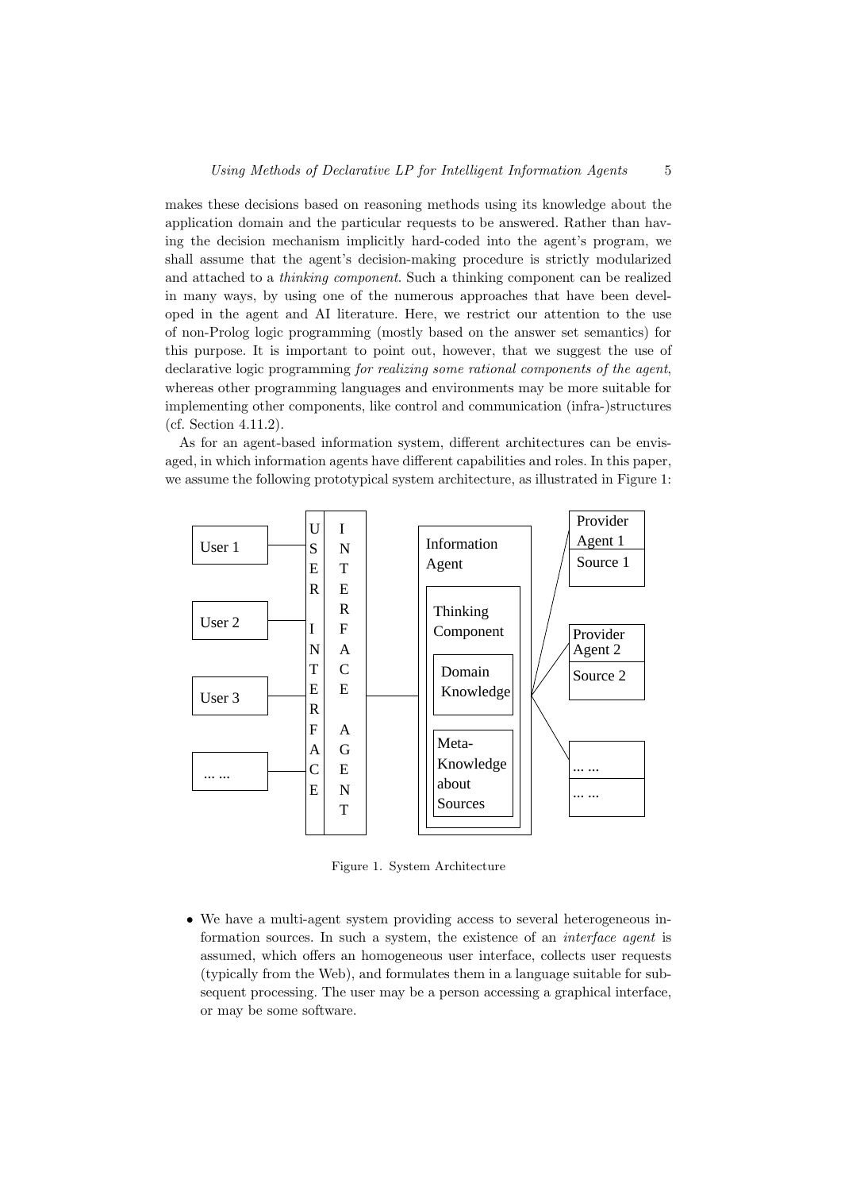makes these decisions based on reasoning methods using its knowledge about the application domain and the particular requests to be answered. Rather than having the decision mechanism implicitly hard-coded into the agent's program, we shall assume that the agent's decision-making procedure is strictly modularized and attached to a *thinking component*. Such a thinking component can be realized in many ways, by using one of the numerous approaches that have been developed in the agent and AI literature. Here, we restrict our attention to the use of non-Prolog logic programming (mostly based on the answer set semantics) for this purpose. It is important to point out, however, that we suggest the use of declarative logic programming *for realizing some rational components of the agent*, whereas other programming languages and environments may be more suitable for implementing other components, like control and communication (infra-)structures (cf. Section 4.11.2).

As for an agent-based information system, different architectures can be envisaged, in which information agents have different capabilities and roles. In this paper, we assume the following prototypical system architecture, as illustrated in Figure 1:

Figure 1. System Architecture

- We have a multi-agent system providing access to several heterogeneous information sources. In such a system, the existence of an *interface agent* is assumed, which offers an homogeneous user interface, collects user requests (typically from the Web), and formulates them in a language suitable for subsequent processing. The user may be a person accessing a graphical interface, or may be some software.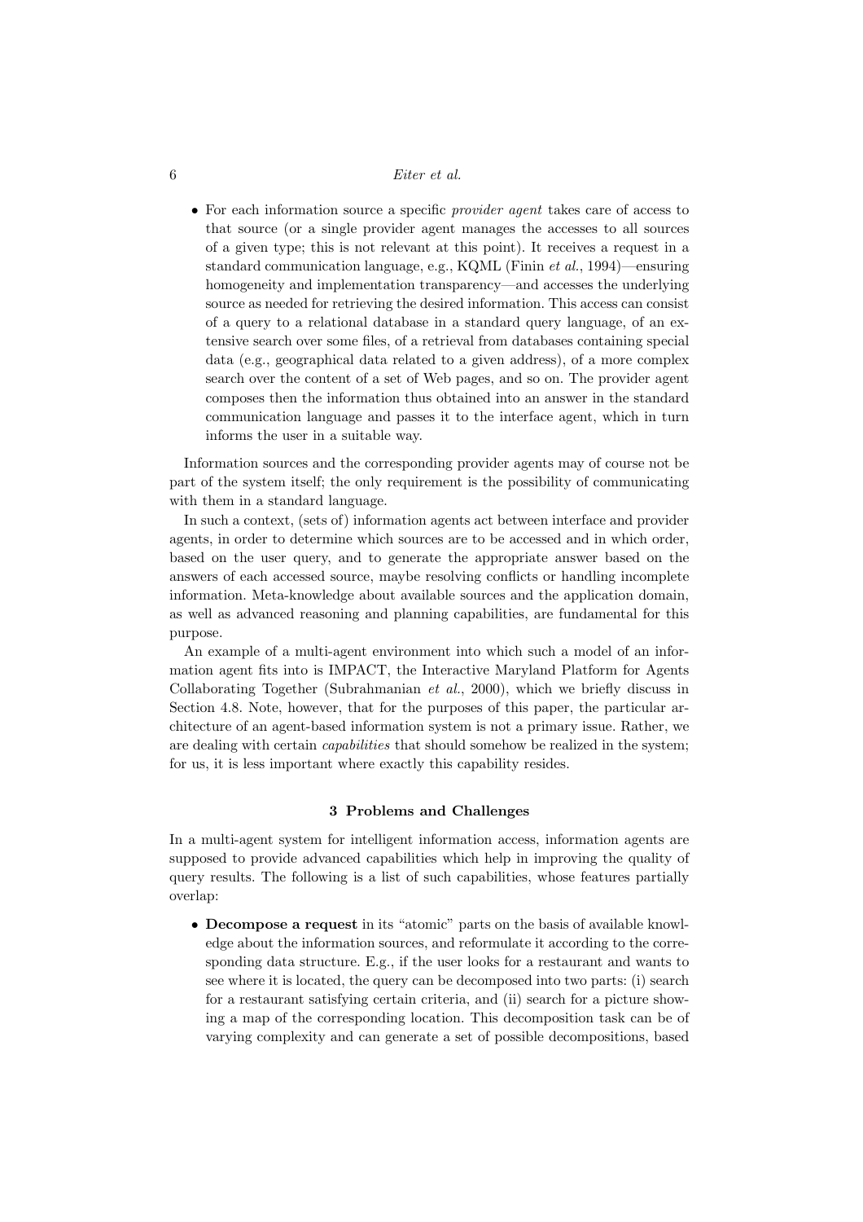- For each information source a specific *provider agent* takes care of access to that source (or a single provider agent manages the accesses to all sources of a given type; this is not relevant at this point). It receives a request in a standard communication language, e.g., KQML (Finin *et al.*, 1994)—ensuring homogeneity and implementation transparency—and accesses the underlying source as needed for retrieving the desired information. This access can consist of a query to a relational database in a standard query language, of an extensive search over some files, of a retrieval from databases containing special data (e.g., geographical data related to a given address), of a more complex search over the content of a set of Web pages, and so on. The provider agent composes then the information thus obtained into an answer in the standard communication language and passes it to the interface agent, which in turn informs the user in a suitable way.

Information sources and the corresponding provider agents may of course not be part of the system itself; the only requirement is the possibility of communicating with them in a standard language.

In such a context, (sets of) information agents act between interface and provider agents, in order to determine which sources are to be accessed and in which order, based on the user query, and to generate the appropriate answer based on the answers of each accessed source, maybe resolving conflicts or handling incomplete information. Meta-knowledge about available sources and the application domain, as well as advanced reasoning and planning capabilities, are fundamental for this purpose.

An example of a multi-agent environment into which such a model of an information agent fits into is IMPACT, the Interactive Maryland Platform for Agents Collaborating Together (Subrahmanian *et al.*, 2000), which we briefly discuss in Section 4.8. Note, however, that for the purposes of this paper, the particular architecture of an agent-based information system is not a primary issue. Rather, we are dealing with certain *capabilities* that should somehow be realized in the system; for us, it is less important where exactly this capability resides.

## 3 Problems and Challenges

In a multi-agent system for intelligent information access, information agents are supposed to provide advanced capabilities which help in improving the quality of query results. The following is a list of such capabilities, whose features partially overlap:

- **Decompose a request** in its "atomic" parts on the basis of available knowledge about the information sources, and reformulate it according to the corresponding data structure. E.g., if the user looks for a restaurant and wants to see where it is located, the query can be decomposed into two parts: (i) search for a restaurant satisfying certain criteria, and (ii) search for a picture showing a map of the corresponding location. This decomposition task can be of varying complexity and can generate a set of possible decompositions, based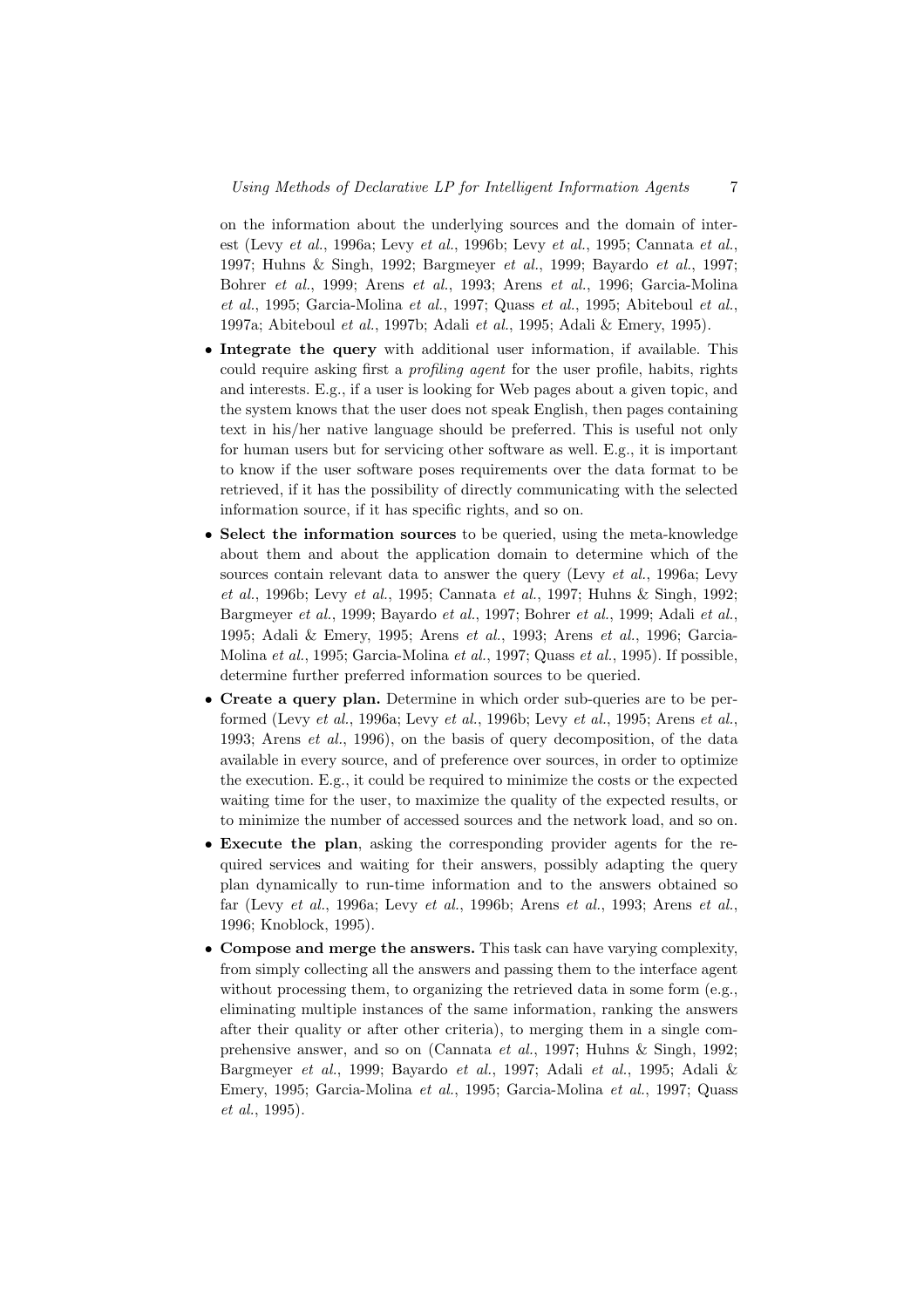on the information about the underlying sources and the domain of interest (Levy *et al.*, 1996a; Levy *et al.*, 1996b; Levy *et al.*, 1995; Cannata *et al.*, 1997; Huhns & Singh, 1992; Bargmeyer *et al.*, 1999; Bayardo *et al.*, 1997; Bohrer *et al.*, 1999; Arens *et al.*, 1993; Arens *et al.*, 1996; Garcia-Molina *et al.*, 1995; Garcia-Molina *et al.*, 1997; Quass *et al.*, 1995; Abiteboul *et al.*, 1997a; Abiteboul *et al.*, 1997b; Adali *et al.*, 1995; Adali & Emery, 1995).

- **Integrate the query** with additional user information, if available. This could require asking first a *profiling agent* for the user profile, habits, rights and interests. E.g., if a user is looking for Web pages about a given topic, and the system knows that the user does not speak English, then pages containing text in his/her native language should be preferred. This is useful not only for human users but for servicing other software as well. E.g., it is important to know if the user software poses requirements over the data format to be retrieved, if it has the possibility of directly communicating with the selected information source, if it has specific rights, and so on.
- **Select the information sources** to be queried, using the meta-knowledge about them and about the application domain to determine which of the sources contain relevant data to answer the query (Levy *et al.*, 1996a; Levy *et al.*, 1996b; Levy *et al.*, 1995; Cannata *et al.*, 1997; Huhns & Singh, 1992; Bargmeyer *et al.*, 1999; Bayardo *et al.*, 1997; Bohrer *et al.*, 1999; Adali *et al.*, 1995; Adali & Emery, 1995; Arens *et al.*, 1993; Arens *et al.*, 1996; Garcia-Molina *et al.*, 1995; Garcia-Molina *et al.*, 1997; Quass *et al.*, 1995). If possible, determine further preferred information sources to be queried.
- **Create a query plan.** Determine in which order sub-queries are to be performed (Levy *et al.*, 1996a; Levy *et al.*, 1996b; Levy *et al.*, 1995; Arens *et al.*, 1993; Arens *et al.*, 1996), on the basis of query decomposition, of the data available in every source, and of preference over sources, in order to optimize the execution. E.g., it could be required to minimize the costs or the expected waiting time for the user, to maximize the quality of the expected results, or to minimize the number of accessed sources and the network load, and so on.
- **Execute the plan**, asking the corresponding provider agents for the required services and waiting for their answers, possibly adapting the query plan dynamically to run-time information and to the answers obtained so far (Levy *et al.*, 1996a; Levy *et al.*, 1996b; Arens *et al.*, 1993; Arens *et al.*, 1996; Knoblock, 1995).
- **Compose and merge the answers.** This task can have varying complexity, from simply collecting all the answers and passing them to the interface agent without processing them, to organizing the retrieved data in some form (e.g., eliminating multiple instances of the same information, ranking the answers after their quality or after other criteria), to merging them in a single comprehensive answer, and so on (Cannata *et al.*, 1997; Huhns & Singh, 1992; Bargmeyer *et al.*, 1999; Bayardo *et al.*, 1997; Adali *et al.*, 1995; Adali & Emery, 1995; Garcia-Molina *et al.*, 1995; Garcia-Molina *et al.*, 1997; Quass *et al.*, 1995).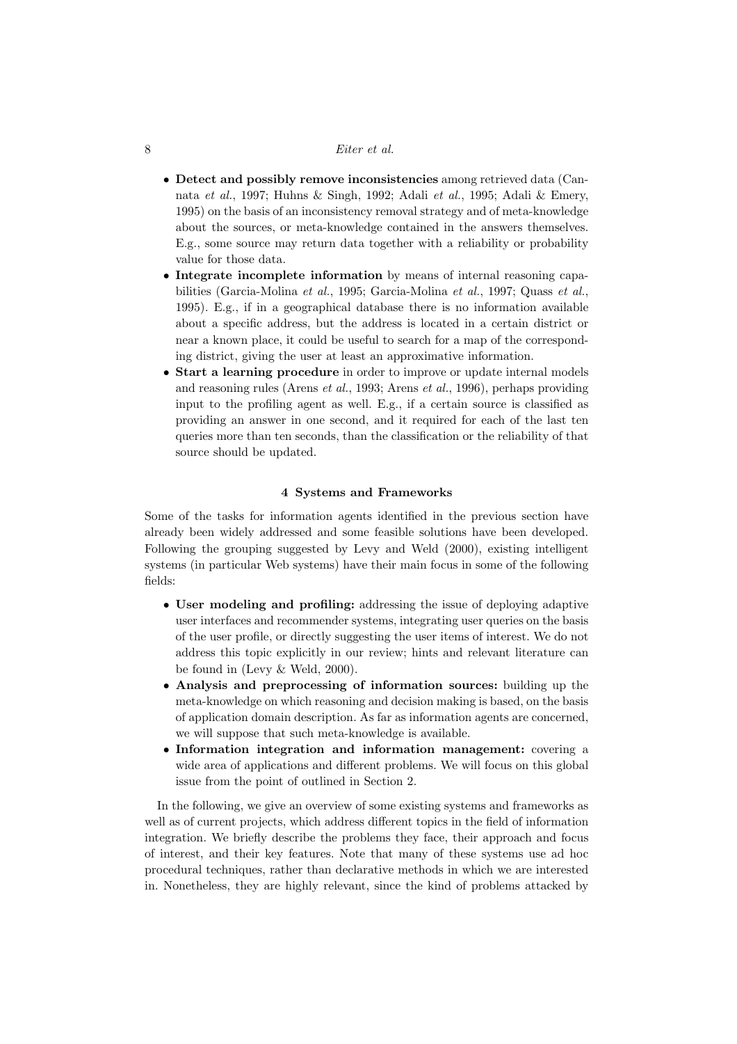- **Detect and possibly remove inconsistencies** among retrieved data (Cannata *et al.*, 1997; Huhns & Singh, 1992; Adali *et al.*, 1995; Adali & Emery, 1995) on the basis of an inconsistency removal strategy and of meta-knowledge about the sources, or meta-knowledge contained in the answers themselves. E.g., some source may return data together with a reliability or probability value for those data.
- **Integrate incomplete information** by means of internal reasoning capabilities (Garcia-Molina *et al.*, 1995; Garcia-Molina *et al.*, 1997; Quass *et al.*, 1995). E.g., if in a geographical database there is no information available about a specific address, but the address is located in a certain district or near a known place, it could be useful to search for a map of the corresponding district, giving the user at least an approximative information.
- **Start a learning procedure** in order to improve or update internal models and reasoning rules (Arens *et al.*, 1993; Arens *et al.*, 1996), perhaps providing input to the profiling agent as well. E.g., if a certain source is classified as providing an answer in one second, and it required for each of the last ten queries more than ten seconds, than the classification or the reliability of that source should be updated.

## 4 Systems and Frameworks

Some of the tasks for information agents identified in the previous section have already been widely addressed and some feasible solutions have been developed. Following the grouping suggested by Levy and Weld (2000), existing intelligent systems (in particular Web systems) have their main focus in some of the following fields:

- **User modeling and profiling:** addressing the issue of deploying adaptive user interfaces and recommender systems, integrating user queries on the basis of the user profile, or directly suggesting the user items of interest. We do not address this topic explicitly in our review; hints and relevant literature can be found in (Levy & Weld, 2000).
- **Analysis and preprocessing of information sources:** building up the meta-knowledge on which reasoning and decision making is based, on the basis of application domain description. As far as information agents are concerned, we will suppose that such meta-knowledge is available.
- **Information integration and information management:** covering a wide area of applications and different problems. We will focus on this global issue from the point of outlined in Section 2.

In the following, we give an overview of some existing systems and frameworks as well as of current projects, which address different topics in the field of information integration. We briefly describe the problems they face, their approach and focus of interest, and their key features. Note that many of these systems use ad hoc procedural techniques, rather than declarative methods in which we are interested in. Nonetheless, they are highly relevant, since the kind of problems attacked by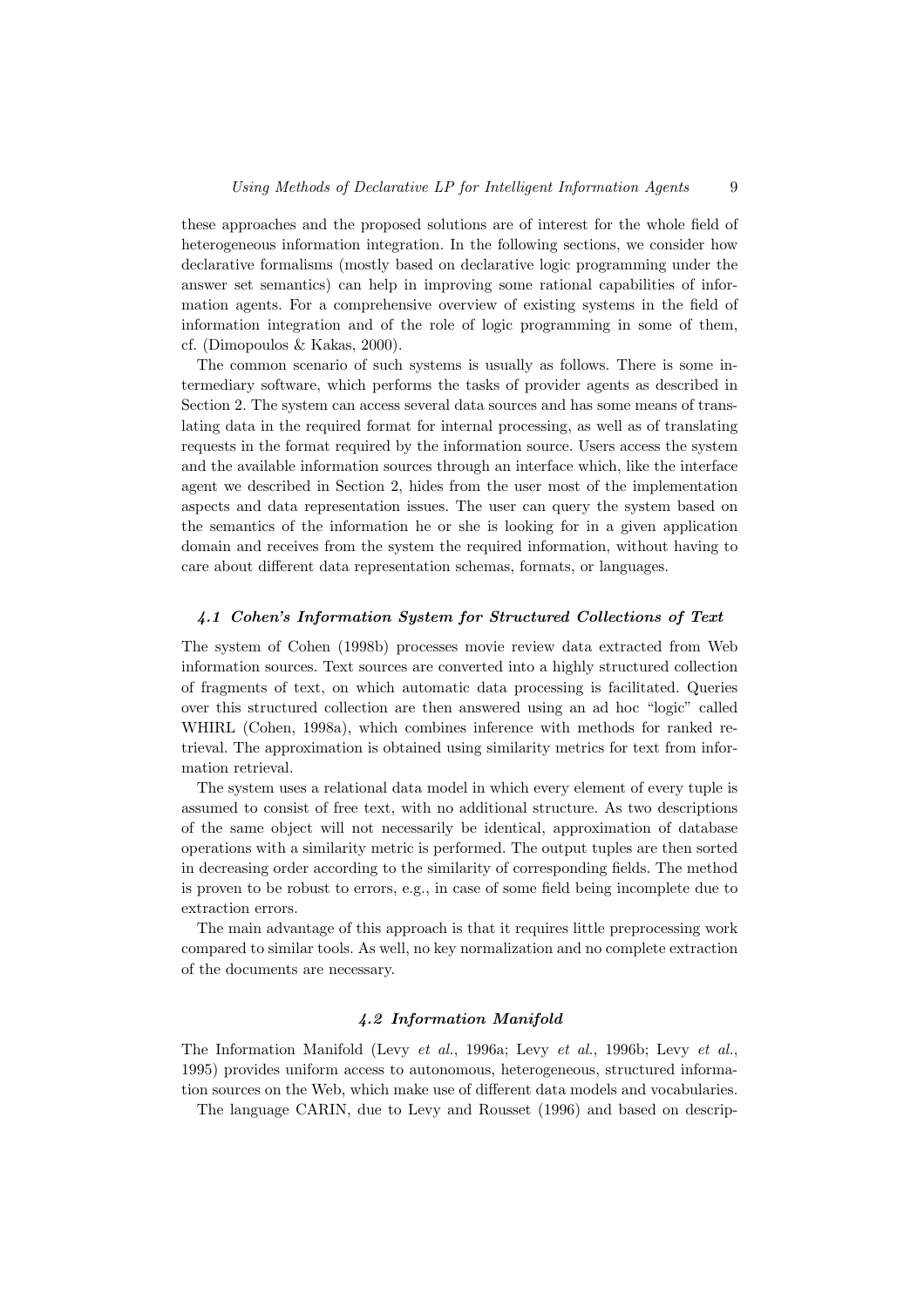these approaches and the proposed solutions are of interest for the whole field of heterogeneous information integration. In the following sections, we consider how declarative formalisms (mostly based on declarative logic programming under the answer set semantics) can help in improving some rational capabilities of information agents. For a comprehensive overview of existing systems in the field of information integration and of the role of logic programming in some of them, cf. (Dimopoulos & Kakas, 2000).

The common scenario of such systems is usually as follows. There is some intermediary software, which performs the tasks of provider agents as described in Section 2. The system can access several data sources and has some means of translating data in the required format for internal processing, as well as of translating requests in the format required by the information source. Users access the system and the available information sources through an interface which, like the interface agent we described in Section 2, hides from the user most of the implementation aspects and data representation issues. The user can query the system based on the semantics of the information he or she is looking for in a given application domain and receives from the system the required information, without having to care about different data representation schemas, formats, or languages.

### *4.1 Cohen's Information System for Structured Collections of Text*

The system of Cohen (1998b) processes movie review data extracted from Web information sources. Text sources are converted into a highly structured collection of fragments of text, on which automatic data processing is facilitated. Queries over this structured collection are then answered using an ad hoc "logic" called WHIRL (Cohen, 1998a), which combines inference with methods for ranked retrieval. The approximation is obtained using similarity metrics for text from information retrieval.

The system uses a relational data model in which every element of every tuple is assumed to consist of free text, with no additional structure. As two descriptions of the same object will not necessarily be identical, approximation of database operations with a similarity metric is performed. The output tuples are then sorted in decreasing order according to the similarity of corresponding fields. The method is proven to be robust to errors, e.g., in case of some field being incomplete due to extraction errors.

The main advantage of this approach is that it requires little preprocessing work compared to similar tools. As well, no key normalization and no complete extraction of the documents are necessary.

### *4.2 Information Manifold*

The Information Manifold (Levy *et al.*, 1996a; Levy *et al.*, 1996b; Levy *et al.*, 1995) provides uniform access to autonomous, heterogeneous, structured information sources on the Web, which make use of different data models and vocabularies.

The language CARIN, due to Levy and Rousset (1996) and based on descrip-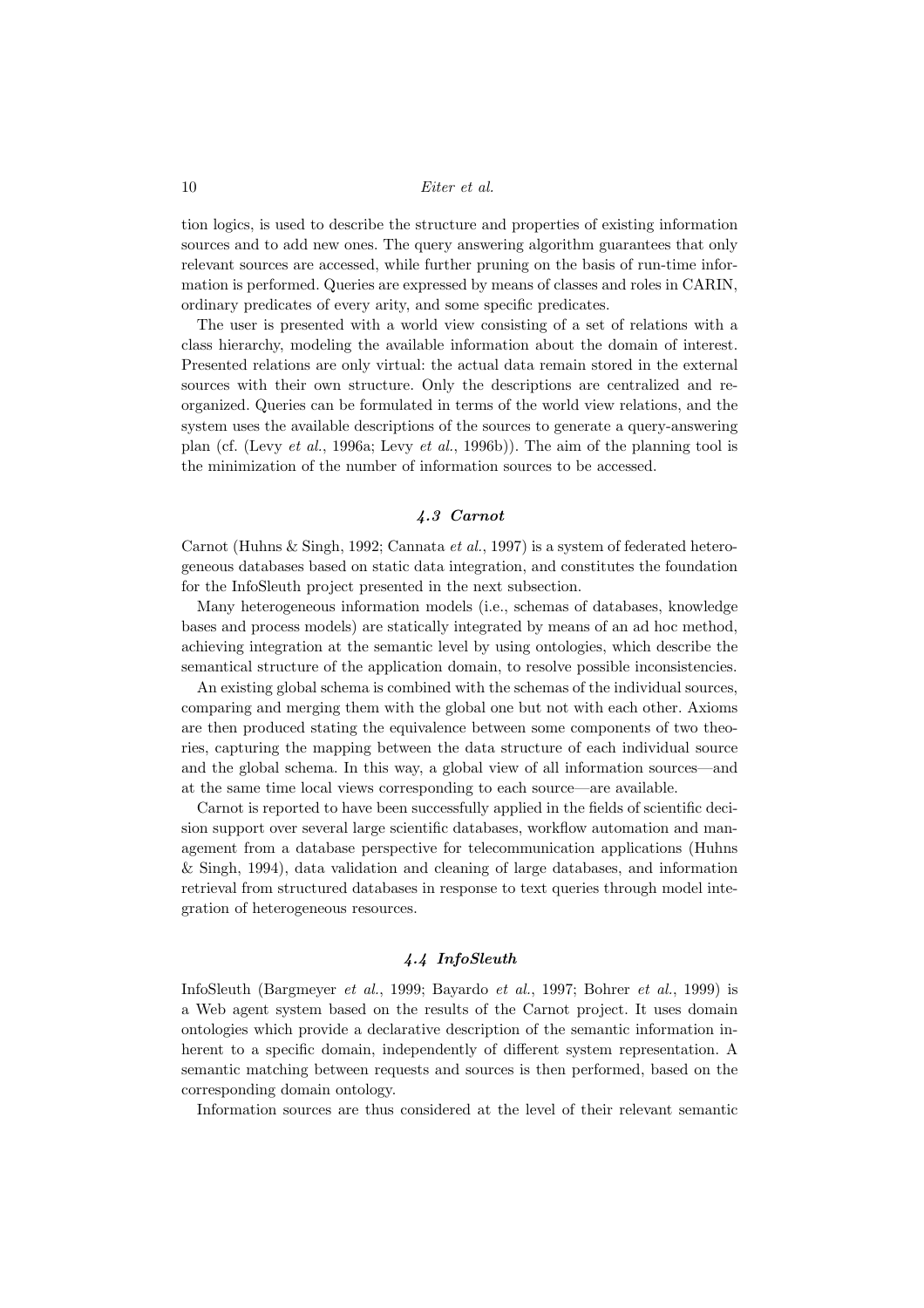tion logics, is used to describe the structure and properties of existing information sources and to add new ones. The query answering algorithm guarantees that only relevant sources are accessed, while further pruning on the basis of run-time information is performed. Queries are expressed by means of classes and roles in CARIN, ordinary predicates of every arity, and some specific predicates.

The user is presented with a world view consisting of a set of relations with a class hierarchy, modeling the available information about the domain of interest. Presented relations are only virtual: the actual data remain stored in the external sources with their own structure. Only the descriptions are centralized and reorganized. Queries can be formulated in terms of the world view relations, and the system uses the available descriptions of the sources to generate a query-answering plan (cf. (Levy *et al.*, 1996a; Levy *et al.*, 1996b)). The aim of the planning tool is the minimization of the number of information sources to be accessed.

### *4.3 Carnot*

Carnot (Huhns & Singh, 1992; Cannata *et al.*, 1997) is a system of federated heterogeneous databases based on static data integration, and constitutes the foundation for the InfoSleuth project presented in the next subsection.

Many heterogeneous information models (i.e., schemas of databases, knowledge bases and process models) are statically integrated by means of an ad hoc method, achieving integration at the semantic level by using ontologies, which describe the semantical structure of the application domain, to resolve possible inconsistencies.

An existing global schema is combined with the schemas of the individual sources, comparing and merging them with the global one but not with each other. Axioms are then produced stating the equivalence between some components of two theories, capturing the mapping between the data structure of each individual source and the global schema. In this way, a global view of all information sources—and at the same time local views corresponding to each source—are available.

Carnot is reported to have been successfully applied in the fields of scientific decision support over several large scientific databases, workflow automation and management from a database perspective for telecommunication applications (Huhns & Singh, 1994), data validation and cleaning of large databases, and information retrieval from structured databases in response to text queries through model integration of heterogeneous resources.

### *4.4 InfoSleuth*

InfoSleuth (Bargmeyer *et al.*, 1999; Bayardo *et al.*, 1997; Bohrer *et al.*, 1999) is a Web agent system based on the results of the Carnot project. It uses domain ontologies which provide a declarative description of the semantic information inherent to a specific domain, independently of different system representation. A semantic matching between requests and sources is then performed, based on the corresponding domain ontology.

Information sources are thus considered at the level of their relevant semantic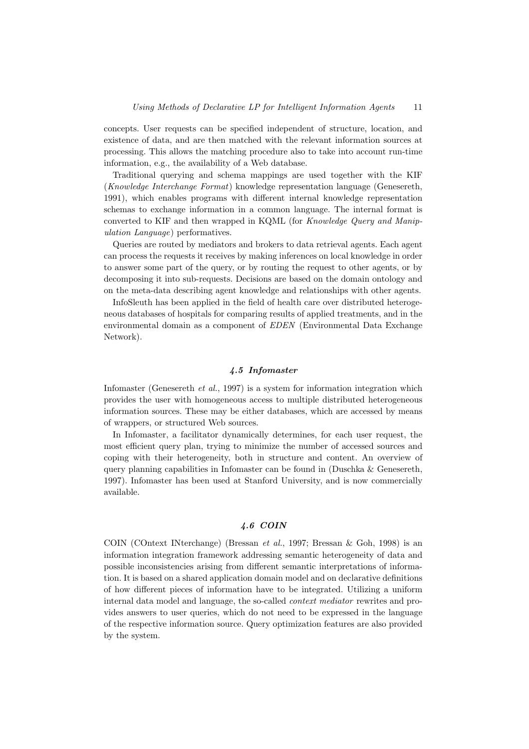concepts. User requests can be specified independent of structure, location, and existence of data, and are then matched with the relevant information sources at processing. This allows the matching procedure also to take into account run-time information, e.g., the availability of a Web database.

Traditional querying and schema mappings are used together with the KIF (*Knowledge Interchange Format*) knowledge representation language (Genesereth, 1991), which enables programs with different internal knowledge representation schemas to exchange information in a common language. The internal format is converted to KIF and then wrapped in KQML (for *Knowledge Query and Manipulation Language*) performatives.

Queries are routed by mediators and brokers to data retrieval agents. Each agent can process the requests it receives by making inferences on local knowledge in order to answer some part of the query, or by routing the request to other agents, or by decomposing it into sub-requests. Decisions are based on the domain ontology and on the meta-data describing agent knowledge and relationships with other agents.

InfoSleuth has been applied in the field of health care over distributed heterogeneous databases of hospitals for comparing results of applied treatments, and in the environmental domain as a component of *EDEN* (Environmental Data Exchange Network).

### *4.5 Infomaster*

Infomaster (Genesereth *et al.*, 1997) is a system for information integration which provides the user with homogeneous access to multiple distributed heterogeneous information sources. These may be either databases, which are accessed by means of wrappers, or structured Web sources.

In Infomaster, a facilitator dynamically determines, for each user request, the most efficient query plan, trying to minimize the number of accessed sources and coping with their heterogeneity, both in structure and content. An overview of query planning capabilities in Infomaster can be found in (Duschka & Genesereth, 1997). Infomaster has been used at Stanford University, and is now commercially available.

### *4.6 COIN*

COIN (COntext INterchange) (Bressan *et al.*, 1997; Bressan & Goh, 1998) is an information integration framework addressing semantic heterogeneity of data and possible inconsistencies arising from different semantic interpretations of information. It is based on a shared application domain model and on declarative definitions of how different pieces of information have to be integrated. Utilizing a uniform internal data model and language, the so-called *context mediator* rewrites and provides answers to user queries, which do not need to be expressed in the language of the respective information source. Query optimization features are also provided by the system.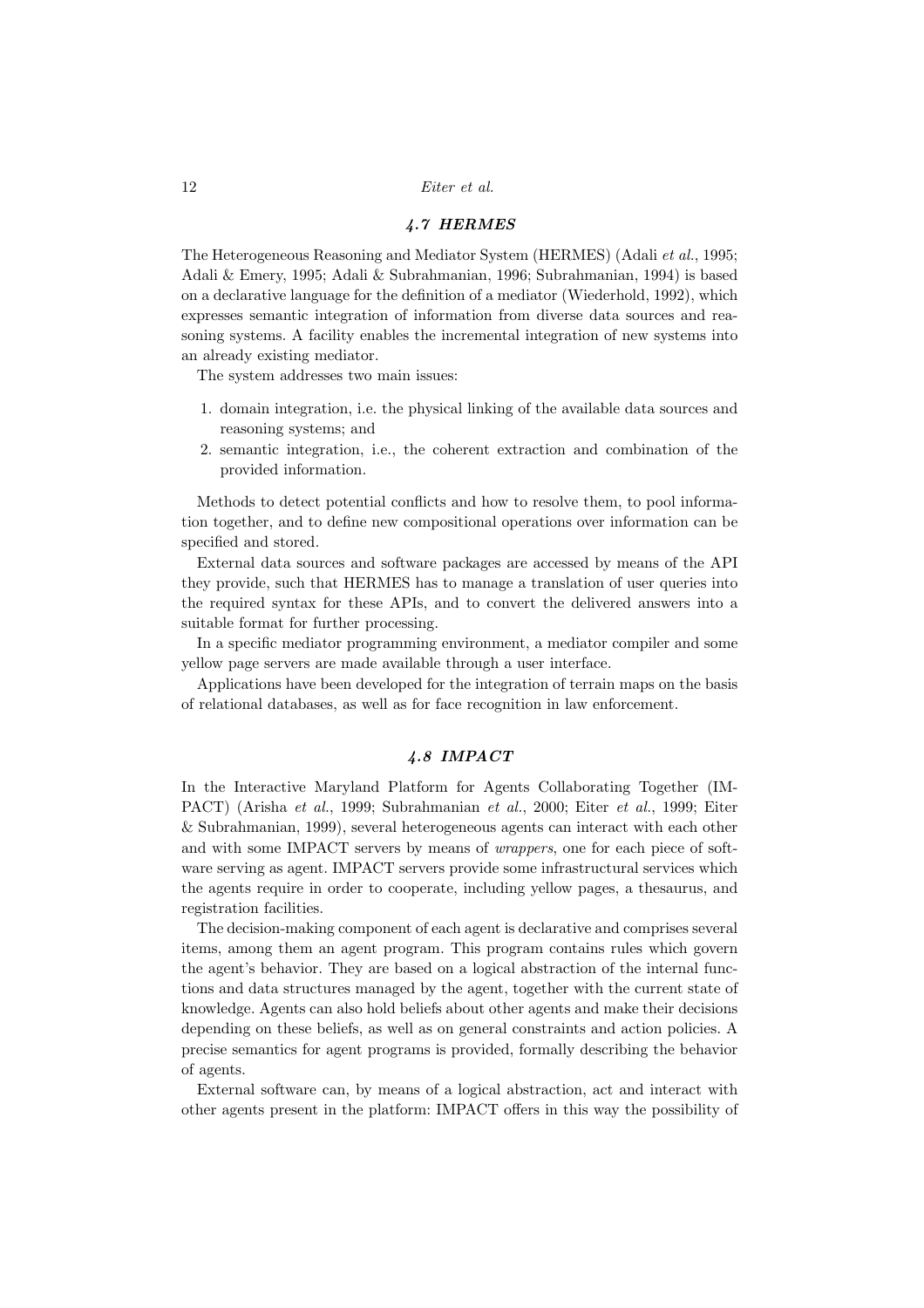### 4.7 HERMES

The Heterogeneous Reasoning and Mediator System (HERMES) (Adali *et al.*, 1995; Adali & Emery, 1995; Adali & Subrahmanian, 1996; Subrahmanian, 1994) is based on a declarative language for the definition of a mediator (Wiederhold, 1992), which expresses semantic integration of information from diverse data sources and reasoning systems. A facility enables the incremental integration of new systems into an already existing mediator.

The system addresses two main issues:

1. domain integration, i.e. the physical linking of the available data sources and reasoning systems; and
2. semantic integration, i.e., the coherent extraction and combination of the provided information.

Methods to detect potential conflicts and how to resolve them, to pool information together, and to define new compositional operations over information can be specified and stored.

External data sources and software packages are accessed by means of the API they provide, such that HERMES has to manage a translation of user queries into the required syntax for these APIs, and to convert the delivered answers into a suitable format for further processing.

In a specific mediator programming environment, a mediator compiler and some yellow page servers are made available through a user interface.

Applications have been developed for the integration of terrain maps on the basis of relational databases, as well as for face recognition in law enforcement.

### 4.8 IMPACT

In the Interactive Maryland Platform for Agents Collaborating Together (IMPACT) (Arisha *et al.*, 1999; Subrahmanian *et al.*, 2000; Eiter *et al.*, 1999; Eiter & Subrahmanian, 1999), several heterogeneous agents can interact with each other and with some IMPACT servers by means of *wrappers*, one for each piece of software serving as agent. IMPACT servers provide some infrastructural services which the agents require in order to cooperate, including yellow pages, a thesaurus, and registration facilities.

The decision-making component of each agent is declarative and comprises several items, among them an agent program. This program contains rules which govern the agent's behavior. They are based on a logical abstraction of the internal functions and data structures managed by the agent, together with the current state of knowledge. Agents can also hold beliefs about other agents and make their decisions depending on these beliefs, as well as on general constraints and action policies. A precise semantics for agent programs is provided, formally describing the behavior of agents.

External software can, by means of a logical abstraction, act and interact with other agents present in the platform: IMPACT offers in this way the possibility of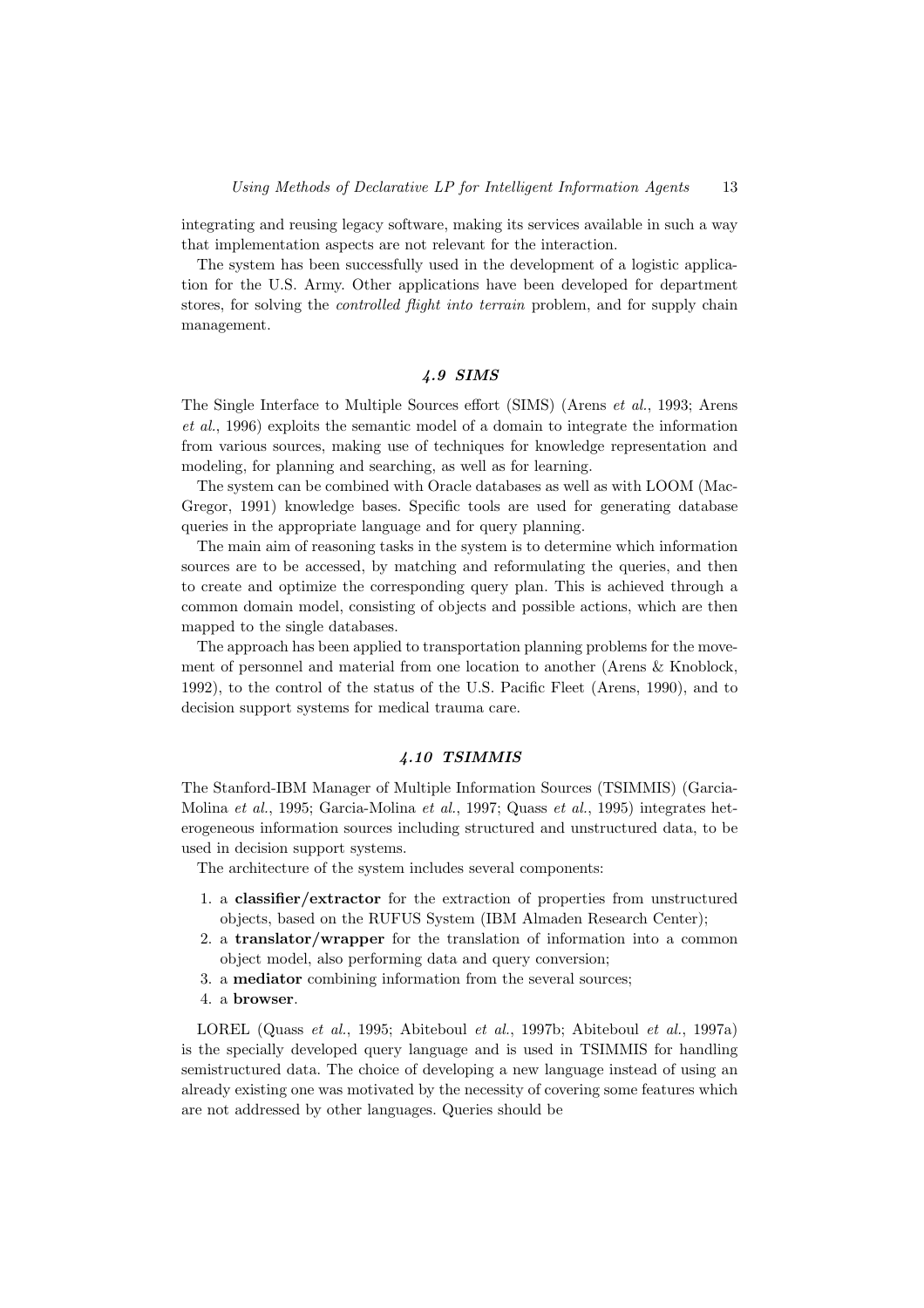integrating and reusing legacy software, making its services available in such a way that implementation aspects are not relevant for the interaction.

The system has been successfully used in the development of a logistic application for the U.S. Army. Other applications have been developed for department stores, for solving the *controlled flight into terrain* problem, and for supply chain management.

### *4.9 SIMS*

The Single Interface to Multiple Sources effort (SIMS) (Arens *et al.*, 1993; Arens *et al.*, 1996) exploits the semantic model of a domain to integrate the information from various sources, making use of techniques for knowledge representation and modeling, for planning and searching, as well as for learning.

The system can be combined with Oracle databases as well as with LOOM (MacGregor, 1991) knowledge bases. Specific tools are used for generating database queries in the appropriate language and for query planning.

The main aim of reasoning tasks in the system is to determine which information sources are to be accessed, by matching and reformulating the queries, and then to create and optimize the corresponding query plan. This is achieved through a common domain model, consisting of objects and possible actions, which are then mapped to the single databases.

The approach has been applied to transportation planning problems for the movement of personnel and material from one location to another (Arens & Knoblock, 1992), to the control of the status of the U.S. Pacific Fleet (Arens, 1990), and to decision support systems for medical trauma care.

### *4.10 TSIMMIS*

The Stanford-IBM Manager of Multiple Information Sources (TSIMMIS) (Garcia-Molina *et al.*, 1995; Garcia-Molina *et al.*, 1997; Quass *et al.*, 1995) integrates heterogeneous information sources including structured and unstructured data, to be used in decision support systems.

The architecture of the system includes several components:

1. a **classifier/extractor** for the extraction of properties from unstructured objects, based on the RUFUS System (IBM Almaden Research Center);
2. a **translator/wrapper** for the translation of information into a common object model, also performing data and query conversion;
3. a **mediator** combining information from the several sources;
4. a **browser**.

LOREL (Quass *et al.*, 1995; Abiteboul *et al.*, 1997b; Abiteboul *et al.*, 1997a) is the specially developed query language and is used in TSIMMIS for handling semistructured data. The choice of developing a new language instead of using an already existing one was motivated by the necessity of covering some features which are not addressed by other languages. Queries should be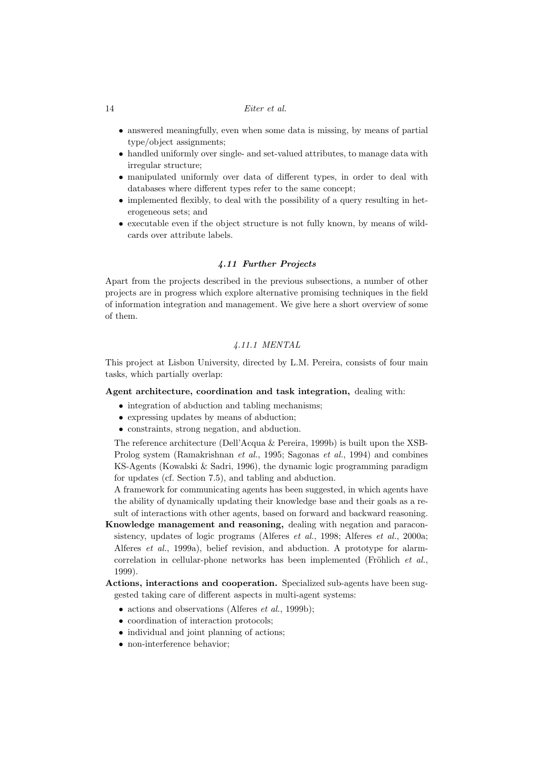- answered meaningfully, even when some data is missing, by means of partial type/object assignments;
- handled uniformly over single- and set-valued attributes, to manage data with irregular structure;
- manipulated uniformly over data of different types, in order to deal with databases where different types refer to the same concept;
- implemented flexibly, to deal with the possibility of a query resulting in heterogeneous sets; and
- executable even if the object structure is not fully known, by means of wildcards over attribute labels.

### *4.11 Further Projects*

Apart from the projects described in the previous subsections, a number of other projects are in progress which explore alternative promising techniques in the field of information integration and management. We give here a short overview of some of them.

#### *4.11.1 MENTAL*

This project at Lisbon University, directed by L.M. Pereira, consists of four main tasks, which partially overlap:

**Agent architecture, coordination and task integration,** dealing with:

- integration of abduction and tabling mechanisms;
- expressing updates by means of abduction;
- constraints, strong negation, and abduction.

The reference architecture (Dell'Acqua & Pereira, 1999b) is built upon the XSB-Prolog system (Ramakrishnan *et al.*, 1995; Sagonas *et al.*, 1994) and combines KS-Agents (Kowalski & Sadri, 1996), the dynamic logic programming paradigm for updates (cf. Section 7.5), and tabling and abduction.

A framework for communicating agents has been suggested, in which agents have the ability of dynamically updating their knowledge base and their goals as a result of interactions with other agents, based on forward and backward reasoning.

**Knowledge management and reasoning,** dealing with negation and paraconsistency, updates of logic programs (Alferes *et al.*, 1998; Alferes *et al.*, 2000a; Alferes *et al.*, 1999a), belief revision, and abduction. A prototype for alarm-correlation in cellular-phone networks has been implemented (Fröhlich *et al.*, 1999).

**Actions, interactions and cooperation.** Specialized sub-agents have been suggested taking care of different aspects in multi-agent systems:

- actions and observations (Alferes *et al.*, 1999b);
- coordination of interaction protocols;
- individual and joint planning of actions;
- non-interference behavior;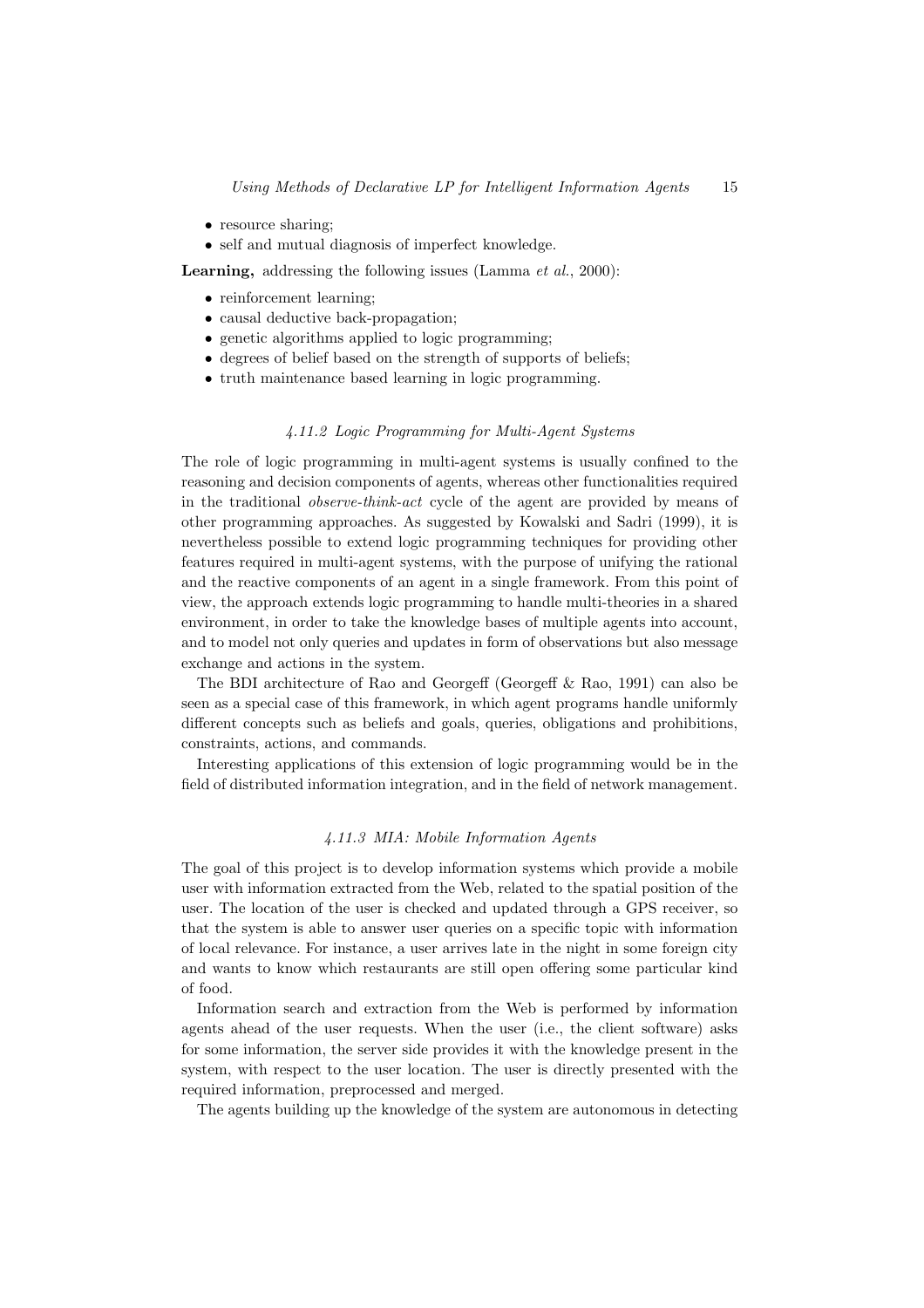- resource sharing;
- self and mutual diagnosis of imperfect knowledge.

**Learning,** addressing the following issues (Lamma *et al.*, 2000):

- reinforcement learning;
- causal deductive back-propagation;
- genetic algorithms applied to logic programming;
- degrees of belief based on the strength of supports of beliefs;
- truth maintenance based learning in logic programming.

### *4.11.2 Logic Programming for Multi-Agent Systems*

The role of logic programming in multi-agent systems is usually confined to the reasoning and decision components of agents, whereas other functionalities required in the traditional *observe-think-act* cycle of the agent are provided by means of other programming approaches. As suggested by Kowalski and Sadri (1999), it is nevertheless possible to extend logic programming techniques for providing other features required in multi-agent systems, with the purpose of unifying the rational and the reactive components of an agent in a single framework. From this point of view, the approach extends logic programming to handle multi-theories in a shared environment, in order to take the knowledge bases of multiple agents into account, and to model not only queries and updates in form of observations but also message exchange and actions in the system.

The BDI architecture of Rao and Georgeff (Georgeff & Rao, 1991) can also be seen as a special case of this framework, in which agent programs handle uniformly different concepts such as beliefs and goals, queries, obligations and prohibitions, constraints, actions, and commands.

Interesting applications of this extension of logic programming would be in the field of distributed information integration, and in the field of network management.

### *4.11.3 MIA: Mobile Information Agents*

The goal of this project is to develop information systems which provide a mobile user with information extracted from the Web, related to the spatial position of the user. The location of the user is checked and updated through a GPS receiver, so that the system is able to answer user queries on a specific topic with information of local relevance. For instance, a user arrives late in the night in some foreign city and wants to know which restaurants are still open offering some particular kind of food.

Information search and extraction from the Web is performed by information agents ahead of the user requests. When the user (i.e., the client software) asks for some information, the server side provides it with the knowledge present in the system, with respect to the user location. The user is directly presented with the required information, preprocessed and merged.

The agents building up the knowledge of the system are autonomous in detecting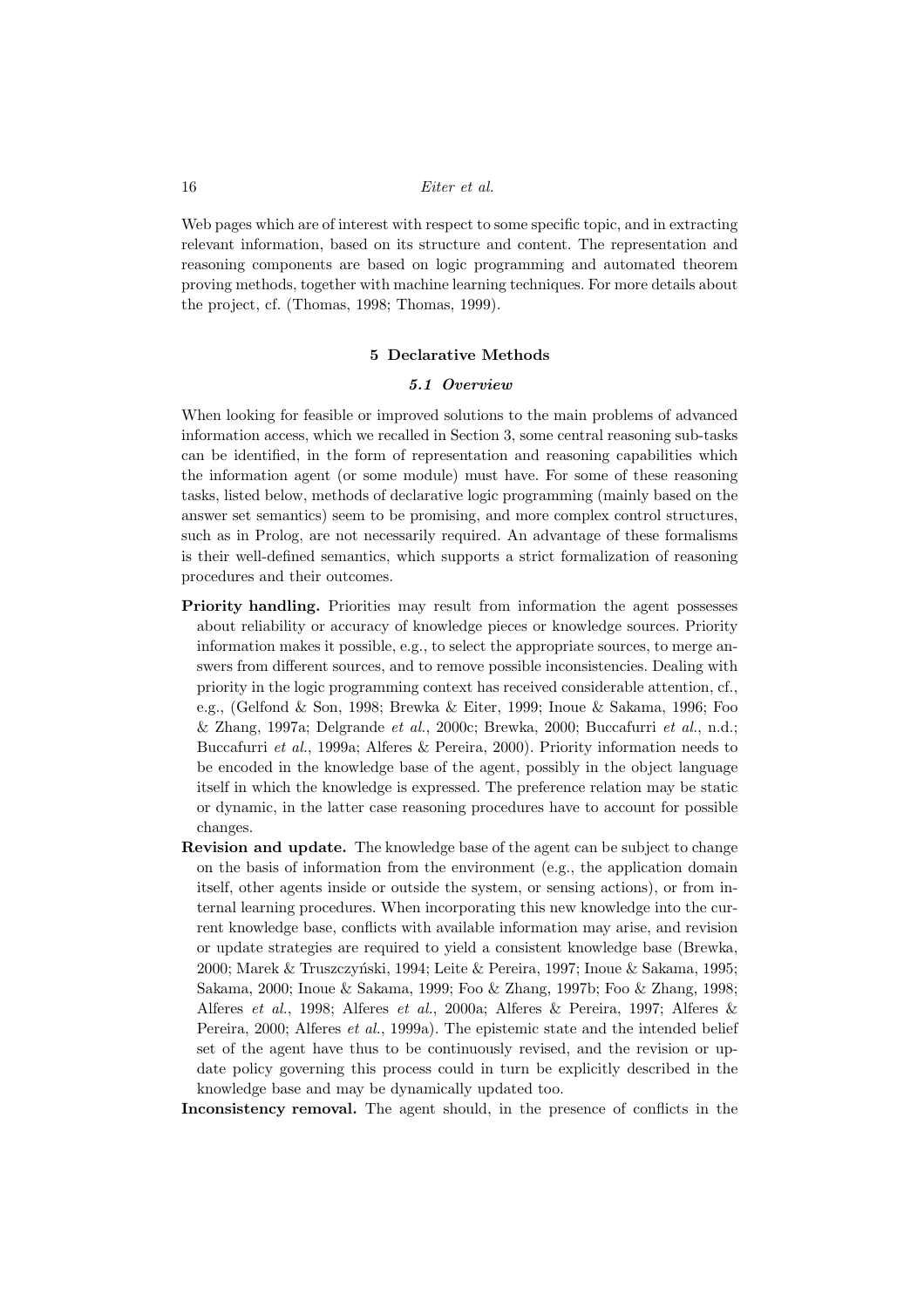Web pages which are of interest with respect to some specific topic, and in extracting relevant information, based on its structure and content. The representation and reasoning components are based on logic programming and automated theorem proving methods, together with machine learning techniques. For more details about the project, cf. (Thomas, 1998; Thomas, 1999).

## 5 Declarative Methods

### *5.1 Overview*

When looking for feasible or improved solutions to the main problems of advanced information access, which we recalled in Section 3, some central reasoning sub-tasks can be identified, in the form of representation and reasoning capabilities which the information agent (or some module) must have. For some of these reasoning tasks, listed below, methods of declarative logic programming (mainly based on the answer set semantics) seem to be promising, and more complex control structures, such as in Prolog, are not necessarily required. An advantage of these formalisms is their well-defined semantics, which supports a strict formalization of reasoning procedures and their outcomes.

**Priority handling.** Priorities may result from information the agent possesses about reliability or accuracy of knowledge pieces or knowledge sources. Priority information makes it possible, e.g., to select the appropriate sources, to merge answers from different sources, and to remove possible inconsistencies. Dealing with priority in the logic programming context has received considerable attention, cf., e.g., (Gelfond & Son, 1998; Brewka & Eiter, 1999; Inoue & Sakama, 1996; Foo & Zhang, 1997a; Delgrande *et al.*, 2000c; Brewka, 2000; Buccafurri *et al.*, n.d.; Buccafurri *et al.*, 1999a; Alferes & Pereira, 2000). Priority information needs to be encoded in the knowledge base of the agent, possibly in the object language itself in which the knowledge is expressed. The preference relation may be static or dynamic, in the latter case reasoning procedures have to account for possible changes.

**Revision and update.** The knowledge base of the agent can be subject to change on the basis of information from the environment (e.g., the application domain itself, other agents inside or outside the system, or sensing actions), or from internal learning procedures. When incorporating this new knowledge into the current knowledge base, conflicts with available information may arise, and revision or update strategies are required to yield a consistent knowledge base (Brewka, 2000; Marek & Truszczyński, 1994; Leite & Pereira, 1997; Inoue & Sakama, 1995; Sakama, 2000; Inoue & Sakama, 1999; Foo & Zhang, 1997b; Foo & Zhang, 1998; Alferes *et al.*, 1998; Alferes *et al.*, 2000a; Alferes & Pereira, 1997; Alferes & Pereira, 2000; Alferes *et al.*, 1999a). The epistemic state and the intended belief set of the agent have thus to be continuously revised, and the revision or update policy governing this process could in turn be explicitly described in the knowledge base and may be dynamically updated too.

**Inconsistency removal.** The agent should, in the presence of conflicts in the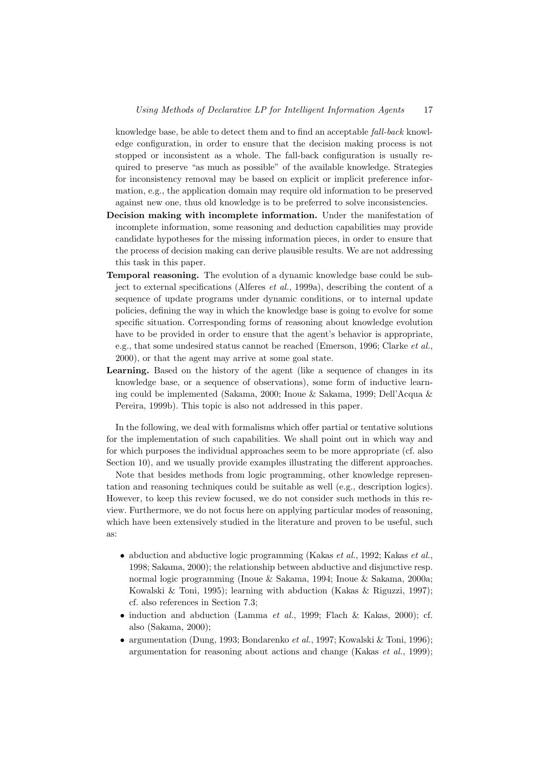knowledge base, be able to detect them and to find an acceptable *fall-back* knowledge configuration, in order to ensure that the decision making process is not stopped or inconsistent as a whole. The fall-back configuration is usually required to preserve "as much as possible" of the available knowledge. Strategies for inconsistency removal may be based on explicit or implicit preference information, e.g., the application domain may require old information to be preserved against new one, thus old knowledge is to be preferred to solve inconsistencies.

**Decision making with incomplete information.** Under the manifestation of incomplete information, some reasoning and deduction capabilities may provide candidate hypotheses for the missing information pieces, in order to ensure that the process of decision making can derive plausible results. We are not addressing this task in this paper.

**Temporal reasoning.** The evolution of a dynamic knowledge base could be subject to external specifications (Alferes *et al.*, 1999a), describing the content of a sequence of update programs under dynamic conditions, or to internal update policies, defining the way in which the knowledge base is going to evolve for some specific situation. Corresponding forms of reasoning about knowledge evolution have to be provided in order to ensure that the agent's behavior is appropriate, e.g., that some undesired status cannot be reached (Emerson, 1996; Clarke *et al.*, 2000), or that the agent may arrive at some goal state.

**Learning.** Based on the history of the agent (like a sequence of changes in its knowledge base, or a sequence of observations), some form of inductive learning could be implemented (Sakama, 2000; Inoue & Sakama, 1999; Dell'Acqua & Pereira, 1999b). This topic is also not addressed in this paper.

In the following, we deal with formalisms which offer partial or tentative solutions for the implementation of such capabilities. We shall point out in which way and for which purposes the individual approaches seem to be more appropriate (cf. also Section 10), and we usually provide examples illustrating the different approaches.

Note that besides methods from logic programming, other knowledge representation and reasoning techniques could be suitable as well (e.g., description logics). However, to keep this review focused, we do not consider such methods in this review. Furthermore, we do not focus here on applying particular modes of reasoning, which have been extensively studied in the literature and proven to be useful, such as:

- abduction and abductive logic programming (Kakas *et al.*, 1992; Kakas *et al.*, 1998; Sakama, 2000); the relationship between abductive and disjunctive resp. normal logic programming (Inoue & Sakama, 1994; Inoue & Sakama, 2000a; Kowalski & Toni, 1995); learning with abduction (Kakas & Riguzzi, 1997); cf. also references in Section 7.3;
- induction and abduction (Lamma *et al.*, 1999; Flach & Kakas, 2000); cf. also (Sakama, 2000);
- argumentation (Dung, 1993; Bondarenko *et al.*, 1997; Kowalski & Toni, 1996); argumentation for reasoning about actions and change (Kakas *et al.*, 1999);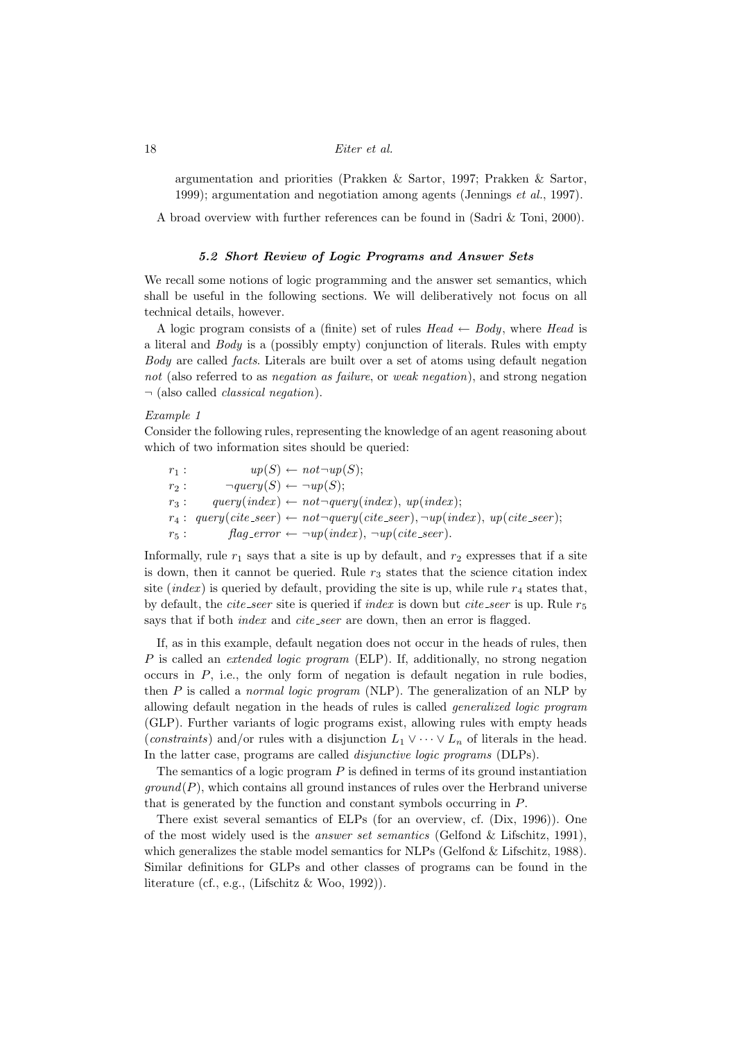argumentation and priorities (Prakken & Sartor, 1997; Prakken & Sartor, 1999); argumentation and negotiation among agents (Jennings *et al.*, 1997).

A broad overview with further references can be found in (Sadri & Toni, 2000).

### 5.2 Short Review of Logic Programs and Answer Sets

We recall some notions of logic programming and the answer set semantics, which shall be useful in the following sections. We will deliberatively not focus on all technical details, however.

A logic program consists of a (finite) set of rules $Head \leftarrow Body$, where $Head$ is a literal and $Body$ is a (possibly empty) conjunction of literals. Rules with empty $Body$ are called *facts*. Literals are built over a set of atoms using default negation *not* (also referred to as *negation as failure*, or *weak negation*), and strong negation $\neg$ (also called *classical negation*).

*Example 1*

Consider the following rules, representing the knowledge of an agent reasoning about which of two information sites should be queried:

$$
\begin{array}{ll}
r_1: & up(S) \leftarrow not\,\neg up(S); \\
r_2: & \neg query(S) \leftarrow \neg up(S); \\
r_3: & query(index) \leftarrow not\,\neg query(index),\ up(index); \\
r_4: & query(cite\_seer) \leftarrow not\,\neg query(cite\_seer), \neg up(index),\ up(cite\_seer); \\
r_5: & flag\_error \leftarrow \neg up(index),\ \neg up(cite\_seer).
\end{array}
$$

Informally, rule $r_1$ says that a site is up by default, and $r_2$ expresses that if a site is down, then it cannot be queried. Rule $r_3$ states that the science citation index site (*index*) is queried by default, providing the site is up, while rule $r_4$ states that, by default, the *cite_seer* site is queried if *index* is down but *cite_seer* is up. Rule $r_5$ says that if both *index* and *cite_seer* are down, then an error is flagged.

If, as in this example, default negation does not occur in the heads of rules, then $P$ is called an *extended logic program* (ELP). If, additionally, no strong negation occurs in $P$, i.e., the only form of negation is default negation in rule bodies, then $P$ is called a *normal logic program* (NLP). The generalization of an NLP by allowing default negation in the heads of rules is called *generalized logic program* (GLP). Further variants of logic programs exist, allowing rules with empty heads (*constraints*) and/or rules with a disjunction $L_1 \vee \cdots \vee L_n$ of literals in the head. In the latter case, programs are called *disjunctive logic programs* (DLPs).

The semantics of a logic program $P$ is defined in terms of its ground instantiation $ground(P)$, which contains all ground instances of rules over the Herbrand universe that is generated by the function and constant symbols occurring in $P$.

There exist several semantics of ELPs (for an overview, cf. (Dix, 1996)). One of the most widely used is the *answer set semantics* (Gelfond & Lifschitz, 1991), which generalizes the stable model semantics for NLPs (Gelfond & Lifschitz, 1988). Similar definitions for GLPs and other classes of programs can be found in the literature (cf., e.g., (Lifschitz & Woo, 1992)).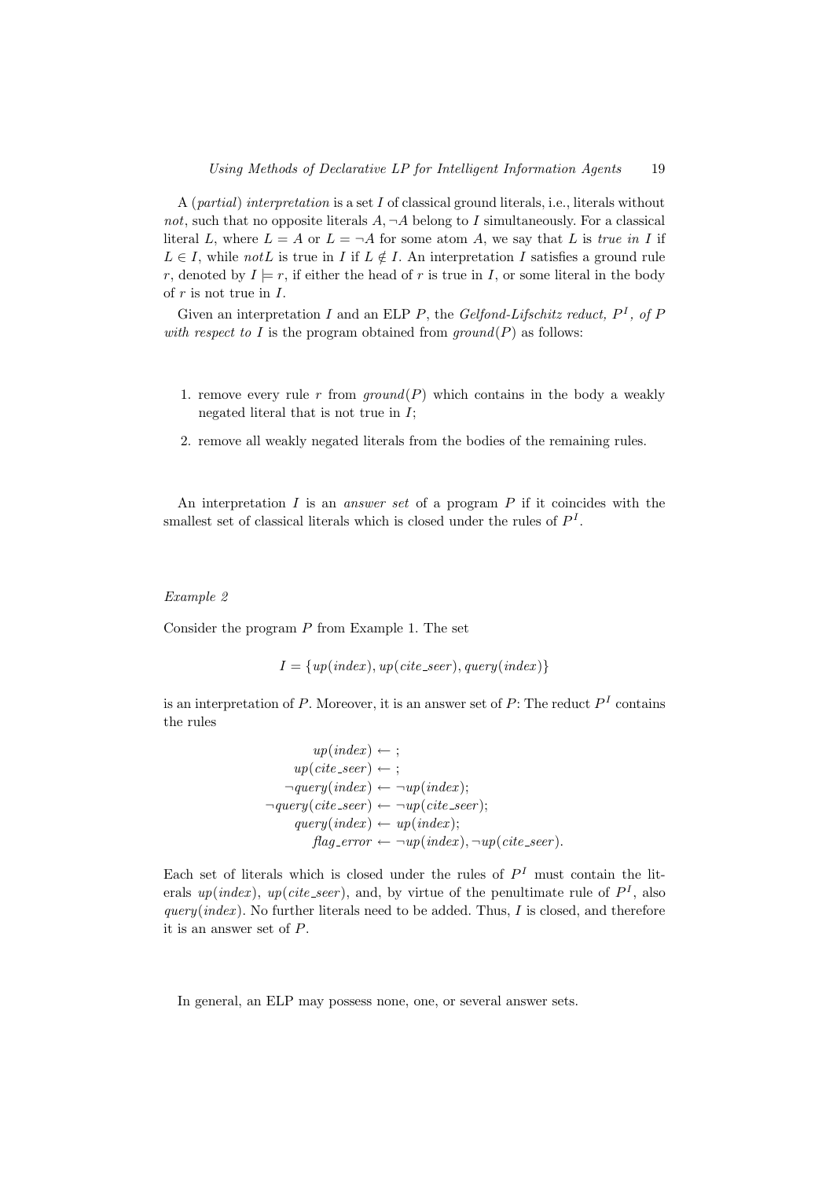A (*partial*) *interpretation* is a set $I$ of classical ground literals, i.e., literals without *not*, such that no opposite literals $A, \neg A$ belong to $I$ simultaneously. For a classical literal $L$, where $L = A$ or $L = \neg A$ for some atom $A$, we say that $L$ is *true in* $I$ if $L \in I$, while $not L$ is true in $I$ if $L \notin I$. An interpretation $I$ satisfies a ground rule $r$, denoted by $I \models r$, if either the head of $r$ is true in $I$, or some literal in the body of $r$ is not true in $I$.

Given an interpretation $I$ and an ELP $P$, the *Gelfond-Lifschitz reduct, $P^I$, of $P$ with respect to $I$* is the program obtained from $ground(P)$ as follows:

1. remove every rule $r$ from $ground(P)$ which contains in the body a weakly negated literal that is not true in $I$;
2. remove all weakly negated literals from the bodies of the remaining rules.

An interpretation $I$ is an *answer set* of a program $P$ if it coincides with the smallest set of classical literals which is closed under the rules of $P^I$.

*Example 2*

Consider the program $P$ from Example 1. The set

$$I = \{up(index), up(cite\_seer), query(index)\}$$

is an interpretation of $P$. Moreover, it is an answer set of $P$: The reduct $P^I$ contains the rules

$$\begin{aligned}
up(index) &\leftarrow ; \\
up(cite\_seer) &\leftarrow ; \\
\neg query(index) &\leftarrow \neg up(index); \\
\neg query(cite\_seer) &\leftarrow \neg up(cite\_seer); \\
query(index) &\leftarrow up(index); \\
flag\_error &\leftarrow \neg up(index), \neg up(cite\_seer).
\end{aligned}$$

Each set of literals which is closed under the rules of $P^I$ must contain the literals $up(index)$, $up(cite\_seer)$, and, by virtue of the penultimate rule of $P^I$, also $query(index)$. No further literals need to be added. Thus, $I$ is closed, and therefore it is an answer set of $P$.

In general, an ELP may possess none, one, or several answer sets.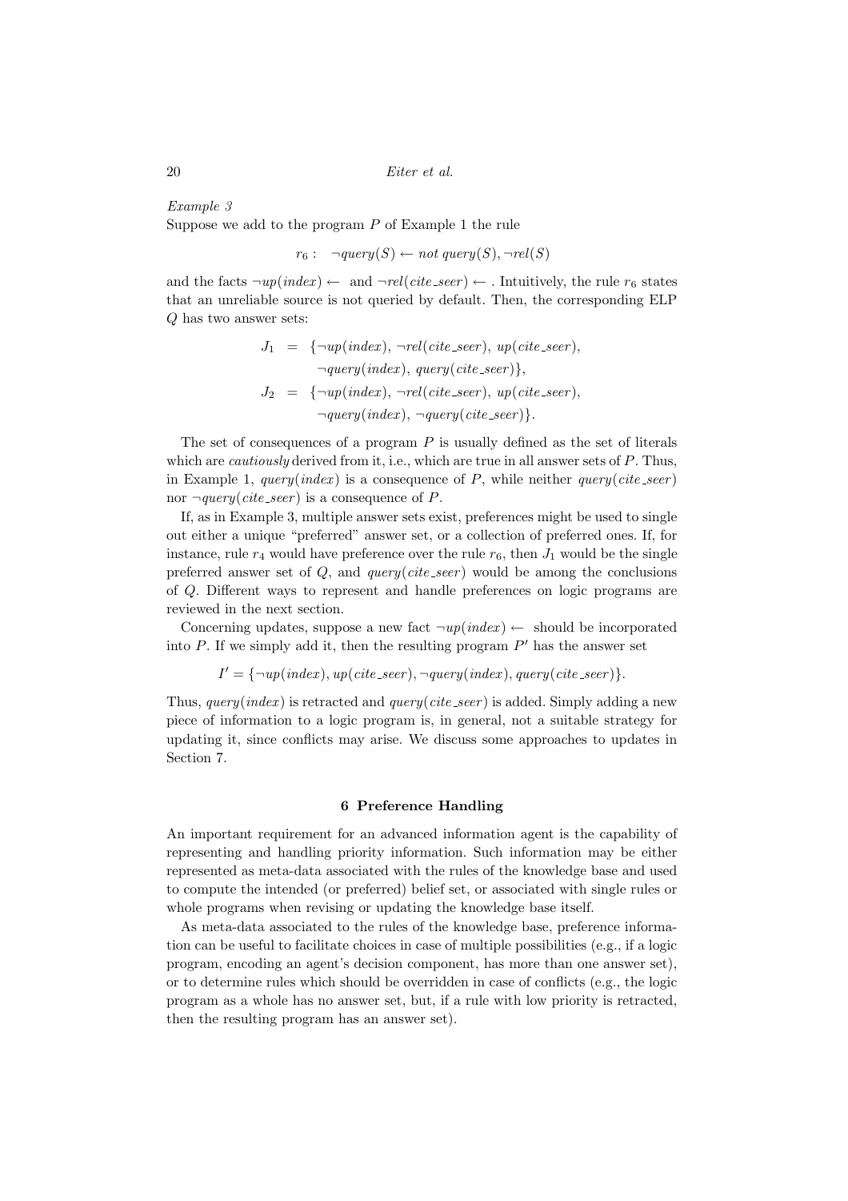*Example 3*
Suppose we add to the program $P$ of Example 1 the rule

$$r_6: \quad \neg query(S) \leftarrow not\ query(S), \neg rel(S)$$

and the facts $\neg up(index) \leftarrow$ and $\neg rel(cite\_seer) \leftarrow$ . Intuitively, the rule $r_6$ states that an unreliable source is not queried by default. Then, the corresponding ELP $Q$ has two answer sets:

$$\begin{aligned} J_1 &= \{\neg up(index), \neg rel(cite\_seer), up(cite\_seer), \\ &\quad\ \neg query(index), query(cite\_seer)\}, \\ J_2 &= \{\neg up(index), \neg rel(cite\_seer), up(cite\_seer), \\ &\quad\ \neg query(index), \neg query(cite\_seer)\}. \end{aligned}$$

The set of consequences of a program $P$ is usually defined as the set of literals which are *cautiously* derived from it, i.e., which are true in all answer sets of $P$. Thus, in Example 1, $query(index)$ is a consequence of $P$, while neither $query(cite\_seer)$ nor $\neg query(cite\_seer)$ is a consequence of $P$.

If, as in Example 3, multiple answer sets exist, preferences might be used to single out either a unique "preferred" answer set, or a collection of preferred ones. If, for instance, rule $r_4$ would have preference over the rule $r_6$, then $J_1$ would be the single preferred answer set of $Q$, and $query(cite\_seer)$ would be among the conclusions of $Q$. Different ways to represent and handle preferences on logic programs are reviewed in the next section.

Concerning updates, suppose a new fact $\neg up(index) \leftarrow$ should be incorporated into $P$. If we simply add it, then the resulting program $P'$ has the answer set

$$I' = \{\neg up(index), up(cite\_seer), \neg query(index), query(cite\_seer)\}.$$

Thus, $query(index)$ is retracted and $query(cite\_seer)$ is added. Simply adding a new piece of information to a logic program is, in general, not a suitable strategy for updating it, since conflicts may arise. We discuss some approaches to updates in Section 7.

## 6 Preference Handling

An important requirement for an advanced information agent is the capability of representing and handling priority information. Such information may be either represented as meta-data associated with the rules of the knowledge base and used to compute the intended (or preferred) belief set, or associated with single rules or whole programs when revising or updating the knowledge base itself.

As meta-data associated to the rules of the knowledge base, preference information can be useful to facilitate choices in case of multiple possibilities (e.g., if a logic program, encoding an agent's decision component, has more than one answer set), or to determine rules which should be overridden in case of conflicts (e.g., the logic program as a whole has no answer set, but, if a rule with low priority is retracted, then the resulting program has an answer set).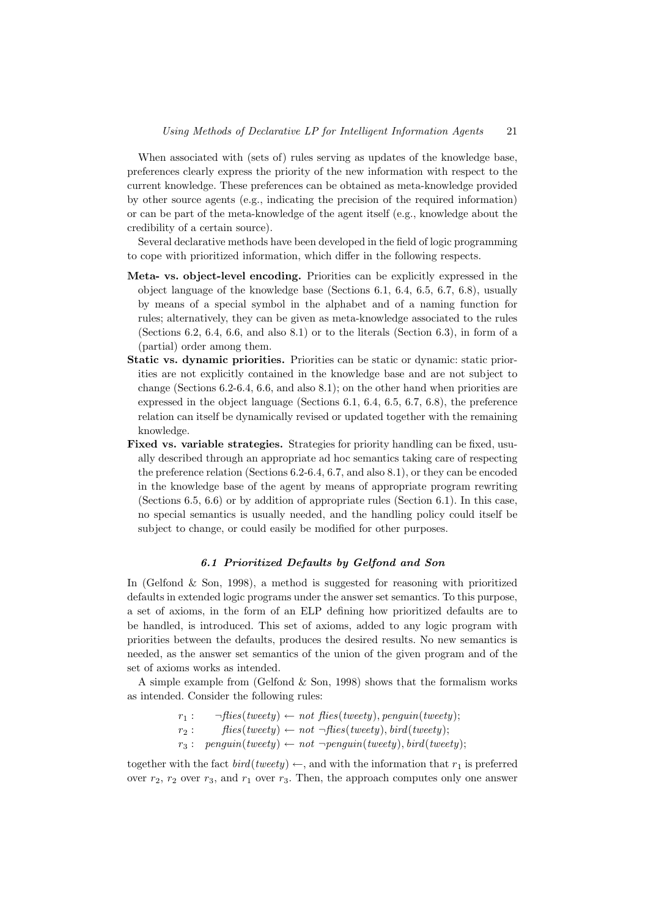When associated with (sets of) rules serving as updates of the knowledge base, preferences clearly express the priority of the new information with respect to the current knowledge. These preferences can be obtained as meta-knowledge provided by other source agents (e.g., indicating the precision of the required information) or can be part of the meta-knowledge of the agent itself (e.g., knowledge about the credibility of a certain source).

Several declarative methods have been developed in the field of logic programming to cope with prioritized information, which differ in the following respects.

**Meta- vs. object-level encoding.** Priorities can be explicitly expressed in the object language of the knowledge base (Sections 6.1, 6.4, 6.5, 6.7, 6.8), usually by means of a special symbol in the alphabet and of a naming function for rules; alternatively, they can be given as meta-knowledge associated to the rules (Sections 6.2, 6.4, 6.6, and also 8.1) or to the literals (Section 6.3), in form of a (partial) order among them.

**Static vs. dynamic priorities.** Priorities can be static or dynamic: static priorities are not explicitly contained in the knowledge base and are not subject to change (Sections 6.2-6.4, 6.6, and also 8.1); on the other hand when priorities are expressed in the object language (Sections 6.1, 6.4, 6.5, 6.7, 6.8), the preference relation can itself be dynamically revised or updated together with the remaining knowledge.

**Fixed vs. variable strategies.** Strategies for priority handling can be fixed, usually described through an appropriate ad hoc semantics taking care of respecting the preference relation (Sections 6.2-6.4, 6.7, and also 8.1), or they can be encoded in the knowledge base of the agent by means of appropriate program rewriting (Sections 6.5, 6.6) or by addition of appropriate rules (Section 6.1). In this case, no special semantics is usually needed, and the handling policy could itself be subject to change, or could easily be modified for other purposes.

### *6.1 Prioritized Defaults by Gelfond and Son*

In (Gelfond & Son, 1998), a method is suggested for reasoning with prioritized defaults in extended logic programs under the answer set semantics. To this purpose, a set of axioms, in the form of an ELP defining how prioritized defaults are to be handled, is introduced. This set of axioms, added to any logic program with priorities between the defaults, produces the desired results. No new semantics is needed, as the answer set semantics of the union of the given program and of the set of axioms works as intended.

A simple example from (Gelfond & Son, 1998) shows that the formalism works as intended. Consider the following rules:

$$
\begin{aligned}
r_1: &\quad \neg \mathit{flies}(\mathit{tweety}) \leftarrow \mathit{not}\ \mathit{flies}(\mathit{tweety}), \mathit{penguin}(\mathit{tweety}); \\
r_2: &\quad \mathit{flies}(\mathit{tweety}) \leftarrow \mathit{not}\ \neg \mathit{flies}(\mathit{tweety}), \mathit{bird}(\mathit{tweety}); \\
r_3: &\quad \mathit{penguin}(\mathit{tweety}) \leftarrow \mathit{not}\ \neg \mathit{penguin}(\mathit{tweety}), \mathit{bird}(\mathit{tweety});
\end{aligned}
$$

together with the fact $\mathit{bird}(\mathit{tweety}) \leftarrow$, and with the information that $r_1$ is preferred over $r_2$, $r_2$ over $r_3$, and $r_1$ over $r_3$. Then, the approach computes only one answer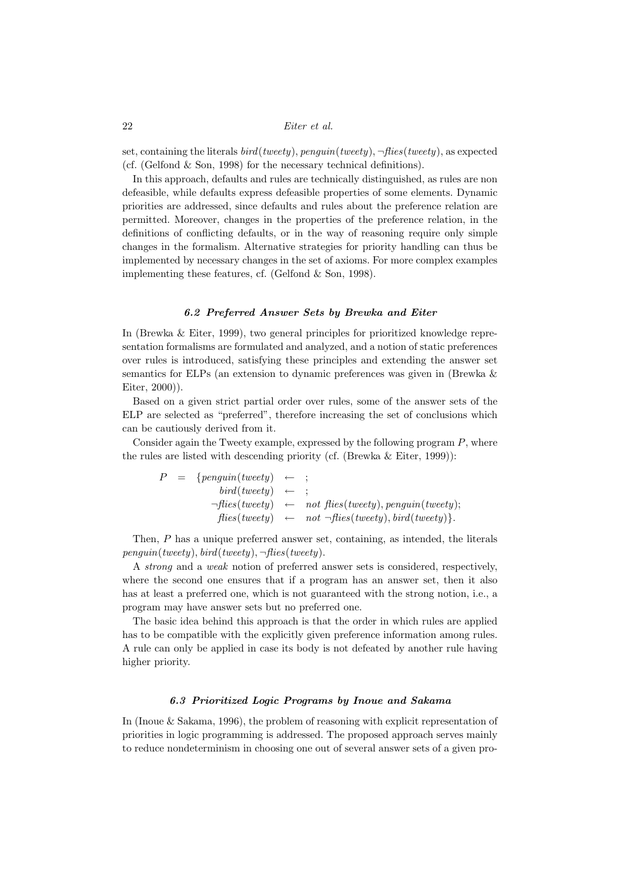set, containing the literals $bird(tweety), penguin(tweety), \neg flies(tweety)$, as expected (cf. (Gelfond & Son, 1998) for the necessary technical definitions).

In this approach, defaults and rules are technically distinguished, as rules are non defeasible, while defaults express defeasible properties of some elements. Dynamic priorities are addressed, since defaults and rules about the preference relation are permitted. Moreover, changes in the properties of the preference relation, in the definitions of conflicting defaults, or in the way of reasoning require only simple changes in the formalism. Alternative strategies for priority handling can thus be implemented by necessary changes in the set of axioms. For more complex examples implementing these features, cf. (Gelfond & Son, 1998).

### 6.2 Preferred Answer Sets by Brewka and Eiter

In (Brewka & Eiter, 1999), two general principles for prioritized knowledge representation formalisms are formulated and analyzed, and a notion of static preferences over rules is introduced, satisfying these principles and extending the answer set semantics for ELPs (an extension to dynamic preferences was given in (Brewka & Eiter, 2000)).

Based on a given strict partial order over rules, some of the answer sets of the ELP are selected as "preferred", therefore increasing the set of conclusions which can be cautiously derived from it.

Consider again the Tweety example, expressed by the following program $P$, where the rules are listed with descending priority (cf. (Brewka & Eiter, 1999)):

$$
\begin{array}{rcl}
P & = & \{penguin(tweety) \leftarrow \; ; \\
 & & \; bird(tweety) \leftarrow \; ; \\
 & & \; \neg flies(tweety) \leftarrow \; not\ flies(tweety), penguin(tweety); \\
 & & \; flies(tweety) \leftarrow \; not\ \neg flies(tweety), bird(tweety)\}.
\end{array}
$$

Then, $P$ has a unique preferred answer set, containing, as intended, the literals $penguin(tweety), bird(tweety), \neg flies(tweety)$.

A *strong* and a *weak* notion of preferred answer sets is considered, respectively, where the second one ensures that if a program has an answer set, then it also has at least a preferred one, which is not guaranteed with the strong notion, i.e., a program may have answer sets but no preferred one.

The basic idea behind this approach is that the order in which rules are applied has to be compatible with the explicitly given preference information among rules. A rule can only be applied in case its body is not defeated by another rule having higher priority.

### 6.3 Prioritized Logic Programs by Inoue and Sakama

In (Inoue & Sakama, 1996), the problem of reasoning with explicit representation of priorities in logic programming is addressed. The proposed approach serves mainly to reduce nondeterminism in choosing one out of several answer sets of a given pro-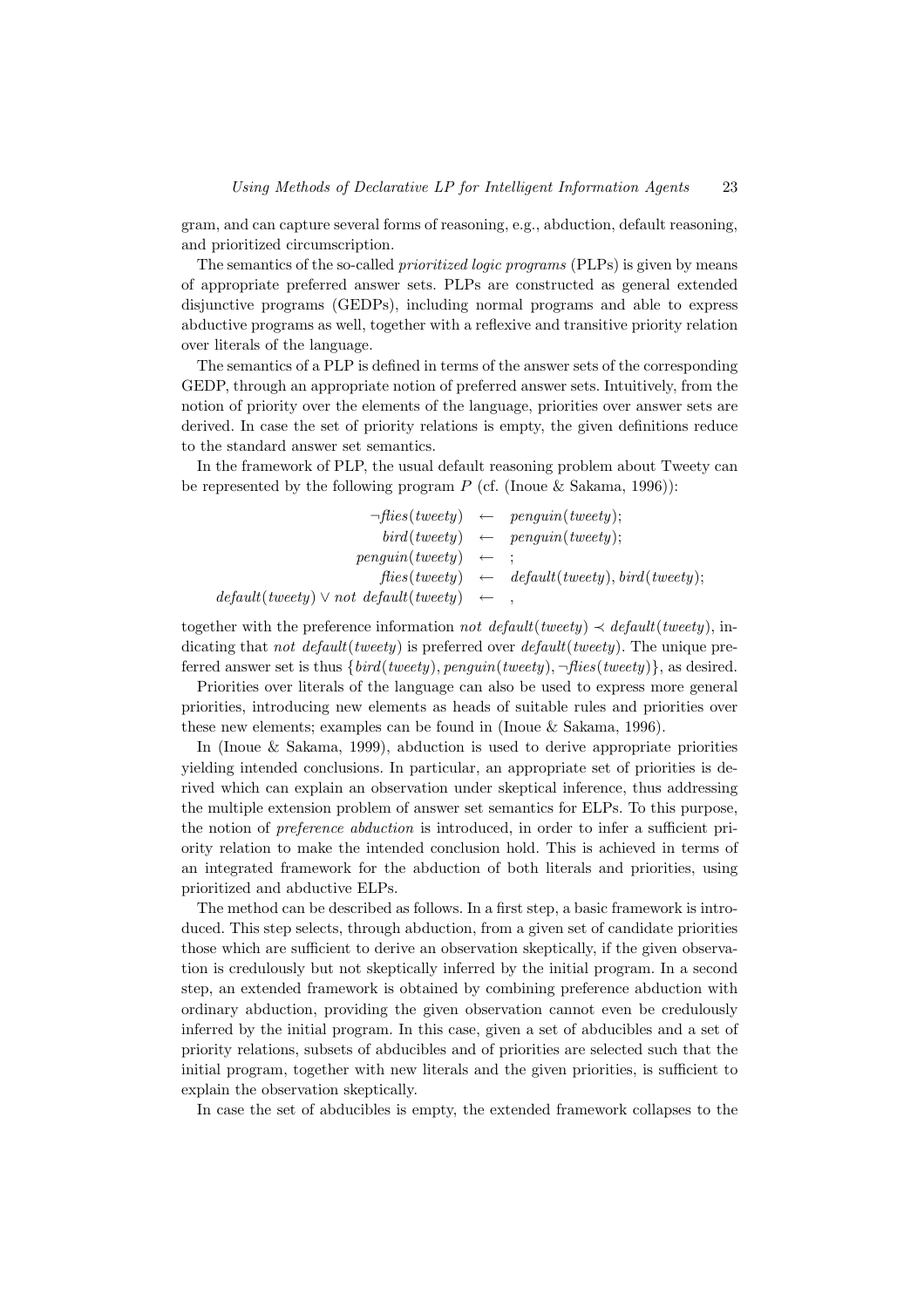gram, and can capture several forms of reasoning, e.g., abduction, default reasoning, and prioritized circumscription.

The semantics of the so-called *prioritized logic programs* (PLPs) is given by means of appropriate preferred answer sets. PLPs are constructed as general extended disjunctive programs (GEDPs), including normal programs and able to express abductive programs as well, together with a reflexive and transitive priority relation over literals of the language.

The semantics of a PLP is defined in terms of the answer sets of the corresponding GEDP, through an appropriate notion of preferred answer sets. Intuitively, from the notion of priority over the elements of the language, priorities over answer sets are derived. In case the set of priority relations is empty, the given definitions reduce to the standard answer set semantics.

In the framework of PLP, the usual default reasoning problem about Tweety can be represented by the following program $P$ (cf. (Inoue & Sakama, 1996)):

$$
\begin{array}{rcl}
\neg \mathit{flies}(\mathit{tweety}) & \leftarrow & \mathit{penguin}(\mathit{tweety}); \\
\mathit{bird}(\mathit{tweety}) & \leftarrow & \mathit{penguin}(\mathit{tweety}); \\
\mathit{penguin}(\mathit{tweety}) & \leftarrow & ; \\
\mathit{flies}(\mathit{tweety}) & \leftarrow & \mathit{default}(\mathit{tweety}), \mathit{bird}(\mathit{tweety}); \\
\mathit{default}(\mathit{tweety}) \vee \mathit{not}\ \mathit{default}(\mathit{tweety}) & \leftarrow & ,
\end{array}
$$

together with the preference information $\mathit{not}\ \mathit{default}(\mathit{tweety}) \prec \mathit{default}(\mathit{tweety})$, indicating that $\mathit{not}\ \mathit{default}(\mathit{tweety})$ is preferred over $\mathit{default}(\mathit{tweety})$. The unique preferred answer set is thus $\{\mathit{bird}(\mathit{tweety}), \mathit{penguin}(\mathit{tweety}), \neg \mathit{flies}(\mathit{tweety})\}$, as desired.

Priorities over literals of the language can also be used to express more general priorities, introducing new elements as heads of suitable rules and priorities over these new elements; examples can be found in (Inoue & Sakama, 1996).

In (Inoue & Sakama, 1999), abduction is used to derive appropriate priorities yielding intended conclusions. In particular, an appropriate set of priorities is derived which can explain an observation under skeptical inference, thus addressing the multiple extension problem of answer set semantics for ELPs. To this purpose, the notion of *preference abduction* is introduced, in order to infer a sufficient priority relation to make the intended conclusion hold. This is achieved in terms of an integrated framework for the abduction of both literals and priorities, using prioritized and abductive ELPs.

The method can be described as follows. In a first step, a basic framework is introduced. This step selects, through abduction, from a given set of candidate priorities those which are sufficient to derive an observation skeptically, if the given observation is credulously but not skeptically inferred by the initial program. In a second step, an extended framework is obtained by combining preference abduction with ordinary abduction, providing the given observation cannot even be credulously inferred by the initial program. In this case, given a set of abducibles and a set of priority relations, subsets of abducibles and of priorities are selected such that the initial program, together with new literals and the given priorities, is sufficient to explain the observation skeptically.

In case the set of abducibles is empty, the extended framework collapses to the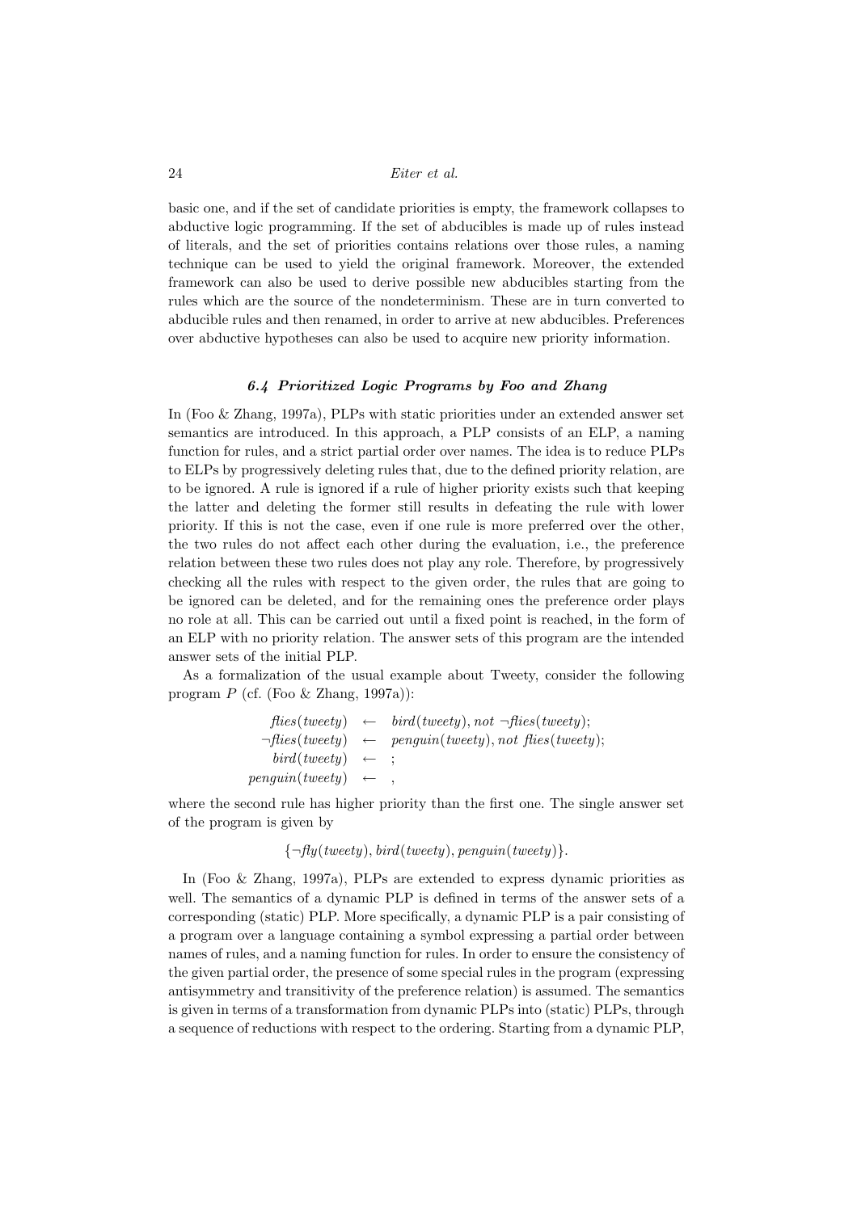basic one, and if the set of candidate priorities is empty, the framework collapses to abductive logic programming. If the set of abducibles is made up of rules instead of literals, and the set of priorities contains relations over those rules, a naming technique can be used to yield the original framework. Moreover, the extended framework can also be used to derive possible new abducibles starting from the rules which are the source of the nondeterminism. These are in turn converted to abducible rules and then renamed, in order to arrive at new abducibles. Preferences over abductive hypotheses can also be used to acquire new priority information.

### *6.4 Prioritized Logic Programs by Foo and Zhang*

In (Foo & Zhang, 1997a), PLPs with static priorities under an extended answer set semantics are introduced. In this approach, a PLP consists of an ELP, a naming function for rules, and a strict partial order over names. The idea is to reduce PLPs to ELPs by progressively deleting rules that, due to the defined priority relation, are to be ignored. A rule is ignored if a rule of higher priority exists such that keeping the latter and deleting the former still results in defeating the rule with lower priority. If this is not the case, even if one rule is more preferred over the other, the two rules do not affect each other during the evaluation, i.e., the preference relation between these two rules does not play any role. Therefore, by progressively checking all the rules with respect to the given order, the rules that are going to be ignored can be deleted, and for the remaining ones the preference order plays no role at all. This can be carried out until a fixed point is reached, in the form of an ELP with no priority relation. The answer sets of this program are the intended answer sets of the initial PLP.

As a formalization of the usual example about Tweety, consider the following program $P$ (cf. (Foo & Zhang, 1997a)):

$$
\begin{array}{rcl}
\mathit{flies}(\mathit{tweety}) & \leftarrow & \mathit{bird}(\mathit{tweety}), \mathit{not}\ \neg \mathit{flies}(\mathit{tweety}); \\
\neg \mathit{flies}(\mathit{tweety}) & \leftarrow & \mathit{penguin}(\mathit{tweety}), \mathit{not}\ \mathit{flies}(\mathit{tweety}); \\
\mathit{bird}(\mathit{tweety}) & \leftarrow & ; \\
\mathit{penguin}(\mathit{tweety}) & \leftarrow & ,
\end{array}
$$

where the second rule has higher priority than the first one. The single answer set of the program is given by

$$\{\neg \mathit{fly}(\mathit{tweety}), \mathit{bird}(\mathit{tweety}), \mathit{penguin}(\mathit{tweety})\}.$$

In (Foo & Zhang, 1997a), PLPs are extended to express dynamic priorities as well. The semantics of a dynamic PLP is defined in terms of the answer sets of a corresponding (static) PLP. More specifically, a dynamic PLP is a pair consisting of a program over a language containing a symbol expressing a partial order between names of rules, and a naming function for rules. In order to ensure the consistency of the given partial order, the presence of some special rules in the program (expressing antisymmetry and transitivity of the preference relation) is assumed. The semantics is given in terms of a transformation from dynamic PLPs into (static) PLPs, through a sequence of reductions with respect to the ordering. Starting from a dynamic PLP,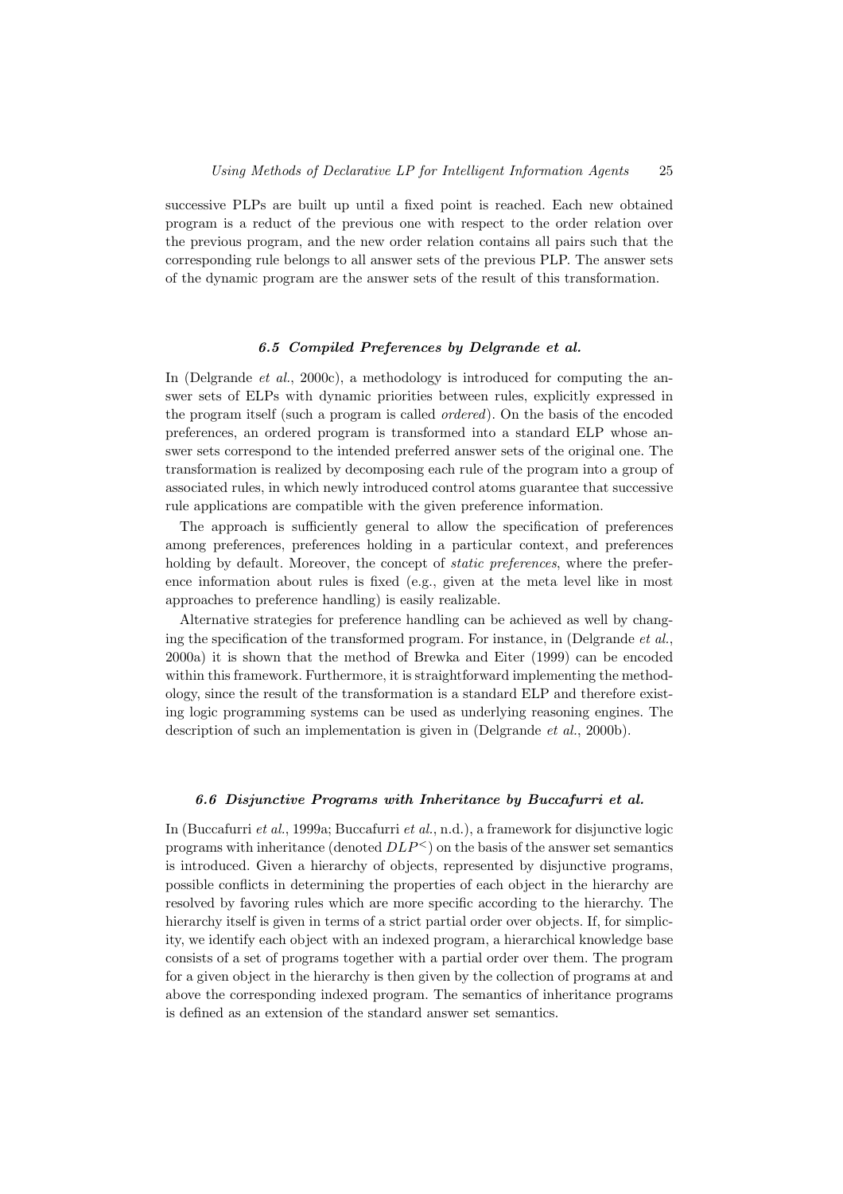successive PLPs are built up until a fixed point is reached. Each new obtained program is a reduct of the previous one with respect to the order relation over the previous program, and the new order relation contains all pairs such that the corresponding rule belongs to all answer sets of the previous PLP. The answer sets of the dynamic program are the answer sets of the result of this transformation.

### 6.5 Compiled Preferences by Delgrande et al.

In (Delgrande *et al.*, 2000c), a methodology is introduced for computing the answer sets of ELPs with dynamic priorities between rules, explicitly expressed in the program itself (such a program is called *ordered*). On the basis of the encoded preferences, an ordered program is transformed into a standard ELP whose answer sets correspond to the intended preferred answer sets of the original one. The transformation is realized by decomposing each rule of the program into a group of associated rules, in which newly introduced control atoms guarantee that successive rule applications are compatible with the given preference information.

The approach is sufficiently general to allow the specification of preferences among preferences, preferences holding in a particular context, and preferences holding by default. Moreover, the concept of *static preferences*, where the preference information about rules is fixed (e.g., given at the meta level like in most approaches to preference handling) is easily realizable.

Alternative strategies for preference handling can be achieved as well by changing the specification of the transformed program. For instance, in (Delgrande *et al.*, 2000a) it is shown that the method of Brewka and Eiter (1999) can be encoded within this framework. Furthermore, it is straightforward implementing the methodology, since the result of the transformation is a standard ELP and therefore existing logic programming systems can be used as underlying reasoning engines. The description of such an implementation is given in (Delgrande *et al.*, 2000b).

### 6.6 Disjunctive Programs with Inheritance by Buccafurri et al.

In (Buccafurri *et al.*, 1999a; Buccafurri *et al.*, n.d.), a framework for disjunctive logic programs with inheritance (denoted $DLP^{<}$) on the basis of the answer set semantics is introduced. Given a hierarchy of objects, represented by disjunctive programs, possible conflicts in determining the properties of each object in the hierarchy are resolved by favoring rules which are more specific according to the hierarchy. The hierarchy itself is given in terms of a strict partial order over objects. If, for simplicity, we identify each object with an indexed program, a hierarchical knowledge base consists of a set of programs together with a partial order over them. The program for a given object in the hierarchy is then given by the collection of programs at and above the corresponding indexed program. The semantics of inheritance programs is defined as an extension of the standard answer set semantics.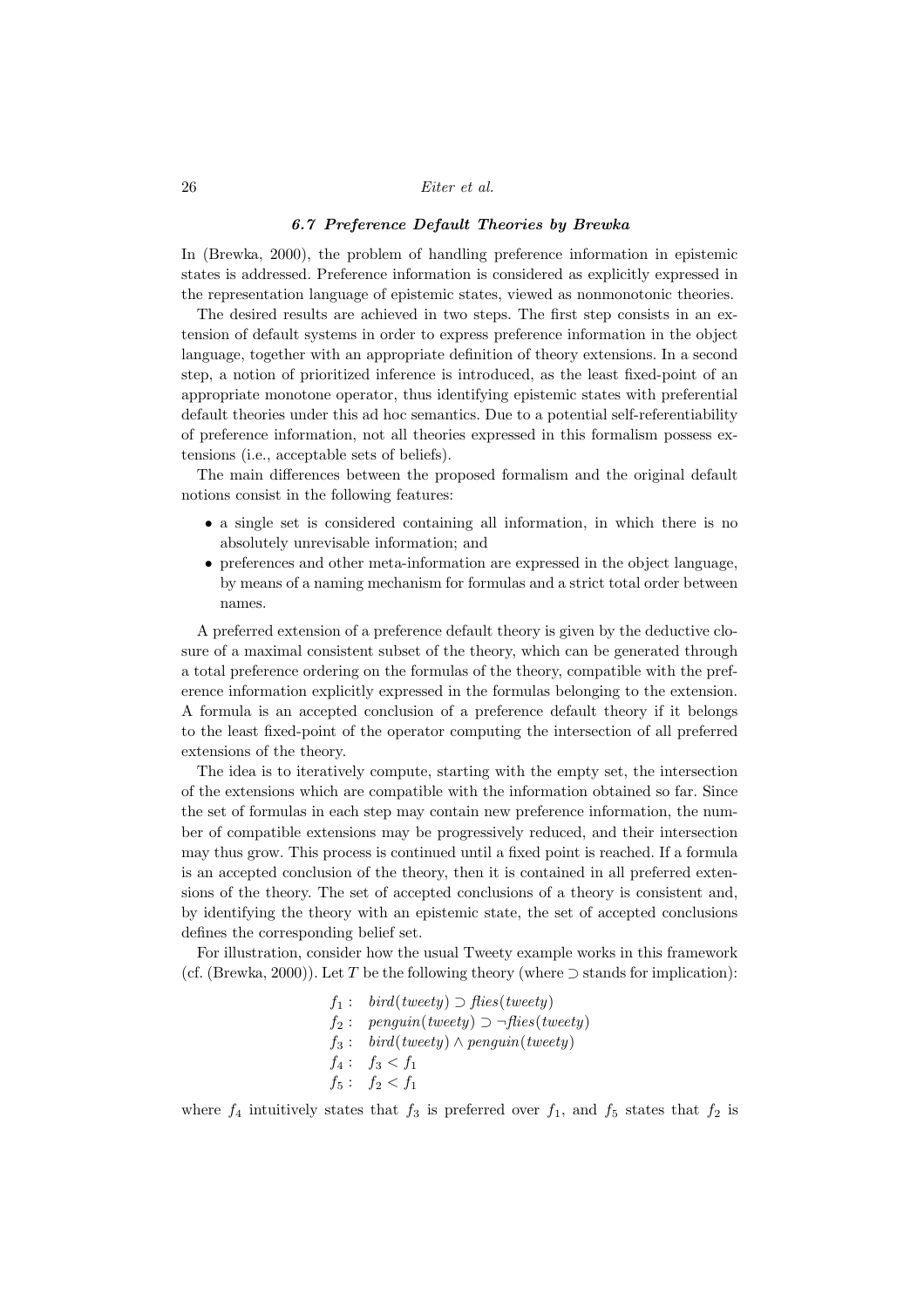### 6.7 Preference Default Theories by Brewka

In (Brewka, 2000), the problem of handling preference information in epistemic states is addressed. Preference information is considered as explicitly expressed in the representation language of epistemic states, viewed as nonmonotonic theories.

The desired results are achieved in two steps. The first step consists in an extension of default systems in order to express preference information in the object language, together with an appropriate definition of theory extensions. In a second step, a notion of prioritized inference is introduced, as the least fixed-point of an appropriate monotone operator, thus identifying epistemic states with preferential default theories under this ad hoc semantics. Due to a potential self-referentiability of preference information, not all theories expressed in this formalism possess extensions (i.e., acceptable sets of beliefs).

The main differences between the proposed formalism and the original default notions consist in the following features:

- a single set is considered containing all information, in which there is no absolutely unrevisable information; and
- preferences and other meta-information are expressed in the object language, by means of a naming mechanism for formulas and a strict total order between names.

A preferred extension of a preference default theory is given by the deductive closure of a maximal consistent subset of the theory, which can be generated through a total preference ordering on the formulas of the theory, compatible with the preference information explicitly expressed in the formulas belonging to the extension. A formula is an accepted conclusion of a preference default theory if it belongs to the least fixed-point of the operator computing the intersection of all preferred extensions of the theory.

The idea is to iteratively compute, starting with the empty set, the intersection of the extensions which are compatible with the information obtained so far. Since the set of formulas in each step may contain new preference information, the number of compatible extensions may be progressively reduced, and their intersection may thus grow. This process is continued until a fixed point is reached. If a formula is an accepted conclusion of the theory, then it is contained in all preferred extensions of the theory. The set of accepted conclusions of a theory is consistent and, by identifying the theory with an epistemic state, the set of accepted conclusions defines the corresponding belief set.

For illustration, consider how the usual Tweety example works in this framework (cf. (Brewka, 2000)). Let $T$ be the following theory (where $\supset$ stands for implication):

$$
\begin{aligned}
f_1: &\quad \mathit{bird}(\mathit{tweety}) \supset \mathit{flies}(\mathit{tweety}) \\
f_2: &\quad \mathit{penguin}(\mathit{tweety}) \supset \neg \mathit{flies}(\mathit{tweety}) \\
f_3: &\quad \mathit{bird}(\mathit{tweety}) \wedge \mathit{penguin}(\mathit{tweety}) \\
f_4: &\quad f_3 < f_1 \\
f_5: &\quad f_2 < f_1
\end{aligned}
$$

where $f_4$ intuitively states that $f_3$ is preferred over $f_1$, and $f_5$ states that $f_2$ is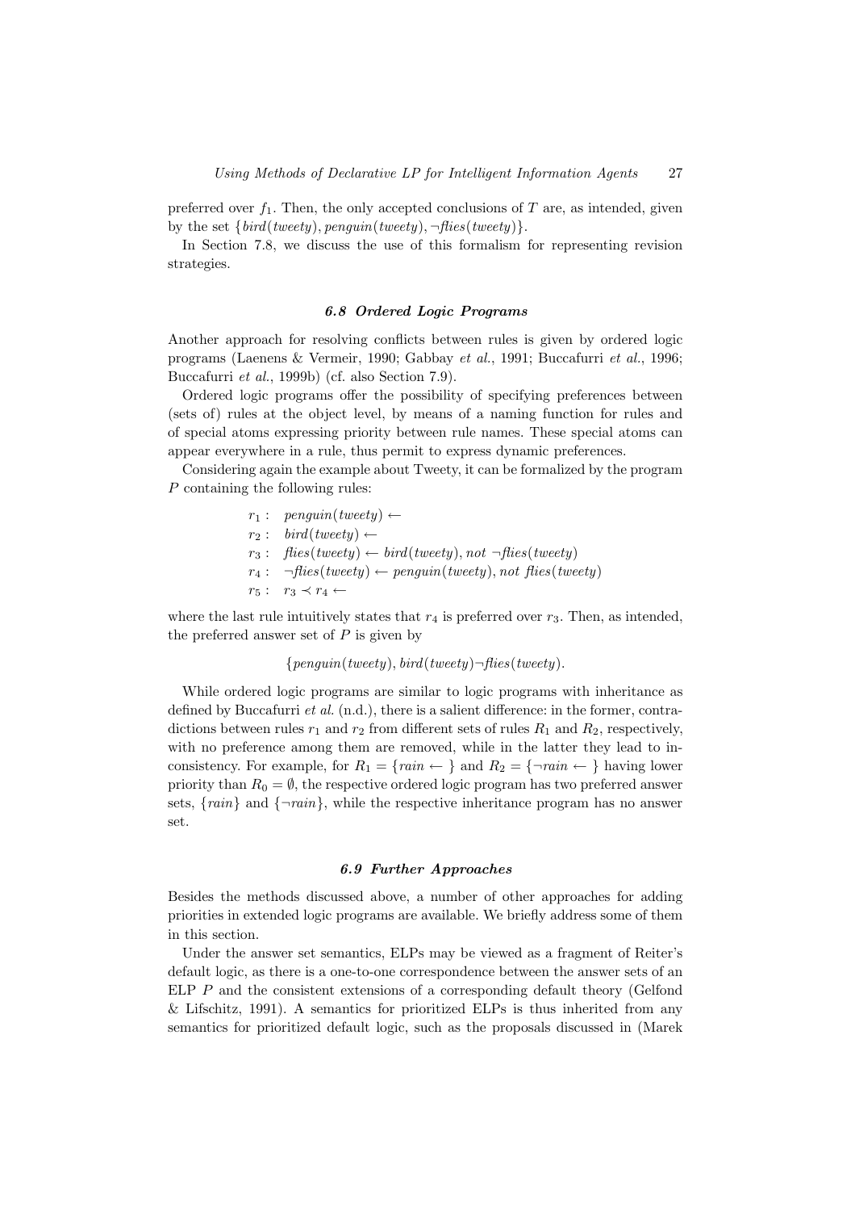preferred over $f_1$. Then, the only accepted conclusions of $T$ are, as intended, given by the set $\{bird(tweety), penguin(tweety), \neg flies(tweety)\}$.

In Section 7.8, we discuss the use of this formalism for representing revision strategies.

### *6.8 Ordered Logic Programs*

Another approach for resolving conflicts between rules is given by ordered logic programs (Laenens & Vermeir, 1990; Gabbay *et al.*, 1991; Buccafurri *et al.*, 1996; Buccafurri *et al.*, 1999b) (cf. also Section 7.9).

Ordered logic programs offer the possibility of specifying preferences between (sets of) rules at the object level, by means of a naming function for rules and of special atoms expressing priority between rule names. These special atoms can appear everywhere in a rule, thus permit to express dynamic preferences.

Considering again the example about Tweety, it can be formalized by the program $P$ containing the following rules:

$$
\begin{array}{ll}
r_1: & penguin(tweety) \leftarrow \\
r_2: & bird(tweety) \leftarrow \\
r_3: & flies(tweety) \leftarrow bird(tweety), not\ \neg flies(tweety) \\
r_4: & \neg flies(tweety) \leftarrow penguin(tweety), not\ flies(tweety) \\
r_5: & r_3 \prec r_4 \leftarrow
\end{array}
$$

where the last rule intuitively states that $r_4$ is preferred over $r_3$. Then, as intended, the preferred answer set of $P$ is given by

$$\{penguin(tweety), bird(tweety) \neg flies(tweety).$$

While ordered logic programs are similar to logic programs with inheritance as defined by Buccafurri *et al.* (n.d.), there is a salient difference: in the former, contradictions between rules $r_1$ and $r_2$ from different sets of rules $R_1$ and $R_2$, respectively, with no preference among them are removed, while in the latter they lead to inconsistency. For example, for $R_1 = \{rain \leftarrow\ \}$ and $R_2 = \{\neg rain \leftarrow\ \}$ having lower priority than $R_0 = \emptyset$, the respective ordered logic program has two preferred answer sets, $\{rain\}$ and $\{\neg rain\}$, while the respective inheritance program has no answer set.

### *6.9 Further Approaches*

Besides the methods discussed above, a number of other approaches for adding priorities in extended logic programs are available. We briefly address some of them in this section.

Under the answer set semantics, ELPs may be viewed as a fragment of Reiter's default logic, as there is a one-to-one correspondence between the answer sets of an ELP $P$ and the consistent extensions of a corresponding default theory (Gelfond & Lifschitz, 1991). A semantics for prioritized ELPs is thus inherited from any semantics for prioritized default logic, such as the proposals discussed in (Marek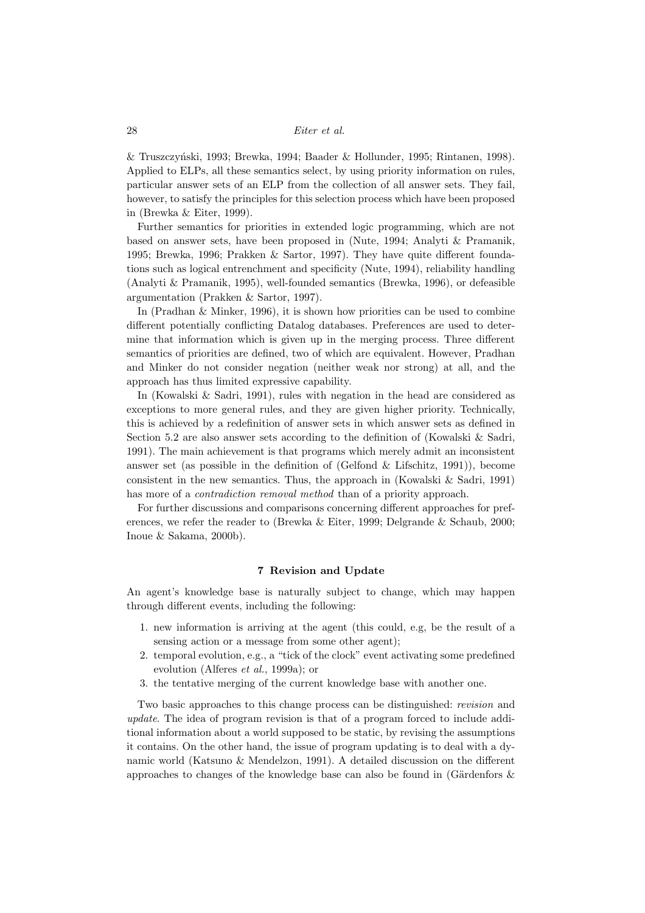& Truszczyński, 1993; Brewka, 1994; Baader & Hollunder, 1995; Rintanen, 1998). Applied to ELPs, all these semantics select, by using priority information on rules, particular answer sets of an ELP from the collection of all answer sets. They fail, however, to satisfy the principles for this selection process which have been proposed in (Brewka & Eiter, 1999).

Further semantics for priorities in extended logic programming, which are not based on answer sets, have been proposed in (Nute, 1994; Analyti & Pramanik, 1995; Brewka, 1996; Prakken & Sartor, 1997). They have quite different foundations such as logical entrenchment and specificity (Nute, 1994), reliability handling (Analyti & Pramanik, 1995), well-founded semantics (Brewka, 1996), or defeasible argumentation (Prakken & Sartor, 1997).

In (Pradhan & Minker, 1996), it is shown how priorities can be used to combine different potentially conflicting Datalog databases. Preferences are used to determine that information which is given up in the merging process. Three different semantics of priorities are defined, two of which are equivalent. However, Pradhan and Minker do not consider negation (neither weak nor strong) at all, and the approach has thus limited expressive capability.

In (Kowalski & Sadri, 1991), rules with negation in the head are considered as exceptions to more general rules, and they are given higher priority. Technically, this is achieved by a redefinition of answer sets in which answer sets as defined in Section 5.2 are also answer sets according to the definition of (Kowalski & Sadri, 1991). The main achievement is that programs which merely admit an inconsistent answer set (as possible in the definition of (Gelfond & Lifschitz, 1991)), become consistent in the new semantics. Thus, the approach in (Kowalski & Sadri, 1991) has more of a *contradiction removal method* than of a priority approach.

For further discussions and comparisons concerning different approaches for preferences, we refer the reader to (Brewka & Eiter, 1999; Delgrande & Schaub, 2000; Inoue & Sakama, 2000b).

## 7 Revision and Update

An agent's knowledge base is naturally subject to change, which may happen through different events, including the following:

1. new information is arriving at the agent (this could, e.g, be the result of a sensing action or a message from some other agent);
2. temporal evolution, e.g., a "tick of the clock" event activating some predefined evolution (Alferes *et al.*, 1999a); or
3. the tentative merging of the current knowledge base with another one.

Two basic approaches to this change process can be distinguished: *revision* and *update*. The idea of program revision is that of a program forced to include additional information about a world supposed to be static, by revising the assumptions it contains. On the other hand, the issue of program updating is to deal with a dynamic world (Katsuno & Mendelzon, 1991). A detailed discussion on the different approaches to changes of the knowledge base can also be found in (Gärdenfors &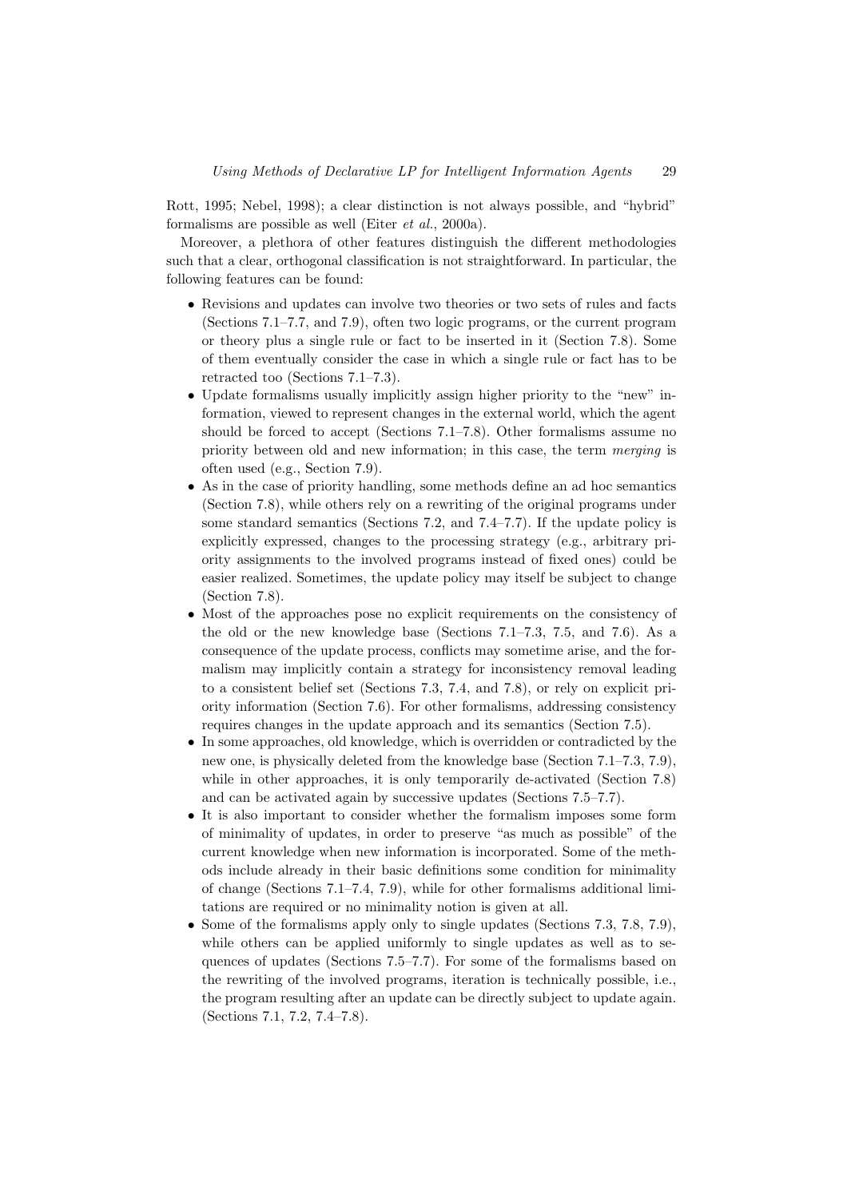Rott, 1995; Nebel, 1998); a clear distinction is not always possible, and "hybrid" formalisms are possible as well (Eiter *et al.*, 2000a).

Moreover, a plethora of other features distinguish the different methodologies such that a clear, orthogonal classification is not straightforward. In particular, the following features can be found:

- Revisions and updates can involve two theories or two sets of rules and facts (Sections 7.1–7.7, and 7.9), often two logic programs, or the current program or theory plus a single rule or fact to be inserted in it (Section 7.8). Some of them eventually consider the case in which a single rule or fact has to be retracted too (Sections 7.1–7.3).
- Update formalisms usually implicitly assign higher priority to the "new" information, viewed to represent changes in the external world, which the agent should be forced to accept (Sections 7.1–7.8). Other formalisms assume no priority between old and new information; in this case, the term *merging* is often used (e.g., Section 7.9).
- As in the case of priority handling, some methods define an ad hoc semantics (Section 7.8), while others rely on a rewriting of the original programs under some standard semantics (Sections 7.2, and 7.4–7.7). If the update policy is explicitly expressed, changes to the processing strategy (e.g., arbitrary priority assignments to the involved programs instead of fixed ones) could be easier realized. Sometimes, the update policy may itself be subject to change (Section 7.8).
- Most of the approaches pose no explicit requirements on the consistency of the old or the new knowledge base (Sections 7.1–7.3, 7.5, and 7.6). As a consequence of the update process, conflicts may sometime arise, and the formalism may implicitly contain a strategy for inconsistency removal leading to a consistent belief set (Sections 7.3, 7.4, and 7.8), or rely on explicit priority information (Section 7.6). For other formalisms, addressing consistency requires changes in the update approach and its semantics (Section 7.5).
- In some approaches, old knowledge, which is overridden or contradicted by the new one, is physically deleted from the knowledge base (Section 7.1–7.3, 7.9), while in other approaches, it is only temporarily de-activated (Section 7.8) and can be activated again by successive updates (Sections 7.5–7.7).
- It is also important to consider whether the formalism imposes some form of minimality of updates, in order to preserve "as much as possible" of the current knowledge when new information is incorporated. Some of the methods include already in their basic definitions some condition for minimality of change (Sections 7.1–7.4, 7.9), while for other formalisms additional limitations are required or no minimality notion is given at all.
- Some of the formalisms apply only to single updates (Sections 7.3, 7.8, 7.9), while others can be applied uniformly to single updates as well as to sequences of updates (Sections 7.5–7.7). For some of the formalisms based on the rewriting of the involved programs, iteration is technically possible, i.e., the program resulting after an update can be directly subject to update again. (Sections 7.1, 7.2, 7.4–7.8).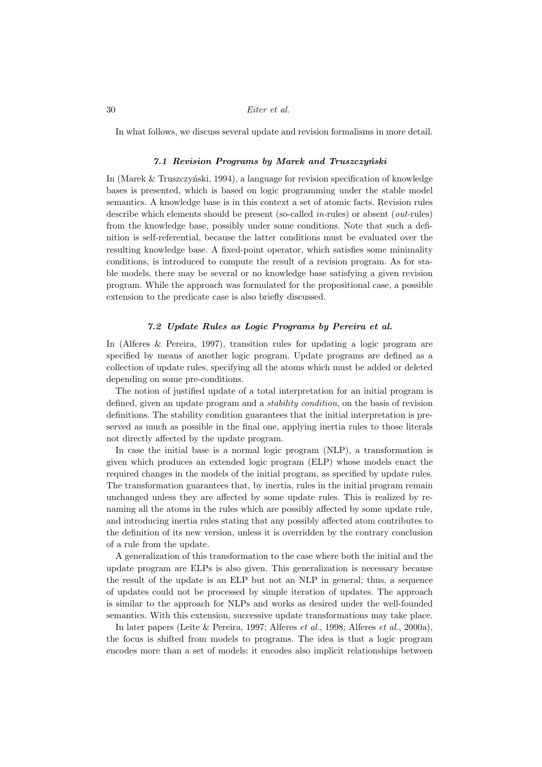In what follows, we discuss several update and revision formalisms in more detail.

### 7.1 Revision Programs by Marek and Truszczyński

In (Marek & Truszczyński, 1994), a language for revision specification of knowledge bases is presented, which is based on logic programming under the stable model semantics. A knowledge base is in this context a set of atomic facts. Revision rules describe which elements should be present (so-called *in*-rules) or absent (*out*-rules) from the knowledge base, possibly under some conditions. Note that such a definition is self-referential, because the latter conditions must be evaluated over the resulting knowledge base. A fixed-point operator, which satisfies some minimality conditions, is introduced to compute the result of a revision program. As for stable models, there may be several or no knowledge base satisfying a given revision program. While the approach was formulated for the propositional case, a possible extension to the predicate case is also briefly discussed.

### 7.2 Update Rules as Logic Programs by Pereira et al.

In (Alferes & Pereira, 1997), transition rules for updating a logic program are specified by means of another logic program. Update programs are defined as a collection of update rules, specifying all the atoms which must be added or deleted depending on some pre-conditions.

The notion of justified update of a total interpretation for an initial program is defined, given an update program and a *stability condition*, on the basis of revision definitions. The stability condition guarantees that the initial interpretation is preserved as much as possible in the final one, applying inertia rules to those literals not directly affected by the update program.

In case the initial base is a normal logic program (NLP), a transformation is given which produces an extended logic program (ELP) whose models enact the required changes in the models of the initial program, as specified by update rules. The transformation guarantees that, by inertia, rules in the initial program remain unchanged unless they are affected by some update rules. This is realized by renaming all the atoms in the rules which are possibly affected by some update rule, and introducing inertia rules stating that any possibly affected atom contributes to the definition of its new version, unless it is overridden by the contrary conclusion of a rule from the update.

A generalization of this transformation to the case where both the initial and the update program are ELPs is also given. This generalization is necessary because the result of the update is an ELP but not an NLP in general; thus, a sequence of updates could not be processed by simple iteration of updates. The approach is similar to the approach for NLPs and works as desired under the well-founded semantics. With this extension, successive update transformations may take place.

In later papers (Leite & Pereira, 1997; Alferes *et al.*, 1998; Alferes *et al.*, 2000a), the focus is shifted from models to programs. The idea is that a logic program encodes more than a set of models: it encodes also implicit relationships between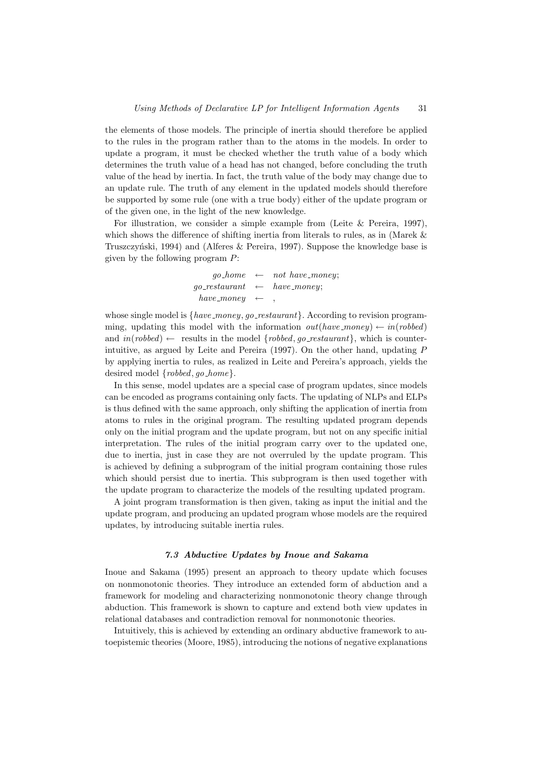the elements of those models. The principle of inertia should therefore be applied to the rules in the program rather than to the atoms in the models. In order to update a program, it must be checked whether the truth value of a body which determines the truth value of a head has not changed, before concluding the truth value of the head by inertia. In fact, the truth value of the body may change due to an update rule. The truth of any element in the updated models should therefore be supported by some rule (one with a true body) either of the update program or of the given one, in the light of the new knowledge.

For illustration, we consider a simple example from (Leite & Pereira, 1997), which shows the difference of shifting inertia from literals to rules, as in (Marek & Truszczyński, 1994) and (Alferes & Pereira, 1997). Suppose the knowledge base is given by the following program $P$:

$$
\begin{aligned}
go\_home &\leftarrow not\ have\_money;\\
go\_restaurant &\leftarrow have\_money;\\
have\_money &\leftarrow\ ,
\end{aligned}
$$

whose single model is $\{have\_money, go\_restaurant\}$. According to revision programming, updating this model with the information $out(have\_money) \leftarrow in(robbed)$ and $in(robbed) \leftarrow$ results in the model $\{robbed, go\_restaurant\}$, which is counterintuitive, as argued by Leite and Pereira (1997). On the other hand, updating $P$ by applying inertia to rules, as realized in Leite and Pereira's approach, yields the desired model $\{robbed, go\_home\}$.

In this sense, model updates are a special case of program updates, since models can be encoded as programs containing only facts. The updating of NLPs and ELPs is thus defined with the same approach, only shifting the application of inertia from atoms to rules in the original program. The resulting updated program depends only on the initial program and the update program, but not on any specific initial interpretation. The rules of the initial program carry over to the updated one, due to inertia, just in case they are not overruled by the update program. This is achieved by defining a subprogram of the initial program containing those rules which should persist due to inertia. This subprogram is then used together with the update program to characterize the models of the resulting updated program.

A joint program transformation is then given, taking as input the initial and the update program, and producing an updated program whose models are the required updates, by introducing suitable inertia rules.

### *7.3 Abductive Updates by Inoue and Sakama*

Inoue and Sakama (1995) present an approach to theory update which focuses on nonmonotonic theories. They introduce an extended form of abduction and a framework for modeling and characterizing nonmonotonic theory change through abduction. This framework is shown to capture and extend both view updates in relational databases and contradiction removal for nonmonotonic theories.

Intuitively, this is achieved by extending an ordinary abductive framework to autoepistemic theories (Moore, 1985), introducing the notions of negative explanations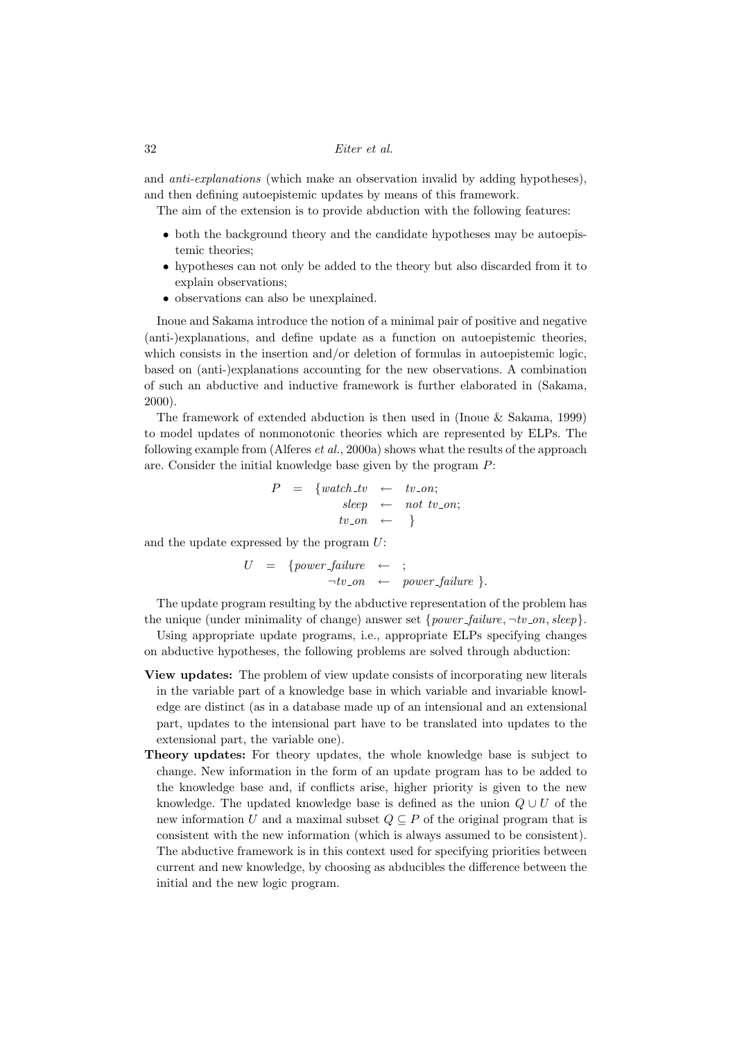and *anti-explanations* (which make an observation invalid by adding hypotheses), and then defining autoepistemic updates by means of this framework.

The aim of the extension is to provide abduction with the following features:

- both the background theory and the candidate hypotheses may be autoepistemic theories;
- hypotheses can not only be added to the theory but also discarded from it to explain observations;
- observations can also be unexplained.

Inoue and Sakama introduce the notion of a minimal pair of positive and negative (anti-)explanations, and define update as a function on autoepistemic theories, which consists in the insertion and/or deletion of formulas in autoepistemic logic, based on (anti-)explanations accounting for the new observations. A combination of such an abductive and inductive framework is further elaborated in (Sakama, 2000).

The framework of extended abduction is then used in (Inoue & Sakama, 1999) to model updates of nonmonotonic theories which are represented by ELPs. The following example from (Alferes *et al.*, 2000a) shows what the results of the approach are. Consider the initial knowledge base given by the program $P$:

$$
\begin{array}{rcrcl}
P & = & \{ watch\_tv & \leftarrow & tv\_on; \\
 & & sleep & \leftarrow & not\ tv\_on; \\
 & & tv\_on & \leftarrow & \}
\end{array}
$$

and the update expressed by the program $U$:

$$
\begin{array}{rcrcl}
U & = & \{ power\_failure & \leftarrow & ; \\
 & & \neg tv\_on & \leftarrow & power\_failure \}.
\end{array}
$$

The update program resulting by the abductive representation of the problem has the unique (under minimality of change) answer set $\{power\_failure, \neg tv\_on, sleep\}$.

Using appropriate update programs, i.e., appropriate ELPs specifying changes on abductive hypotheses, the following problems are solved through abduction:

**View updates:** The problem of view update consists of incorporating new literals in the variable part of a knowledge base in which variable and invariable knowledge are distinct (as in a database made up of an intensional and an extensional part, updates to the intensional part have to be translated into updates to the extensional part, the variable one).

**Theory updates:** For theory updates, the whole knowledge base is subject to change. New information in the form of an update program has to be added to the knowledge base and, if conflicts arise, higher priority is given to the new knowledge. The updated knowledge base is defined as the union $Q \cup U$ of the new information $U$ and a maximal subset $Q \subseteq P$ of the original program that is consistent with the new information (which is always assumed to be consistent). The abductive framework is in this context used for specifying priorities between current and new knowledge, by choosing as abducibles the difference between the initial and the new logic program.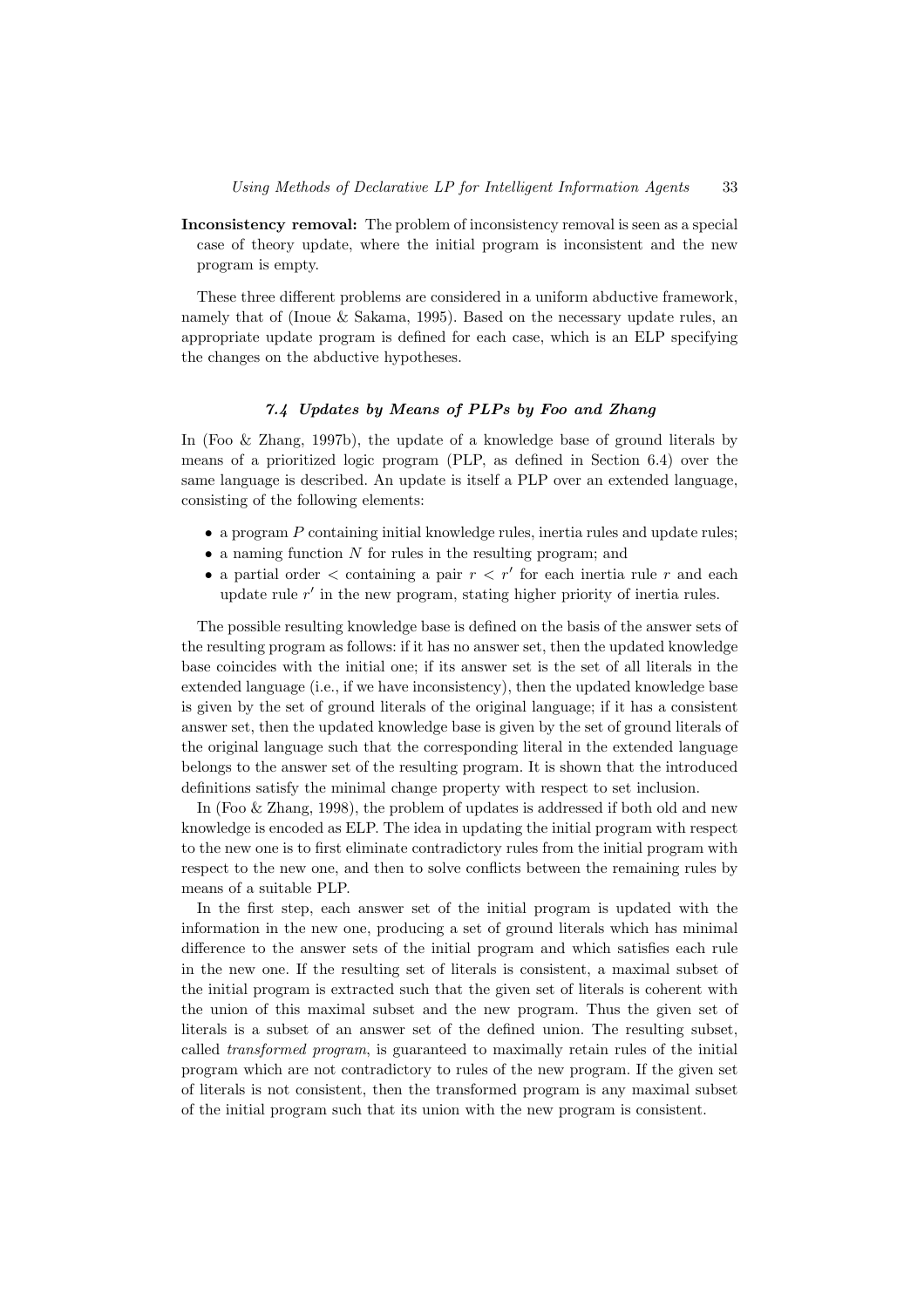**Inconsistency removal:** The problem of inconsistency removal is seen as a special case of theory update, where the initial program is inconsistent and the new program is empty.

These three different problems are considered in a uniform abductive framework, namely that of (Inoue & Sakama, 1995). Based on the necessary update rules, an appropriate update program is defined for each case, which is an ELP specifying the changes on the abductive hypotheses.

### *7.4 Updates by Means of PLPs by Foo and Zhang*

In (Foo & Zhang, 1997b), the update of a knowledge base of ground literals by means of a prioritized logic program (PLP, as defined in Section 6.4) over the same language is described. An update is itself a PLP over an extended language, consisting of the following elements:

- a program $P$ containing initial knowledge rules, inertia rules and update rules;
- a naming function $N$ for rules in the resulting program; and
- a partial order $<$ containing a pair $r < r'$ for each inertia rule $r$ and each update rule $r'$ in the new program, stating higher priority of inertia rules.

The possible resulting knowledge base is defined on the basis of the answer sets of the resulting program as follows: if it has no answer set, then the updated knowledge base coincides with the initial one; if its answer set is the set of all literals in the extended language (i.e., if we have inconsistency), then the updated knowledge base is given by the set of ground literals of the original language; if it has a consistent answer set, then the updated knowledge base is given by the set of ground literals of the original language such that the corresponding literal in the extended language belongs to the answer set of the resulting program. It is shown that the introduced definitions satisfy the minimal change property with respect to set inclusion.

In (Foo & Zhang, 1998), the problem of updates is addressed if both old and new knowledge is encoded as ELP. The idea in updating the initial program with respect to the new one is to first eliminate contradictory rules from the initial program with respect to the new one, and then to solve conflicts between the remaining rules by means of a suitable PLP.

In the first step, each answer set of the initial program is updated with the information in the new one, producing a set of ground literals which has minimal difference to the answer sets of the initial program and which satisfies each rule in the new one. If the resulting set of literals is consistent, a maximal subset of the initial program is extracted such that the given set of literals is coherent with the union of this maximal subset and the new program. Thus the given set of literals is a subset of an answer set of the defined union. The resulting subset, called *transformed program*, is guaranteed to maximally retain rules of the initial program which are not contradictory to rules of the new program. If the given set of literals is not consistent, then the transformed program is any maximal subset of the initial program such that its union with the new program is consistent.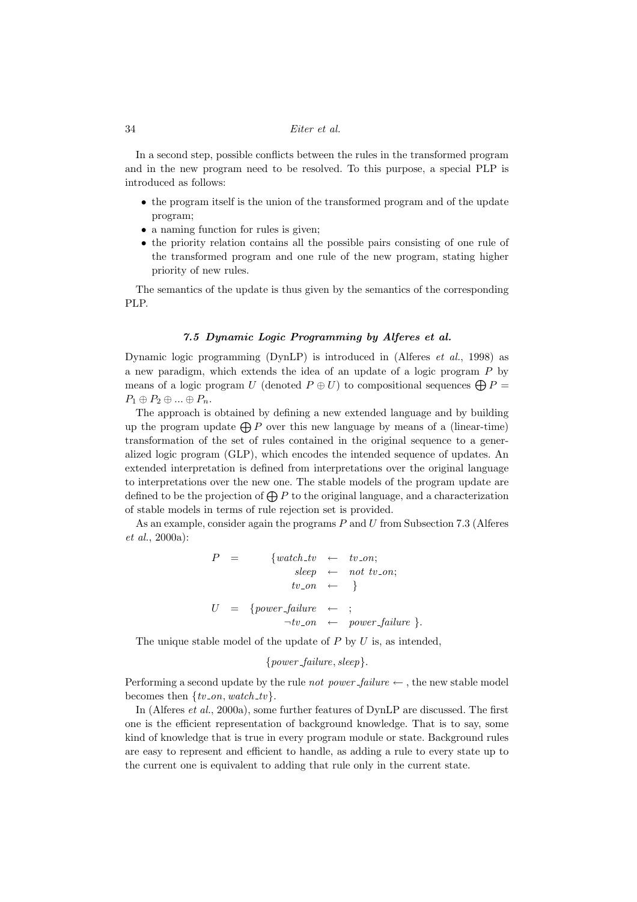In a second step, possible conflicts between the rules in the transformed program and in the new program need to be resolved. To this purpose, a special PLP is introduced as follows:

- the program itself is the union of the transformed program and of the update program;
- a naming function for rules is given;
- the priority relation contains all the possible pairs consisting of one rule of the transformed program and one rule of the new program, stating higher priority of new rules.

The semantics of the update is thus given by the semantics of the corresponding PLP.

### *7.5 Dynamic Logic Programming by Alferes et al.*

Dynamic logic programming (DynLP) is introduced in (Alferes *et al.*, 1998) as a new paradigm, which extends the idea of an update of a logic program $P$ by means of a logic program $U$ (denoted $P \oplus U$) to compositional sequences $\bigoplus P = P_1 \oplus P_2 \oplus ... \oplus P_n$.

The approach is obtained by defining a new extended language and by building up the program update $\bigoplus P$ over this new language by means of a (linear-time) transformation of the set of rules contained in the original sequence to a generalized logic program (GLP), which encodes the intended sequence of updates. An extended interpretation is defined from interpretations over the original language to interpretations over the new one. The stable models of the program update are defined to be the projection of $\bigoplus P$ to the original language, and a characterization of stable models in terms of rule rejection set is provided.

As an example, consider again the programs $P$ and $U$ from Subsection 7.3 (Alferes *et al.*, 2000a):

$$
\begin{array}{rcrcl}
P & = & \{ watch\_tv & \leftarrow & tv\_on; \\
 & & sleep & \leftarrow & not\ tv\_on; \\
 & & tv\_on & \leftarrow & \} \\
 & & & & \\
U & = & \{ power\_failure & \leftarrow & ; \\
 & & \neg tv\_on & \leftarrow & power\_failure \ \}.
\end{array}
$$

The unique stable model of the update of $P$ by $U$ is, as intended,

$$\{power\_failure, sleep\}.$$

Performing a second update by the rule $not\ power\_failure \leftarrow$ , the new stable model becomes then $\{tv\_on, watch\_tv\}$.

In (Alferes *et al.*, 2000a), some further features of DynLP are discussed. The first one is the efficient representation of background knowledge. That is to say, some kind of knowledge that is true in every program module or state. Background rules are easy to represent and efficient to handle, as adding a rule to every state up to the current one is equivalent to adding that rule only in the current state.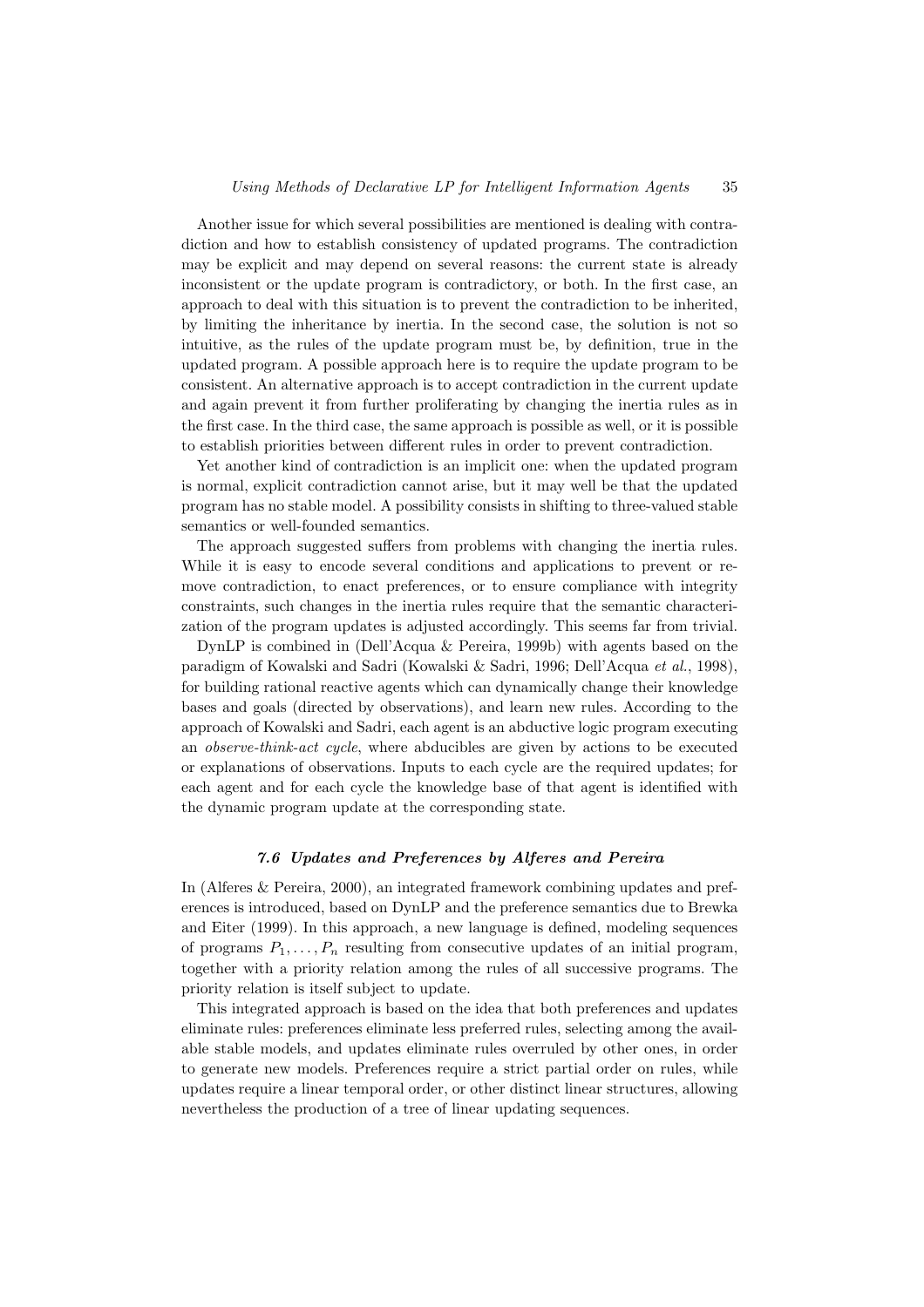Another issue for which several possibilities are mentioned is dealing with contradiction and how to establish consistency of updated programs. The contradiction may be explicit and may depend on several reasons: the current state is already inconsistent or the update program is contradictory, or both. In the first case, an approach to deal with this situation is to prevent the contradiction to be inherited, by limiting the inheritance by inertia. In the second case, the solution is not so intuitive, as the rules of the update program must be, by definition, true in the updated program. A possible approach here is to require the update program to be consistent. An alternative approach is to accept contradiction in the current update and again prevent it from further proliferating by changing the inertia rules as in the first case. In the third case, the same approach is possible as well, or it is possible to establish priorities between different rules in order to prevent contradiction.

Yet another kind of contradiction is an implicit one: when the updated program is normal, explicit contradiction cannot arise, but it may well be that the updated program has no stable model. A possibility consists in shifting to three-valued stable semantics or well-founded semantics.

The approach suggested suffers from problems with changing the inertia rules. While it is easy to encode several conditions and applications to prevent or remove contradiction, to enact preferences, or to ensure compliance with integrity constraints, such changes in the inertia rules require that the semantic characterization of the program updates is adjusted accordingly. This seems far from trivial.

DynLP is combined in (Dell'Acqua & Pereira, 1999b) with agents based on the paradigm of Kowalski and Sadri (Kowalski & Sadri, 1996; Dell'Acqua *et al.*, 1998), for building rational reactive agents which can dynamically change their knowledge bases and goals (directed by observations), and learn new rules. According to the approach of Kowalski and Sadri, each agent is an abductive logic program executing an *observe-think-act cycle*, where abducibles are given by actions to be executed or explanations of observations. Inputs to each cycle are the required updates; for each agent and for each cycle the knowledge base of that agent is identified with the dynamic program update at the corresponding state.

### 7.6 Updates and Preferences by Alferes and Pereira

In (Alferes & Pereira, 2000), an integrated framework combining updates and preferences is introduced, based on DynLP and the preference semantics due to Brewka and Eiter (1999). In this approach, a new language is defined, modeling sequences of programs $P_1, \ldots, P_n$ resulting from consecutive updates of an initial program, together with a priority relation among the rules of all successive programs. The priority relation is itself subject to update.

This integrated approach is based on the idea that both preferences and updates eliminate rules: preferences eliminate less preferred rules, selecting among the available stable models, and updates eliminate rules overruled by other ones, in order to generate new models. Preferences require a strict partial order on rules, while updates require a linear temporal order, or other distinct linear structures, allowing nevertheless the production of a tree of linear updating sequences.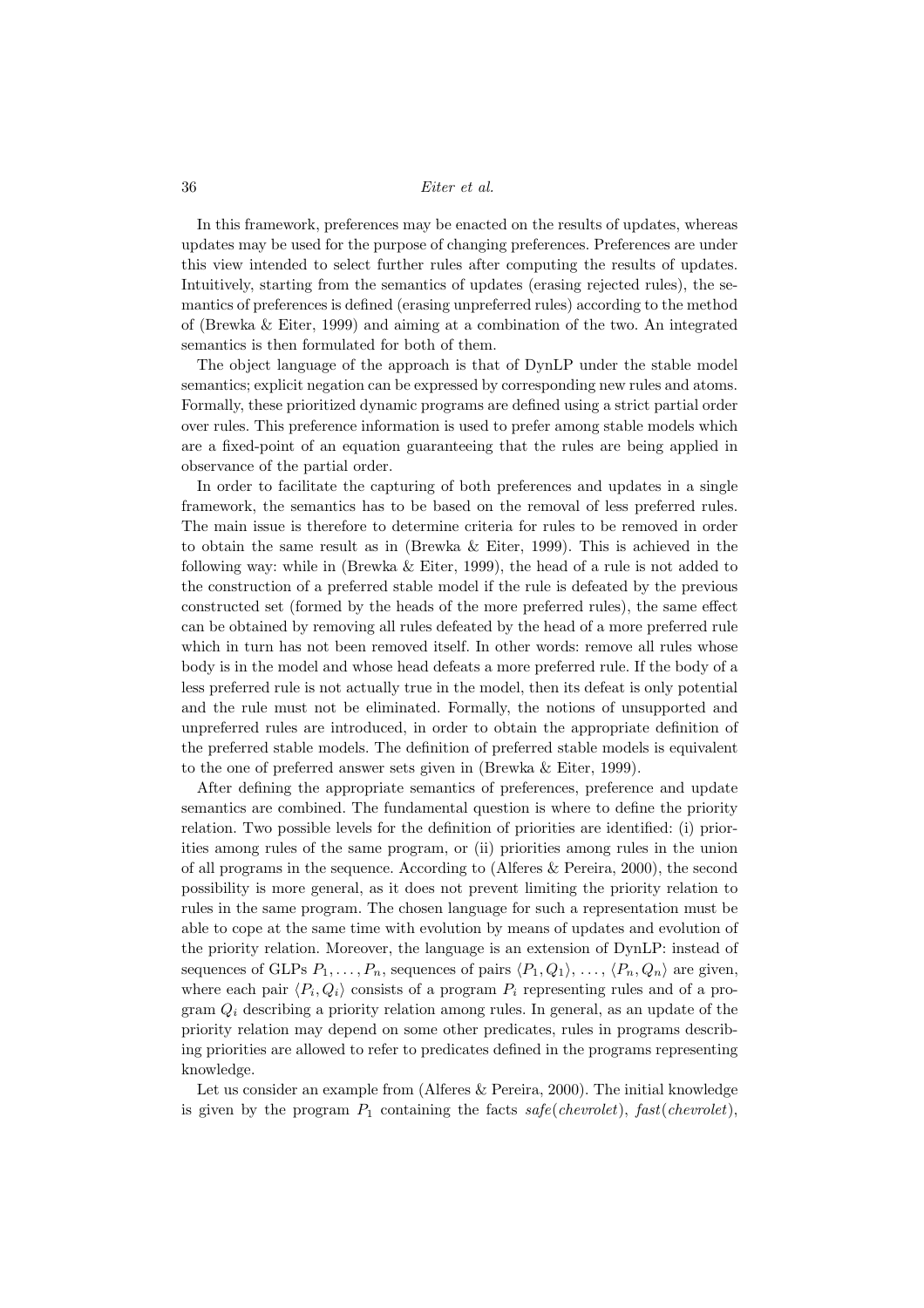In this framework, preferences may be enacted on the results of updates, whereas updates may be used for the purpose of changing preferences. Preferences are under this view intended to select further rules after computing the results of updates. Intuitively, starting from the semantics of updates (erasing rejected rules), the semantics of preferences is defined (erasing unpreferred rules) according to the method of (Brewka & Eiter, 1999) and aiming at a combination of the two. An integrated semantics is then formulated for both of them.

The object language of the approach is that of DynLP under the stable model semantics; explicit negation can be expressed by corresponding new rules and atoms. Formally, these prioritized dynamic programs are defined using a strict partial order over rules. This preference information is used to prefer among stable models which are a fixed-point of an equation guaranteeing that the rules are being applied in observance of the partial order.

In order to facilitate the capturing of both preferences and updates in a single framework, the semantics has to be based on the removal of less preferred rules. The main issue is therefore to determine criteria for rules to be removed in order to obtain the same result as in (Brewka & Eiter, 1999). This is achieved in the following way: while in (Brewka & Eiter, 1999), the head of a rule is not added to the construction of a preferred stable model if the rule is defeated by the previous constructed set (formed by the heads of the more preferred rules), the same effect can be obtained by removing all rules defeated by the head of a more preferred rule which in turn has not been removed itself. In other words: remove all rules whose body is in the model and whose head defeats a more preferred rule. If the body of a less preferred rule is not actually true in the model, then its defeat is only potential and the rule must not be eliminated. Formally, the notions of unsupported and unpreferred rules are introduced, in order to obtain the appropriate definition of the preferred stable models. The definition of preferred stable models is equivalent to the one of preferred answer sets given in (Brewka & Eiter, 1999).

After defining the appropriate semantics of preferences, preference and update semantics are combined. The fundamental question is where to define the priority relation. Two possible levels for the definition of priorities are identified: (i) priorities among rules of the same program, or (ii) priorities among rules in the union of all programs in the sequence. According to (Alferes & Pereira, 2000), the second possibility is more general, as it does not prevent limiting the priority relation to rules in the same program. The chosen language for such a representation must be able to cope at the same time with evolution by means of updates and evolution of the priority relation. Moreover, the language is an extension of DynLP: instead of sequences of GLPs $P_1, \ldots, P_n$, sequences of pairs $\langle P_1, Q_1 \rangle, \ldots, \langle P_n, Q_n \rangle$ are given, where each pair $\langle P_i, Q_i \rangle$ consists of a program $P_i$ representing rules and of a program $Q_i$ describing a priority relation among rules. In general, as an update of the priority relation may depend on some other predicates, rules in programs describing priorities are allowed to refer to predicates defined in the programs representing knowledge.

Let us consider an example from (Alferes & Pereira, 2000). The initial knowledge is given by the program $P_1$ containing the facts *safe*(*chevrolet*), *fast*(*chevrolet*),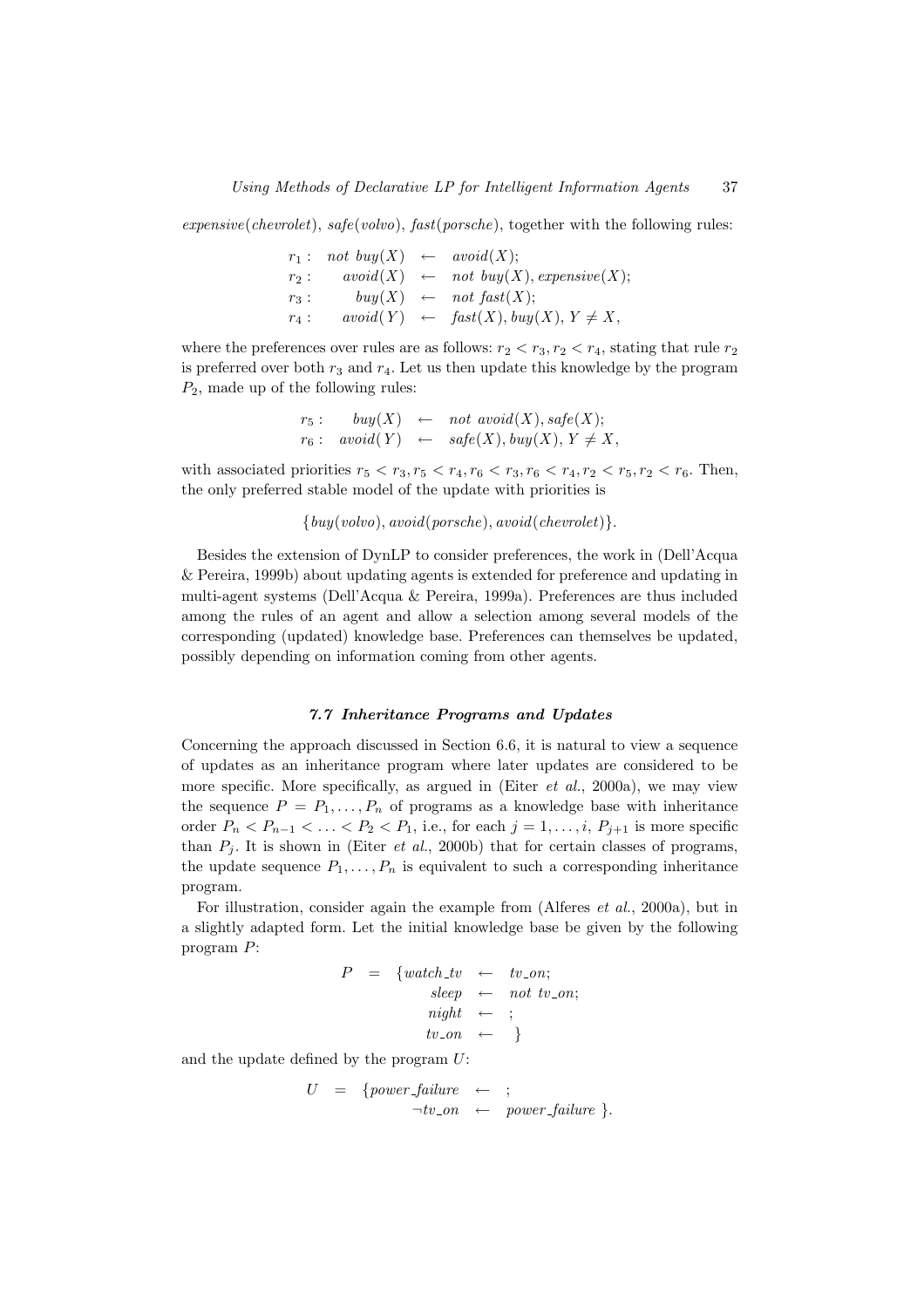*expensive*(*chevrolet*), *safe*(*volvo*), *fast*(*porsche*), together with the following rules:

$$
\begin{array}{rrcl}
r_1: & \mathit{not}\ \mathit{buy}(X) & \leftarrow & \mathit{avoid}(X); \\
r_2: & \mathit{avoid}(X) & \leftarrow & \mathit{not}\ \mathit{buy}(X), \mathit{expensive}(X); \\
r_3: & \mathit{buy}(X) & \leftarrow & \mathit{not}\ \mathit{fast}(X); \\
r_4: & \mathit{avoid}(Y) & \leftarrow & \mathit{fast}(X), \mathit{buy}(X), Y \neq X,
\end{array}
$$

where the preferences over rules are as follows: $r_2 < r_3, r_2 < r_4$, stating that rule $r_2$ is preferred over both $r_3$ and $r_4$. Let us then update this knowledge by the program $P_2$, made up of the following rules:

$$
\begin{array}{rrcl}
r_5: & \mathit{buy}(X) & \leftarrow & \mathit{not}\ \mathit{avoid}(X), \mathit{safe}(X); \\
r_6: & \mathit{avoid}(Y) & \leftarrow & \mathit{safe}(X), \mathit{buy}(X), Y \neq X,
\end{array}
$$

with associated priorities $r_5 < r_3, r_5 < r_4, r_6 < r_3, r_6 < r_4, r_2 < r_5, r_2 < r_6$. Then, the only preferred stable model of the update with priorities is

$$\{\mathit{buy}(\mathit{volvo}), \mathit{avoid}(\mathit{porsche}), \mathit{avoid}(\mathit{chevrolet})\}.$$

Besides the extension of DynLP to consider preferences, the work in (Dell'Acqua & Pereira, 1999b) about updating agents is extended for preference and updating in multi-agent systems (Dell'Acqua & Pereira, 1999a). Preferences are thus included among the rules of an agent and allow a selection among several models of the corresponding (updated) knowledge base. Preferences can themselves be updated, possibly depending on information coming from other agents.

### *7.7 Inheritance Programs and Updates*

Concerning the approach discussed in Section 6.6, it is natural to view a sequence of updates as an inheritance program where later updates are considered to be more specific. More specifically, as argued in (Eiter *et al.*, 2000a), we may view the sequence $P = P_1, \ldots, P_n$ of programs as a knowledge base with inheritance order $P_n < P_{n-1} < \ldots < P_2 < P_1$, i.e., for each $j = 1, \ldots, i$, $P_{j+1}$ is more specific than $P_j$. It is shown in (Eiter *et al.*, 2000b) that for certain classes of programs, the update sequence $P_1, \ldots, P_n$ is equivalent to such a corresponding inheritance program.

For illustration, consider again the example from (Alferes *et al.*, 2000a), but in a slightly adapted form. Let the initial knowledge base be given by the following program $P$:

$$
\begin{array}{rcrcl}
P & = & \{\mathit{watch\_tv} & \leftarrow & \mathit{tv\_on}; \\
 & & \mathit{sleep} & \leftarrow & \mathit{not}\ \mathit{tv\_on}; \\
 & & \mathit{night} & \leftarrow & ; \\
 & & \mathit{tv\_on} & \leftarrow & \}
\end{array}
$$

and the update defined by the program $U$:

$$
\begin{array}{rcrcl}
U & = & \{\mathit{power\_failure} & \leftarrow & ; \\
 & & \neg \mathit{tv\_on} & \leftarrow & \mathit{power\_failure}\ \}.
\end{array}
$$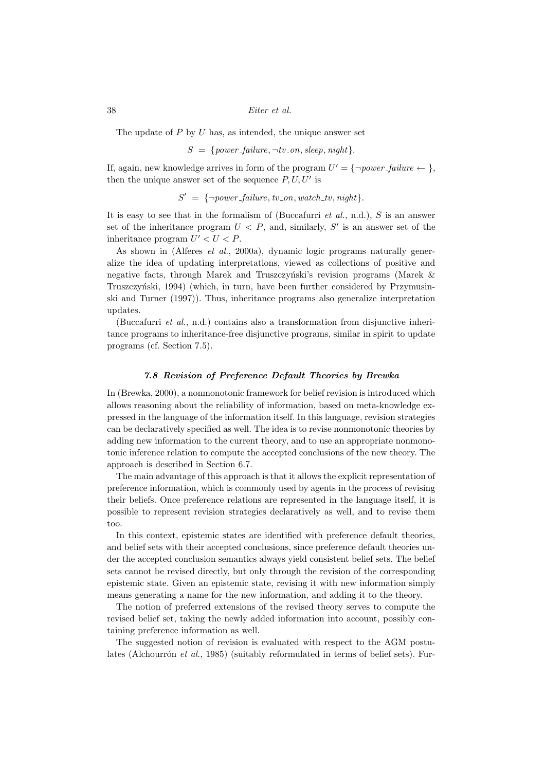The update of $P$ by $U$ has, as intended, the unique answer set

$$S = \{power\_failure, \neg tv\_on, sleep, night\}.$$

If, again, new knowledge arrives in form of the program $U' = \{\neg power\_failure \leftarrow \}$, then the unique answer set of the sequence $P, U, U'$ is

$$S' = \{\neg power\_failure, tv\_on, watch\_tv, night\}.$$

It is easy to see that in the formalism of (Buccafurri *et al.*, n.d.), $S$ is an answer set of the inheritance program $U < P$, and, similarly, $S'$ is an answer set of the inheritance program $U' < U < P$.

As shown in (Alferes *et al.*, 2000a), dynamic logic programs naturally generalize the idea of updating interpretations, viewed as collections of positive and negative facts, through Marek and Truszczyński's revision programs (Marek & Truszczyński, 1994) (which, in turn, have been further considered by Przymusinski and Turner (1997)). Thus, inheritance programs also generalize interpretation updates.

(Buccafurri *et al.*, n.d.) contains also a transformation from disjunctive inheritance programs to inheritance-free disjunctive programs, similar in spirit to update programs (cf. Section 7.5).

### *7.8 Revision of Preference Default Theories by Brewka*

In (Brewka, 2000), a nonmonotonic framework for belief revision is introduced which allows reasoning about the reliability of information, based on meta-knowledge expressed in the language of the information itself. In this language, revision strategies can be declaratively specified as well. The idea is to revise nonmonotonic theories by adding new information to the current theory, and to use an appropriate nonmonotonic inference relation to compute the accepted conclusions of the new theory. The approach is described in Section 6.7.

The main advantage of this approach is that it allows the explicit representation of preference information, which is commonly used by agents in the process of revising their beliefs. Once preference relations are represented in the language itself, it is possible to represent revision strategies declaratively as well, and to revise them too.

In this context, epistemic states are identified with preference default theories, and belief sets with their accepted conclusions, since preference default theories under the accepted conclusion semantics always yield consistent belief sets. The belief sets cannot be revised directly, but only through the revision of the corresponding epistemic state. Given an epistemic state, revising it with new information simply means generating a name for the new information, and adding it to the theory.

The notion of preferred extensions of the revised theory serves to compute the revised belief set, taking the newly added information into account, possibly containing preference information as well.

The suggested notion of revision is evaluated with respect to the AGM postulates (Alchourrón *et al.*, 1985) (suitably reformulated in terms of belief sets). Fur-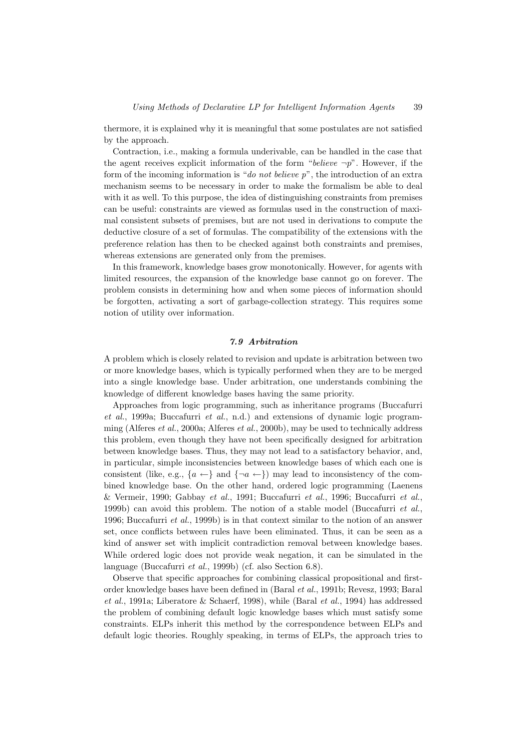thermore, it is explained why it is meaningful that some postulates are not satisfied by the approach.

Contraction, i.e., making a formula underivable, can be handled in the case that the agent receives explicit information of the form "*believe* $\neg p$". However, if the form of the incoming information is "*do not believe* $p$", the introduction of an extra mechanism seems to be necessary in order to make the formalism be able to deal with it as well. To this purpose, the idea of distinguishing constraints from premises can be useful: constraints are viewed as formulas used in the construction of maximal consistent subsets of premises, but are not used in derivations to compute the deductive closure of a set of formulas. The compatibility of the extensions with the preference relation has then to be checked against both constraints and premises, whereas extensions are generated only from the premises.

In this framework, knowledge bases grow monotonically. However, for agents with limited resources, the expansion of the knowledge base cannot go on forever. The problem consists in determining how and when some pieces of information should be forgotten, activating a sort of garbage-collection strategy. This requires some notion of utility over information.

### 7.9 *Arbitration*

A problem which is closely related to revision and update is arbitration between two or more knowledge bases, which is typically performed when they are to be merged into a single knowledge base. Under arbitration, one understands combining the knowledge of different knowledge bases having the same priority.

Approaches from logic programming, such as inheritance programs (Buccafurri *et al.*, 1999a; Buccafurri *et al.*, n.d.) and extensions of dynamic logic programming (Alferes *et al.*, 2000a; Alferes *et al.*, 2000b), may be used to technically address this problem, even though they have not been specifically designed for arbitration between knowledge bases. Thus, they may not lead to a satisfactory behavior, and, in particular, simple inconsistencies between knowledge bases of which each one is consistent (like, e.g., $\{a \leftarrow\}$ and $\{\neg a \leftarrow\}$) may lead to inconsistency of the combined knowledge base. On the other hand, ordered logic programming (Laenens & Vermeir, 1990; Gabbay *et al.*, 1991; Buccafurri *et al.*, 1996; Buccafurri *et al.*, 1999b) can avoid this problem. The notion of a stable model (Buccafurri *et al.*, 1996; Buccafurri *et al.*, 1999b) is in that context similar to the notion of an answer set, once conflicts between rules have been eliminated. Thus, it can be seen as a kind of answer set with implicit contradiction removal between knowledge bases. While ordered logic does not provide weak negation, it can be simulated in the language (Buccafurri *et al.*, 1999b) (cf. also Section 6.8).

Observe that specific approaches for combining classical propositional and first-order knowledge bases have been defined in (Baral *et al.*, 1991b; Revesz, 1993; Baral *et al.*, 1991a; Liberatore & Schaerf, 1998), while (Baral *et al.*, 1994) has addressed the problem of combining default logic knowledge bases which must satisfy some constraints. ELPs inherit this method by the correspondence between ELPs and default logic theories. Roughly speaking, in terms of ELPs, the approach tries to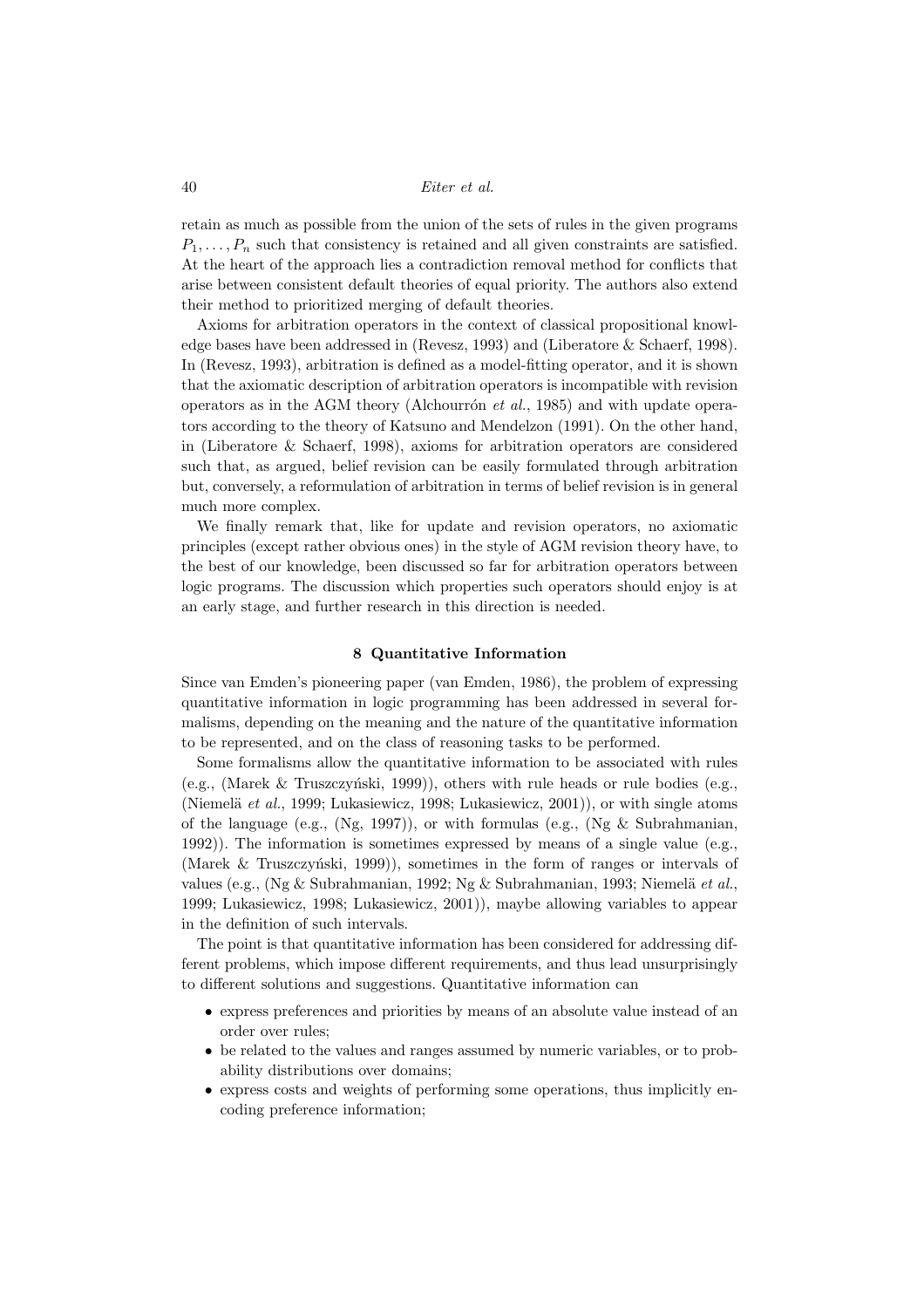retain as much as possible from the union of the sets of rules in the given programs $P_1, \ldots, P_n$ such that consistency is retained and all given constraints are satisfied. At the heart of the approach lies a contradiction removal method for conflicts that arise between consistent default theories of equal priority. The authors also extend their method to prioritized merging of default theories.

Axioms for arbitration operators in the context of classical propositional knowledge bases have been addressed in (Revesz, 1993) and (Liberatore & Schaerf, 1998). In (Revesz, 1993), arbitration is defined as a model-fitting operator, and it is shown that the axiomatic description of arbitration operators is incompatible with revision operators as in the AGM theory (Alchourrón *et al.*, 1985) and with update operators according to the theory of Katsuno and Mendelzon (1991). On the other hand, in (Liberatore & Schaerf, 1998), axioms for arbitration operators are considered such that, as argued, belief revision can be easily formulated through arbitration but, conversely, a reformulation of arbitration in terms of belief revision is in general much more complex.

We finally remark that, like for update and revision operators, no axiomatic principles (except rather obvious ones) in the style of AGM revision theory have, to the best of our knowledge, been discussed so far for arbitration operators between logic programs. The discussion which properties such operators should enjoy is at an early stage, and further research in this direction is needed.

## 8 Quantitative Information

Since van Emden's pioneering paper (van Emden, 1986), the problem of expressing quantitative information in logic programming has been addressed in several formalisms, depending on the meaning and the nature of the quantitative information to be represented, and on the class of reasoning tasks to be performed.

Some formalisms allow the quantitative information to be associated with rules (e.g., (Marek & Truszczyński, 1999)), others with rule heads or rule bodies (e.g., (Niemelä *et al.*, 1999; Lukasiewicz, 1998; Lukasiewicz, 2001)), or with single atoms of the language (e.g., (Ng, 1997)), or with formulas (e.g., (Ng & Subrahmanian, 1992)). The information is sometimes expressed by means of a single value (e.g., (Marek & Truszczyński, 1999)), sometimes in the form of ranges or intervals of values (e.g., (Ng & Subrahmanian, 1992; Ng & Subrahmanian, 1993; Niemelä *et al.*, 1999; Lukasiewicz, 1998; Lukasiewicz, 2001)), maybe allowing variables to appear in the definition of such intervals.

The point is that quantitative information has been considered for addressing different problems, which impose different requirements, and thus lead unsurprisingly to different solutions and suggestions. Quantitative information can

- express preferences and priorities by means of an absolute value instead of an order over rules;
- be related to the values and ranges assumed by numeric variables, or to probability distributions over domains;
- express costs and weights of performing some operations, thus implicitly encoding preference information;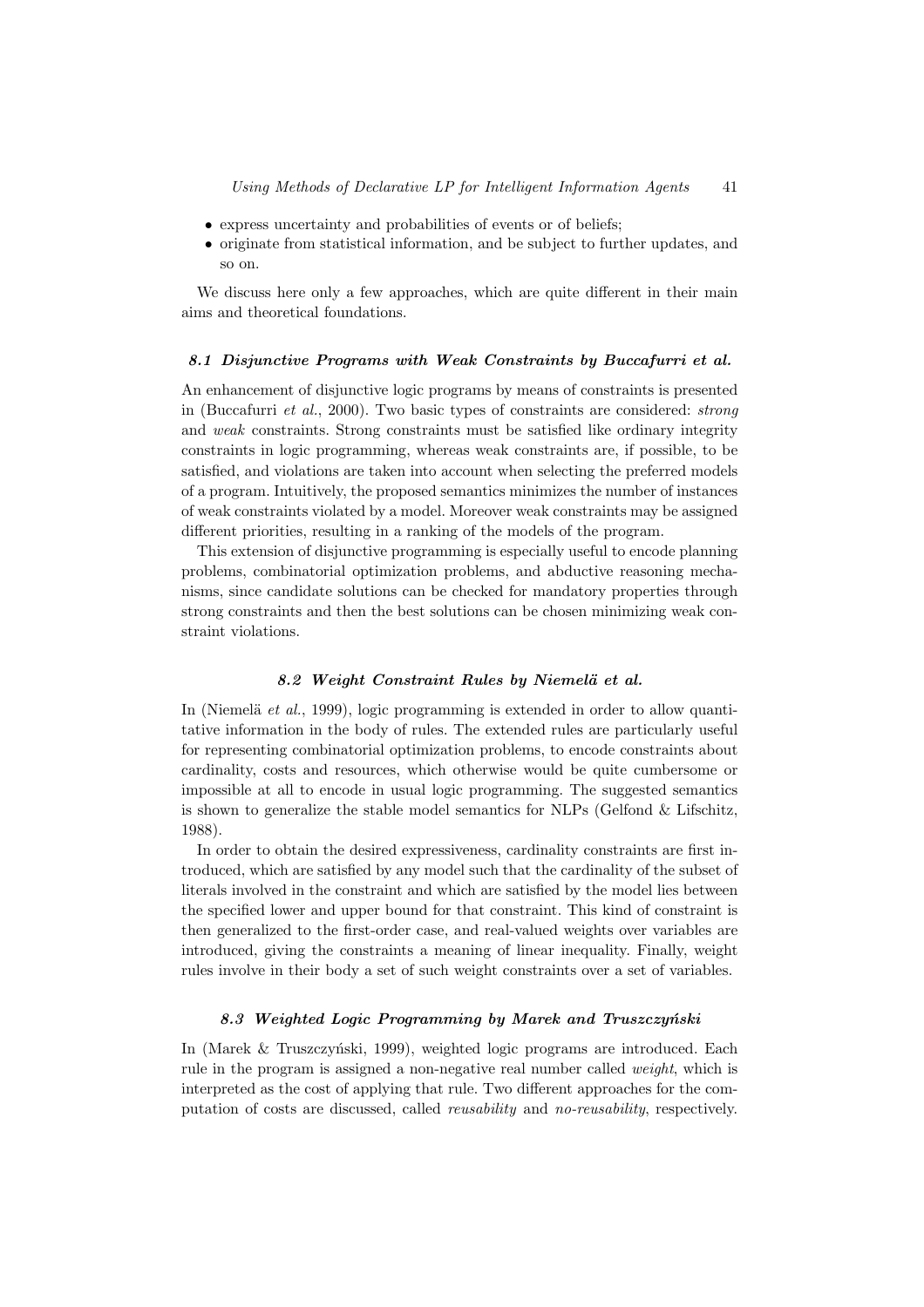- express uncertainty and probabilities of events or of beliefs;
- originate from statistical information, and be subject to further updates, and so on.

We discuss here only a few approaches, which are quite different in their main aims and theoretical foundations.

### *8.1 Disjunctive Programs with Weak Constraints by Buccafurri et al.*

An enhancement of disjunctive logic programs by means of constraints is presented in (Buccafurri *et al.*, 2000). Two basic types of constraints are considered: *strong* and *weak* constraints. Strong constraints must be satisfied like ordinary integrity constraints in logic programming, whereas weak constraints are, if possible, to be satisfied, and violations are taken into account when selecting the preferred models of a program. Intuitively, the proposed semantics minimizes the number of instances of weak constraints violated by a model. Moreover weak constraints may be assigned different priorities, resulting in a ranking of the models of the program.

This extension of disjunctive programming is especially useful to encode planning problems, combinatorial optimization problems, and abductive reasoning mechanisms, since candidate solutions can be checked for mandatory properties through strong constraints and then the best solutions can be chosen minimizing weak constraint violations.

### *8.2 Weight Constraint Rules by Niemelä et al.*

In (Niemelä *et al.*, 1999), logic programming is extended in order to allow quantitative information in the body of rules. The extended rules are particularly useful for representing combinatorial optimization problems, to encode constraints about cardinality, costs and resources, which otherwise would be quite cumbersome or impossible at all to encode in usual logic programming. The suggested semantics is shown to generalize the stable model semantics for NLPs (Gelfond & Lifschitz, 1988).

In order to obtain the desired expressiveness, cardinality constraints are first introduced, which are satisfied by any model such that the cardinality of the subset of literals involved in the constraint and which are satisfied by the model lies between the specified lower and upper bound for that constraint. This kind of constraint is then generalized to the first-order case, and real-valued weights over variables are introduced, giving the constraints a meaning of linear inequality. Finally, weight rules involve in their body a set of such weight constraints over a set of variables.

### *8.3 Weighted Logic Programming by Marek and Truszczyński*

In (Marek & Truszczyński, 1999), weighted logic programs are introduced. Each rule in the program is assigned a non-negative real number called *weight*, which is interpreted as the cost of applying that rule. Two different approaches for the computation of costs are discussed, called *reusability* and *no-reusability*, respectively.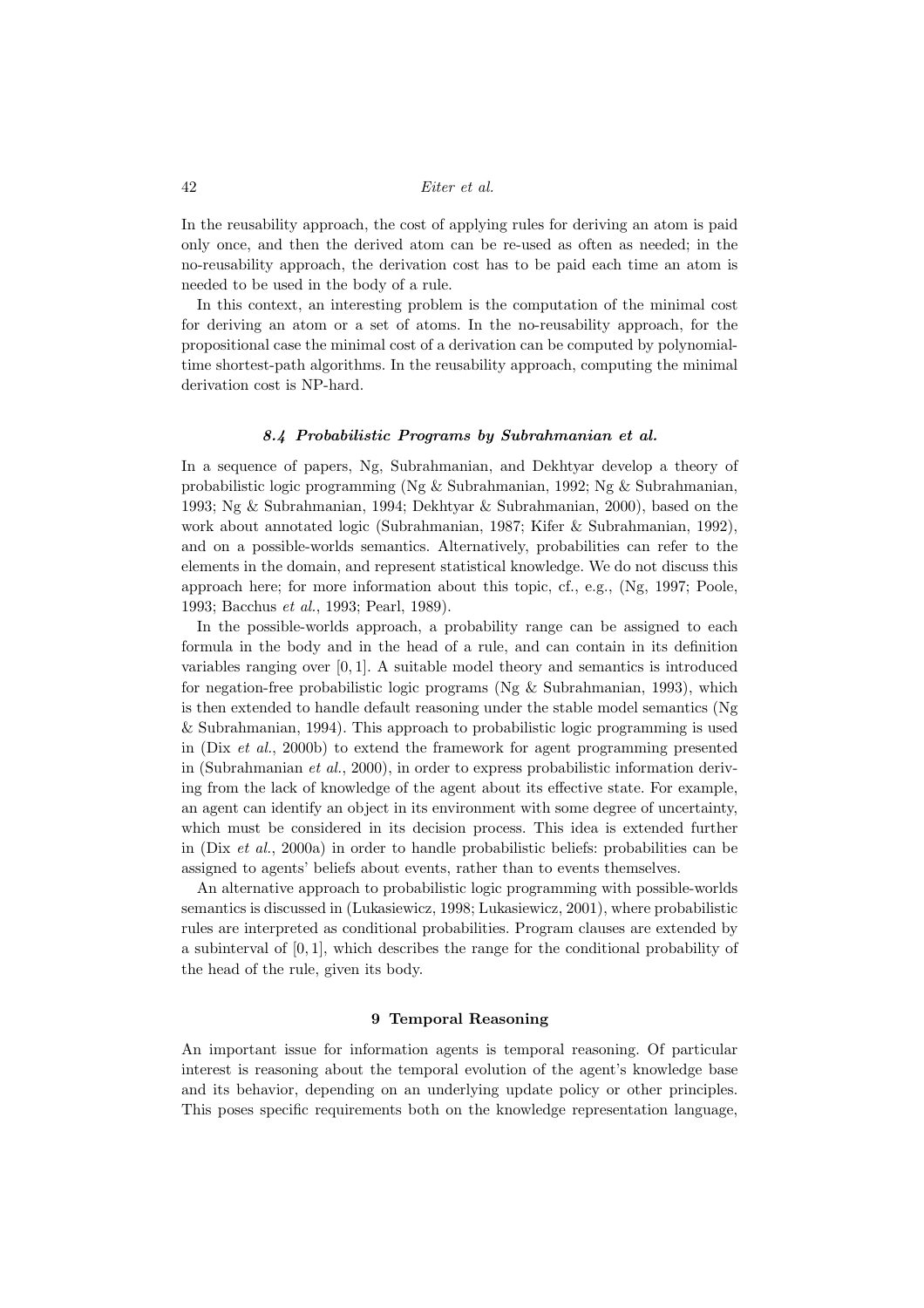In the reusability approach, the cost of applying rules for deriving an atom is paid only once, and then the derived atom can be re-used as often as needed; in the no-reusability approach, the derivation cost has to be paid each time an atom is needed to be used in the body of a rule.

In this context, an interesting problem is the computation of the minimal cost for deriving an atom or a set of atoms. In the no-reusability approach, for the propositional case the minimal cost of a derivation can be computed by polynomial-time shortest-path algorithms. In the reusability approach, computing the minimal derivation cost is NP-hard.

### *8.4 Probabilistic Programs by Subrahmanian et al.*

In a sequence of papers, Ng, Subrahmanian, and Dekhtyar develop a theory of probabilistic logic programming (Ng & Subrahmanian, 1992; Ng & Subrahmanian, 1993; Ng & Subrahmanian, 1994; Dekhtyar & Subrahmanian, 2000), based on the work about annotated logic (Subrahmanian, 1987; Kifer & Subrahmanian, 1992), and on a possible-worlds semantics. Alternatively, probabilities can refer to the elements in the domain, and represent statistical knowledge. We do not discuss this approach here; for more information about this topic, cf., e.g., (Ng, 1997; Poole, 1993; Bacchus *et al.*, 1993; Pearl, 1989).

In the possible-worlds approach, a probability range can be assigned to each formula in the body and in the head of a rule, and can contain in its definition variables ranging over $[0, 1]$. A suitable model theory and semantics is introduced for negation-free probabilistic logic programs (Ng & Subrahmanian, 1993), which is then extended to handle default reasoning under the stable model semantics (Ng & Subrahmanian, 1994). This approach to probabilistic logic programming is used in (Dix *et al.*, 2000b) to extend the framework for agent programming presented in (Subrahmanian *et al.*, 2000), in order to express probabilistic information deriving from the lack of knowledge of the agent about its effective state. For example, an agent can identify an object in its environment with some degree of uncertainty, which must be considered in its decision process. This idea is extended further in (Dix *et al.*, 2000a) in order to handle probabilistic beliefs: probabilities can be assigned to agents' beliefs about events, rather than to events themselves.

An alternative approach to probabilistic logic programming with possible-worlds semantics is discussed in (Lukasiewicz, 1998; Lukasiewicz, 2001), where probabilistic rules are interpreted as conditional probabilities. Program clauses are extended by a subinterval of $[0, 1]$, which describes the range for the conditional probability of the head of the rule, given its body.

## 9 Temporal Reasoning

An important issue for information agents is temporal reasoning. Of particular interest is reasoning about the temporal evolution of the agent's knowledge base and its behavior, depending on an underlying update policy or other principles. This poses specific requirements both on the knowledge representation language,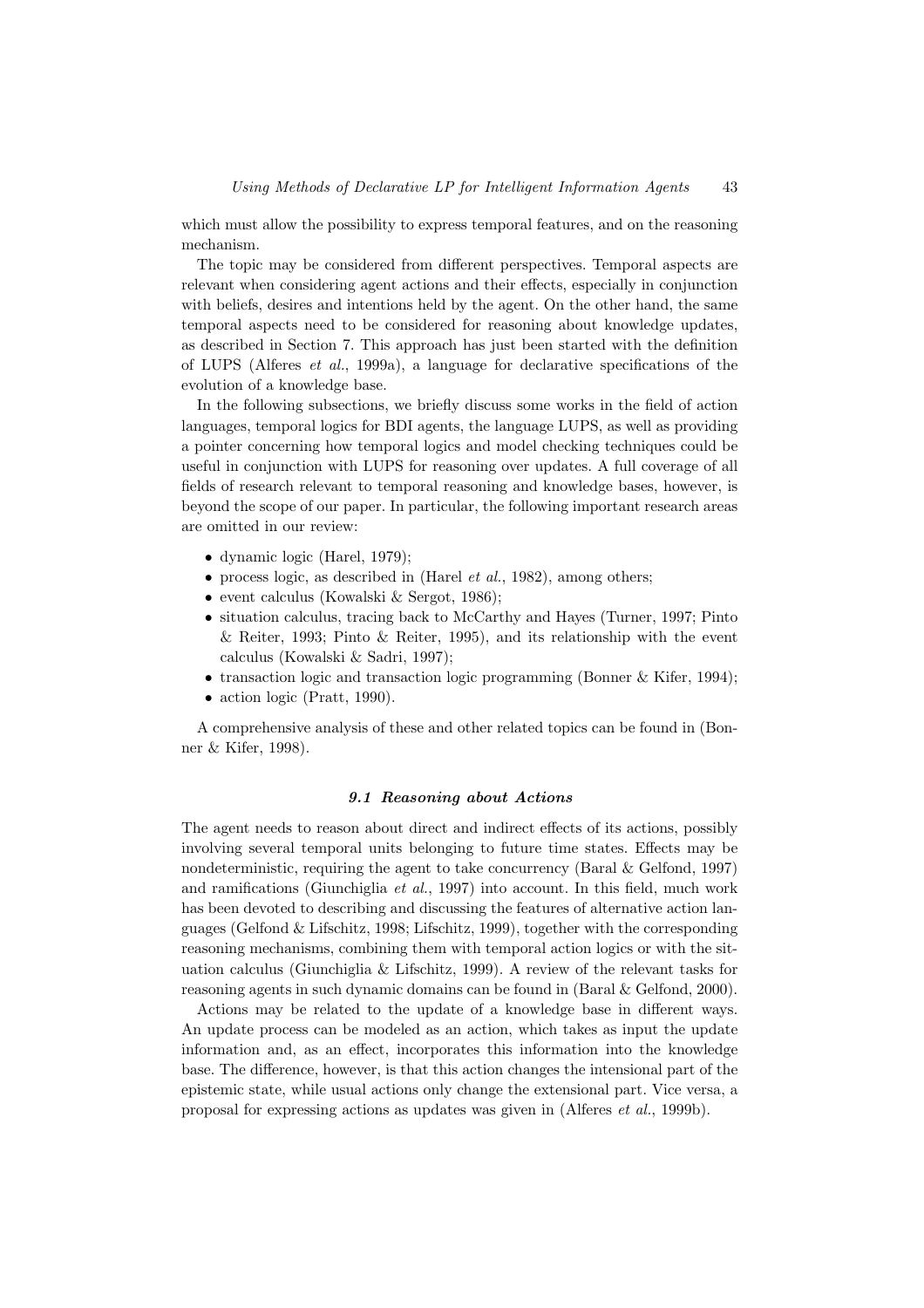which must allow the possibility to express temporal features, and on the reasoning mechanism.

The topic may be considered from different perspectives. Temporal aspects are relevant when considering agent actions and their effects, especially in conjunction with beliefs, desires and intentions held by the agent. On the other hand, the same temporal aspects need to be considered for reasoning about knowledge updates, as described in Section 7. This approach has just been started with the definition of LUPS (Alferes *et al.*, 1999a), a language for declarative specifications of the evolution of a knowledge base.

In the following subsections, we briefly discuss some works in the field of action languages, temporal logics for BDI agents, the language LUPS, as well as providing a pointer concerning how temporal logics and model checking techniques could be useful in conjunction with LUPS for reasoning over updates. A full coverage of all fields of research relevant to temporal reasoning and knowledge bases, however, is beyond the scope of our paper. In particular, the following important research areas are omitted in our review:

- dynamic logic (Harel, 1979);
- process logic, as described in (Harel *et al.*, 1982), among others;
- event calculus (Kowalski & Sergot, 1986);
- situation calculus, tracing back to McCarthy and Hayes (Turner, 1997; Pinto & Reiter, 1993; Pinto & Reiter, 1995), and its relationship with the event calculus (Kowalski & Sadri, 1997);
- transaction logic and transaction logic programming (Bonner & Kifer, 1994);
- action logic (Pratt, 1990).

A comprehensive analysis of these and other related topics can be found in (Bonner & Kifer, 1998).

### *9.1 Reasoning about Actions*

The agent needs to reason about direct and indirect effects of its actions, possibly involving several temporal units belonging to future time states. Effects may be nondeterministic, requiring the agent to take concurrency (Baral & Gelfond, 1997) and ramifications (Giunchiglia *et al.*, 1997) into account. In this field, much work has been devoted to describing and discussing the features of alternative action languages (Gelfond & Lifschitz, 1998; Lifschitz, 1999), together with the corresponding reasoning mechanisms, combining them with temporal action logics or with the situation calculus (Giunchiglia & Lifschitz, 1999). A review of the relevant tasks for reasoning agents in such dynamic domains can be found in (Baral & Gelfond, 2000).

Actions may be related to the update of a knowledge base in different ways. An update process can be modeled as an action, which takes as input the update information and, as an effect, incorporates this information into the knowledge base. The difference, however, is that this action changes the intensional part of the epistemic state, while usual actions only change the extensional part. Vice versa, a proposal for expressing actions as updates was given in (Alferes *et al.*, 1999b).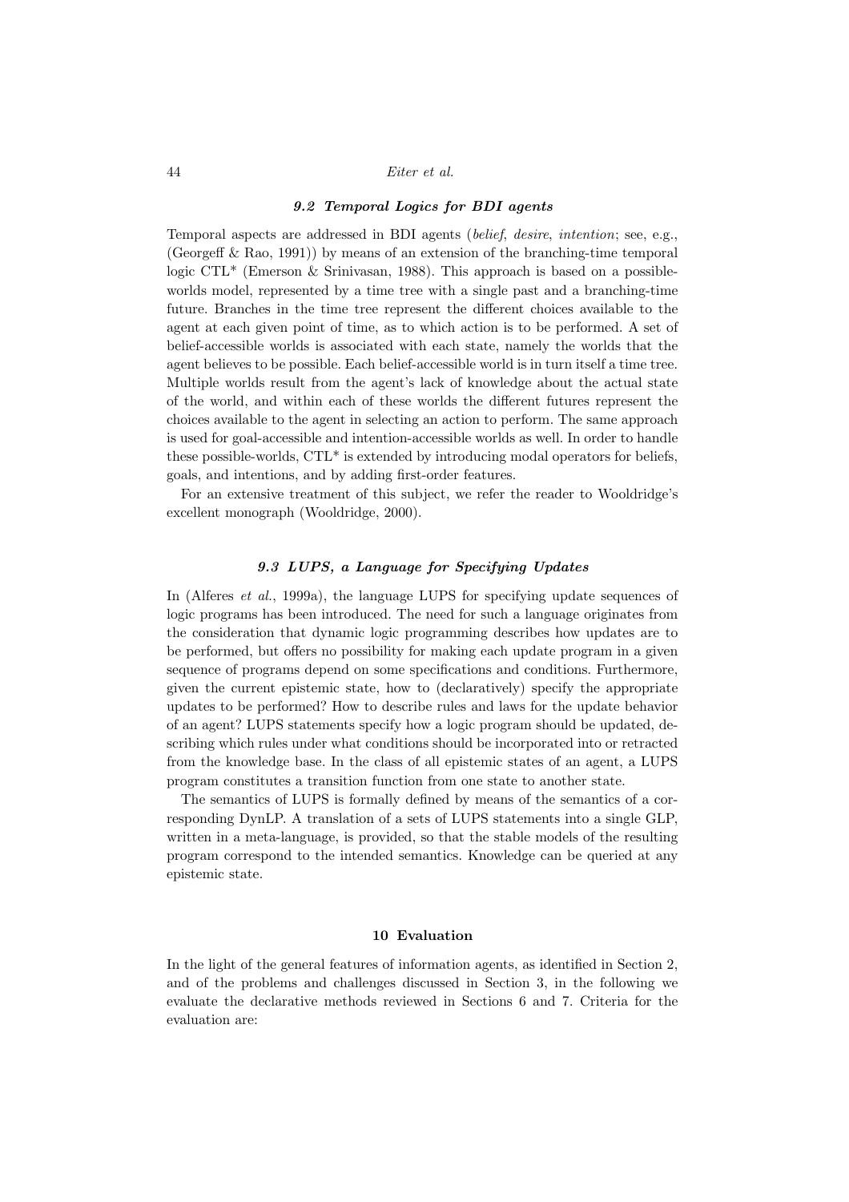### *9.2 Temporal Logics for BDI agents*

Temporal aspects are addressed in BDI agents (*belief*, *desire*, *intention*; see, e.g., (Georgeff & Rao, 1991)) by means of an extension of the branching-time temporal logic CTL* (Emerson & Srinivasan, 1988). This approach is based on a possible-worlds model, represented by a time tree with a single past and a branching-time future. Branches in the time tree represent the different choices available to the agent at each given point of time, as to which action is to be performed. A set of belief-accessible worlds is associated with each state, namely the worlds that the agent believes to be possible. Each belief-accessible world is in turn itself a time tree. Multiple worlds result from the agent's lack of knowledge about the actual state of the world, and within each of these worlds the different futures represent the choices available to the agent in selecting an action to perform. The same approach is used for goal-accessible and intention-accessible worlds as well. In order to handle these possible-worlds, CTL* is extended by introducing modal operators for beliefs, goals, and intentions, and by adding first-order features.

For an extensive treatment of this subject, we refer the reader to Wooldridge's excellent monograph (Wooldridge, 2000).

### *9.3 LUPS, a Language for Specifying Updates*

In (Alferes *et al.*, 1999a), the language LUPS for specifying update sequences of logic programs has been introduced. The need for such a language originates from the consideration that dynamic logic programming describes how updates are to be performed, but offers no possibility for making each update program in a given sequence of programs depend on some specifications and conditions. Furthermore, given the current epistemic state, how to (declaratively) specify the appropriate updates to be performed? How to describe rules and laws for the update behavior of an agent? LUPS statements specify how a logic program should be updated, describing which rules under what conditions should be incorporated into or retracted from the knowledge base. In the class of all epistemic states of an agent, a LUPS program constitutes a transition function from one state to another state.

The semantics of LUPS is formally defined by means of the semantics of a corresponding DynLP. A translation of a sets of LUPS statements into a single GLP, written in a meta-language, is provided, so that the stable models of the resulting program correspond to the intended semantics. Knowledge can be queried at any epistemic state.

## 10 Evaluation

In the light of the general features of information agents, as identified in Section 2, and of the problems and challenges discussed in Section 3, in the following we evaluate the declarative methods reviewed in Sections 6 and 7. Criteria for the evaluation are: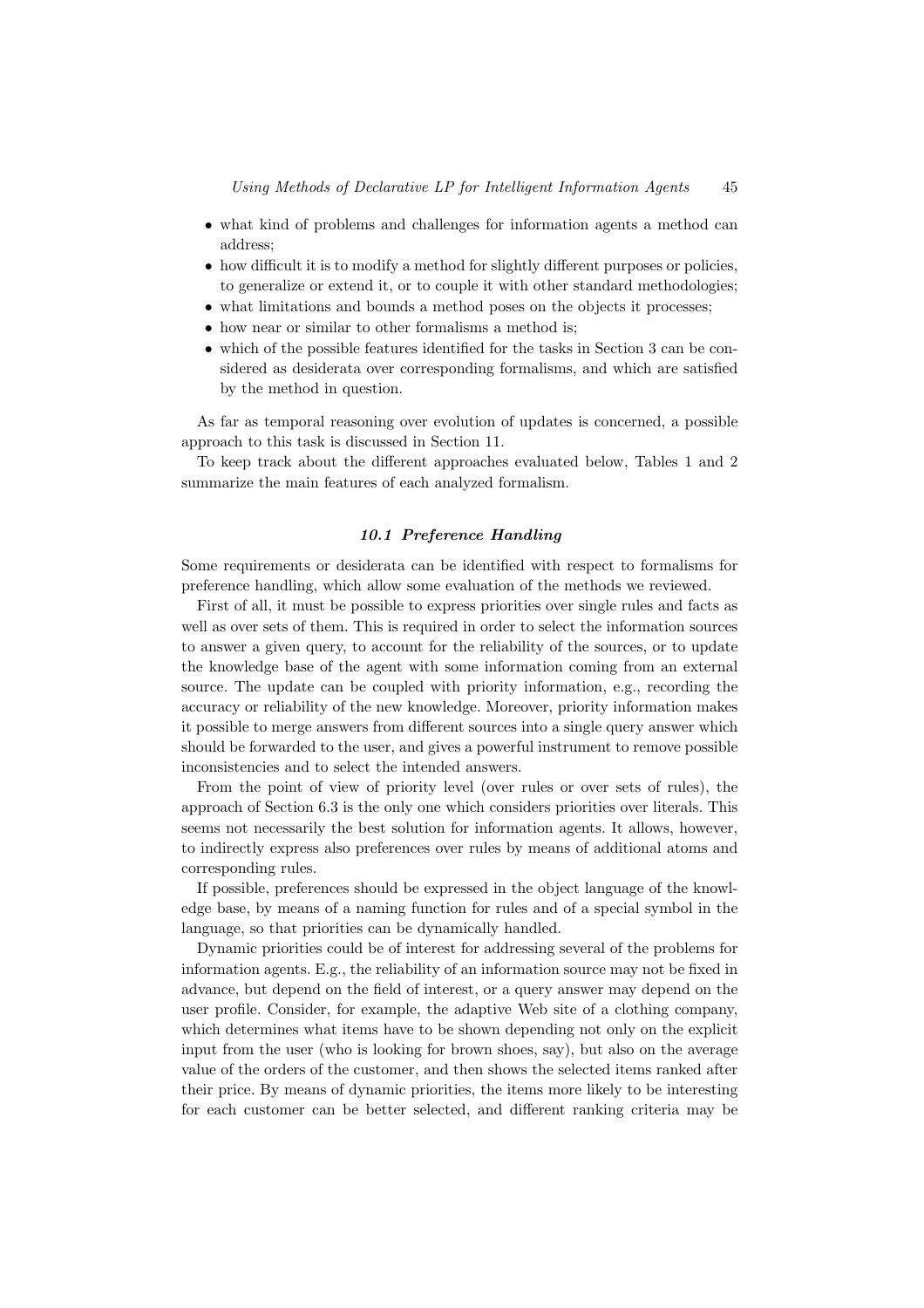- what kind of problems and challenges for information agents a method can address;
- how difficult it is to modify a method for slightly different purposes or policies, to generalize or extend it, or to couple it with other standard methodologies;
- what limitations and bounds a method poses on the objects it processes;
- how near or similar to other formalisms a method is;
- which of the possible features identified for the tasks in Section 3 can be considered as desiderata over corresponding formalisms, and which are satisfied by the method in question.

As far as temporal reasoning over evolution of updates is concerned, a possible approach to this task is discussed in Section 11.

To keep track about the different approaches evaluated below, Tables 1 and 2 summarize the main features of each analyzed formalism.

### *10.1 Preference Handling*

Some requirements or desiderata can be identified with respect to formalisms for preference handling, which allow some evaluation of the methods we reviewed.

First of all, it must be possible to express priorities over single rules and facts as well as over sets of them. This is required in order to select the information sources to answer a given query, to account for the reliability of the sources, or to update the knowledge base of the agent with some information coming from an external source. The update can be coupled with priority information, e.g., recording the accuracy or reliability of the new knowledge. Moreover, priority information makes it possible to merge answers from different sources into a single query answer which should be forwarded to the user, and gives a powerful instrument to remove possible inconsistencies and to select the intended answers.

From the point of view of priority level (over rules or over sets of rules), the approach of Section 6.3 is the only one which considers priorities over literals. This seems not necessarily the best solution for information agents. It allows, however, to indirectly express also preferences over rules by means of additional atoms and corresponding rules.

If possible, preferences should be expressed in the object language of the knowledge base, by means of a naming function for rules and of a special symbol in the language, so that priorities can be dynamically handled.

Dynamic priorities could be of interest for addressing several of the problems for information agents. E.g., the reliability of an information source may not be fixed in advance, but depend on the field of interest, or a query answer may depend on the user profile. Consider, for example, the adaptive Web site of a clothing company, which determines what items have to be shown depending not only on the explicit input from the user (who is looking for brown shoes, say), but also on the average value of the orders of the customer, and then shows the selected items ranked after their price. By means of dynamic priorities, the items more likely to be interesting for each customer can be better selected, and different ranking criteria may be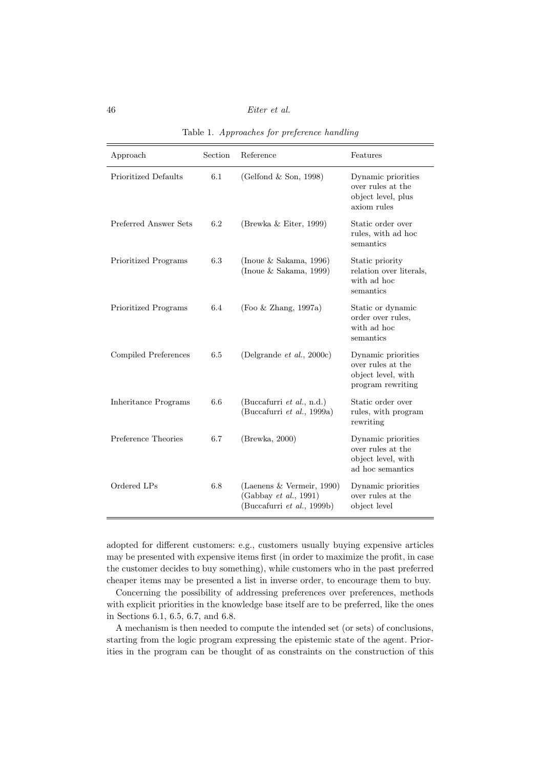Table 1. *Approaches for preference handling*

| Approach | Section | Reference | Features |
|---|---|---|---|
| Prioritized Defaults | 6.1 | (Gelfond & Son, 1998) | Dynamic priorities over rules at the object level, plus axiom rules |
| Preferred Answer Sets | 6.2 | (Brewka & Eiter, 1999) | Static order over rules, with ad hoc semantics |
| Prioritized Programs | 6.3 | (Inoue & Sakama, 1996) (Inoue & Sakama, 1999) | Static priority relation over literals, with ad hoc semantics |
| Prioritized Programs | 6.4 | (Foo & Zhang, 1997a) | Static or dynamic order over rules, with ad hoc semantics |
| Compiled Preferences | 6.5 | (Delgrande *et al.*, 2000c) | Dynamic priorities over rules at the object level, with program rewriting |
| Inheritance Programs | 6.6 | (Buccafurri *et al.*, n.d.) (Buccafurri *et al.*, 1999a) | Static order over rules, with program rewriting |
| Preference Theories | 6.7 | (Brewka, 2000) | Dynamic priorities over rules at the object level, with ad hoc semantics |
| Ordered LPs | 6.8 | (Laenens & Vermeir, 1990) (Gabbay *et al.*, 1991) (Buccafurri *et al.*, 1999b) | Dynamic priorities over rules at the object level |

adopted for different customers: e.g., customers usually buying expensive articles may be presented with expensive items first (in order to maximize the profit, in case the customer decides to buy something), while customers who in the past preferred cheaper items may be presented a list in inverse order, to encourage them to buy.

Concerning the possibility of addressing preferences over preferences, methods with explicit priorities in the knowledge base itself are to be preferred, like the ones in Sections 6.1, 6.5, 6.7, and 6.8.

A mechanism is then needed to compute the intended set (or sets) of conclusions, starting from the logic program expressing the epistemic state of the agent. Priorities in the program can be thought of as constraints on the construction of this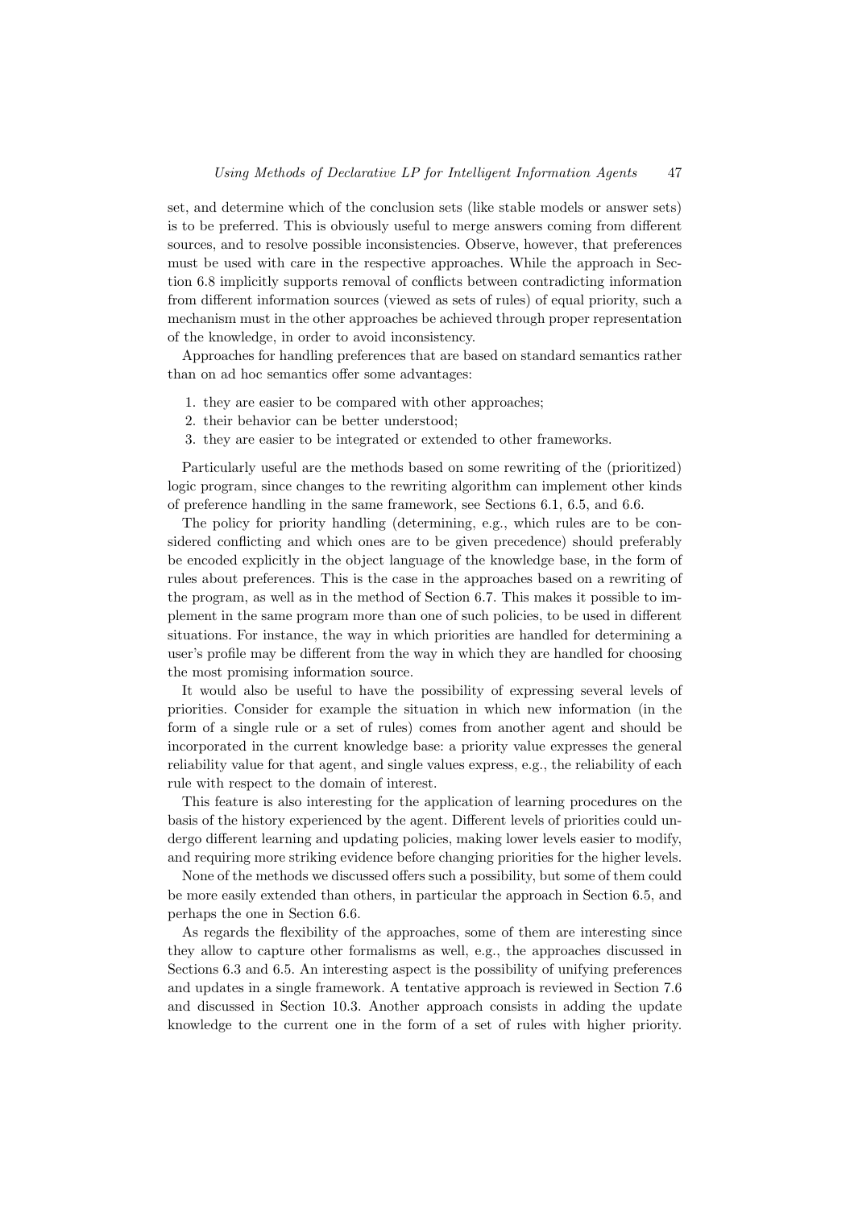set, and determine which of the conclusion sets (like stable models or answer sets) is to be preferred. This is obviously useful to merge answers coming from different sources, and to resolve possible inconsistencies. Observe, however, that preferences must be used with care in the respective approaches. While the approach in Section 6.8 implicitly supports removal of conflicts between contradicting information from different information sources (viewed as sets of rules) of equal priority, such a mechanism must in the other approaches be achieved through proper representation of the knowledge, in order to avoid inconsistency.

Approaches for handling preferences that are based on standard semantics rather than on ad hoc semantics offer some advantages:

1. they are easier to be compared with other approaches;
2. their behavior can be better understood;
3. they are easier to be integrated or extended to other frameworks.

Particularly useful are the methods based on some rewriting of the (prioritized) logic program, since changes to the rewriting algorithm can implement other kinds of preference handling in the same framework, see Sections 6.1, 6.5, and 6.6.

The policy for priority handling (determining, e.g., which rules are to be considered conflicting and which ones are to be given precedence) should preferably be encoded explicitly in the object language of the knowledge base, in the form of rules about preferences. This is the case in the approaches based on a rewriting of the program, as well as in the method of Section 6.7. This makes it possible to implement in the same program more than one of such policies, to be used in different situations. For instance, the way in which priorities are handled for determining a user's profile may be different from the way in which they are handled for choosing the most promising information source.

It would also be useful to have the possibility of expressing several levels of priorities. Consider for example the situation in which new information (in the form of a single rule or a set of rules) comes from another agent and should be incorporated in the current knowledge base: a priority value expresses the general reliability value for that agent, and single values express, e.g., the reliability of each rule with respect to the domain of interest.

This feature is also interesting for the application of learning procedures on the basis of the history experienced by the agent. Different levels of priorities could undergo different learning and updating policies, making lower levels easier to modify, and requiring more striking evidence before changing priorities for the higher levels.

None of the methods we discussed offers such a possibility, but some of them could be more easily extended than others, in particular the approach in Section 6.5, and perhaps the one in Section 6.6.

As regards the flexibility of the approaches, some of them are interesting since they allow to capture other formalisms as well, e.g., the approaches discussed in Sections 6.3 and 6.5. An interesting aspect is the possibility of unifying preferences and updates in a single framework. A tentative approach is reviewed in Section 7.6 and discussed in Section 10.3. Another approach consists in adding the update knowledge to the current one in the form of a set of rules with higher priority.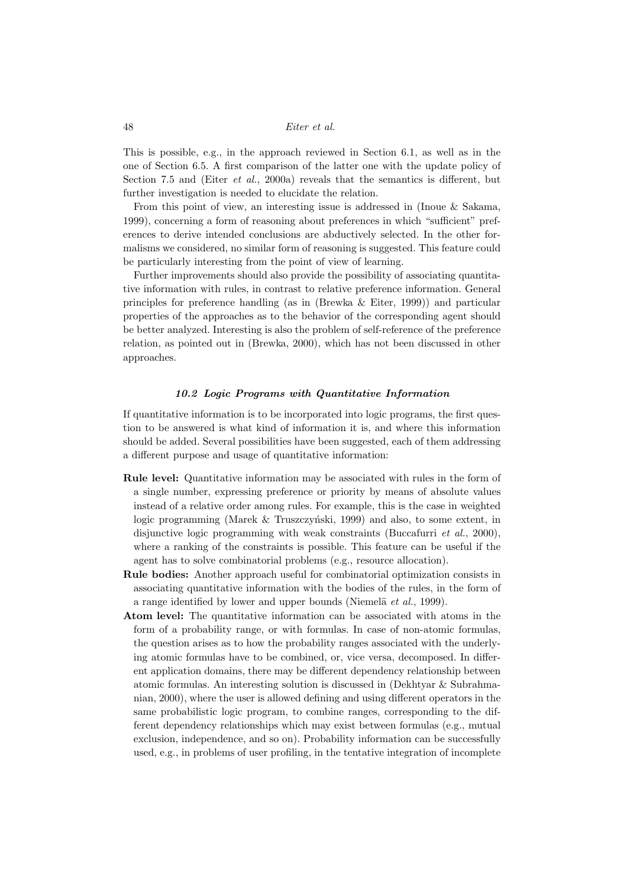This is possible, e.g., in the approach reviewed in Section 6.1, as well as in the one of Section 6.5. A first comparison of the latter one with the update policy of Section 7.5 and (Eiter *et al.*, 2000a) reveals that the semantics is different, but further investigation is needed to elucidate the relation.

From this point of view, an interesting issue is addressed in (Inoue & Sakama, 1999), concerning a form of reasoning about preferences in which "sufficient" preferences to derive intended conclusions are abductively selected. In the other formalisms we considered, no similar form of reasoning is suggested. This feature could be particularly interesting from the point of view of learning.

Further improvements should also provide the possibility of associating quantitative information with rules, in contrast to relative preference information. General principles for preference handling (as in (Brewka & Eiter, 1999)) and particular properties of the approaches as to the behavior of the corresponding agent should be better analyzed. Interesting is also the problem of self-reference of the preference relation, as pointed out in (Brewka, 2000), which has not been discussed in other approaches.

### 10.2 Logic Programs with Quantitative Information

If quantitative information is to be incorporated into logic programs, the first question to be answered is what kind of information it is, and where this information should be added. Several possibilities have been suggested, each of them addressing a different purpose and usage of quantitative information:

- **Rule level:** Quantitative information may be associated with rules in the form of a single number, expressing preference or priority by means of absolute values instead of a relative order among rules. For example, this is the case in weighted logic programming (Marek & Truszczyński, 1999) and also, to some extent, in disjunctive logic programming with weak constraints (Buccafurri *et al.*, 2000), where a ranking of the constraints is possible. This feature can be useful if the agent has to solve combinatorial problems (e.g., resource allocation).
- **Rule bodies:** Another approach useful for combinatorial optimization consists in associating quantitative information with the bodies of the rules, in the form of a range identified by lower and upper bounds (Niemelä *et al.*, 1999).
- **Atom level:** The quantitative information can be associated with atoms in the form of a probability range, or with formulas. In case of non-atomic formulas, the question arises as to how the probability ranges associated with the underlying atomic formulas have to be combined, or, vice versa, decomposed. In different application domains, there may be different dependency relationship between atomic formulas. An interesting solution is discussed in (Dekhtyar & Subrahmanian, 2000), where the user is allowed defining and using different operators in the same probabilistic logic program, to combine ranges, corresponding to the different dependency relationships which may exist between formulas (e.g., mutual exclusion, independence, and so on). Probability information can be successfully used, e.g., in problems of user profiling, in the tentative integration of incomplete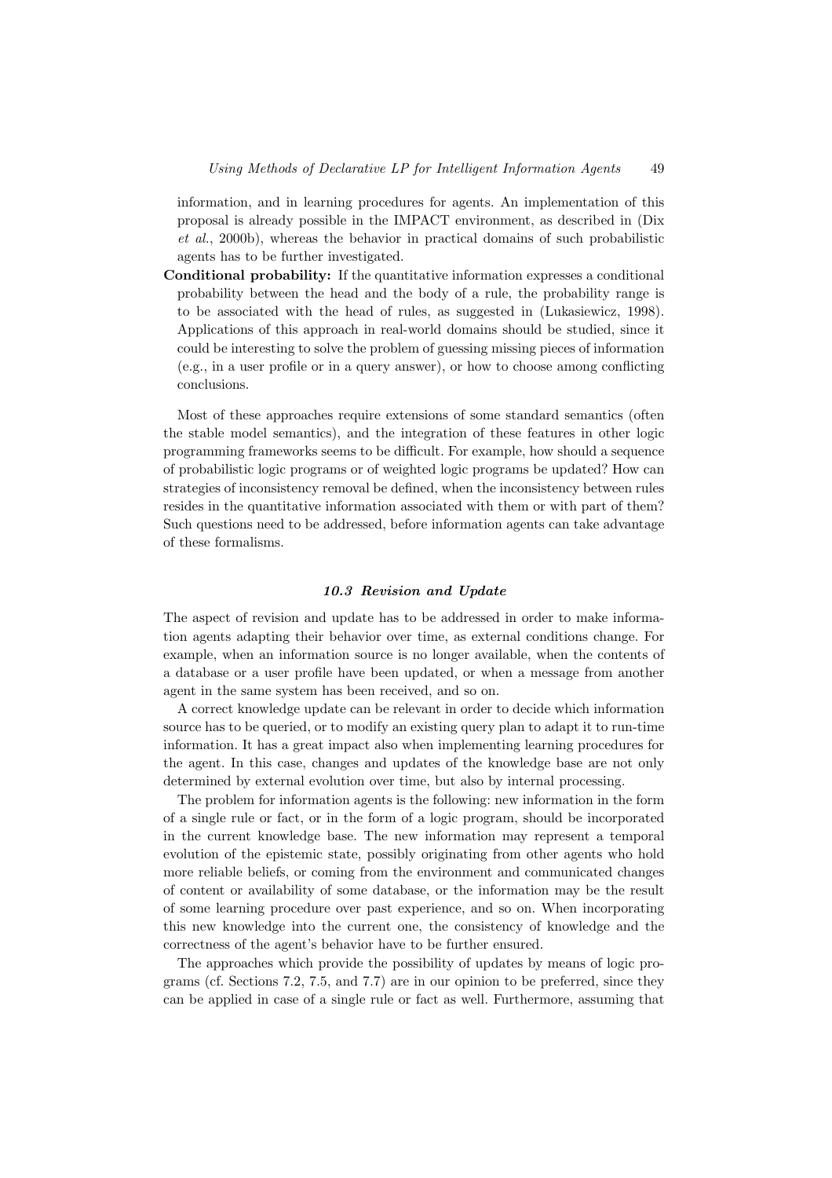information, and in learning procedures for agents. An implementation of this proposal is already possible in the IMPACT environment, as described in (Dix *et al.*, 2000b), whereas the behavior in practical domains of such probabilistic agents has to be further investigated.

**Conditional probability:** If the quantitative information expresses a conditional probability between the head and the body of a rule, the probability range is to be associated with the head of rules, as suggested in (Lukasiewicz, 1998). Applications of this approach in real-world domains should be studied, since it could be interesting to solve the problem of guessing missing pieces of information (e.g., in a user profile or in a query answer), or how to choose among conflicting conclusions.

Most of these approaches require extensions of some standard semantics (often the stable model semantics), and the integration of these features in other logic programming frameworks seems to be difficult. For example, how should a sequence of probabilistic logic programs or of weighted logic programs be updated? How can strategies of inconsistency removal be defined, when the inconsistency between rules resides in the quantitative information associated with them or with part of them? Such questions need to be addressed, before information agents can take advantage of these formalisms.

### *10.3 Revision and Update*

The aspect of revision and update has to be addressed in order to make information agents adapting their behavior over time, as external conditions change. For example, when an information source is no longer available, when the contents of a database or a user profile have been updated, or when a message from another agent in the same system has been received, and so on.

A correct knowledge update can be relevant in order to decide which information source has to be queried, or to modify an existing query plan to adapt it to run-time information. It has a great impact also when implementing learning procedures for the agent. In this case, changes and updates of the knowledge base are not only determined by external evolution over time, but also by internal processing.

The problem for information agents is the following: new information in the form of a single rule or fact, or in the form of a logic program, should be incorporated in the current knowledge base. The new information may represent a temporal evolution of the epistemic state, possibly originating from other agents who hold more reliable beliefs, or coming from the environment and communicated changes of content or availability of some database, or the information may be the result of some learning procedure over past experience, and so on. When incorporating this new knowledge into the current one, the consistency of knowledge and the correctness of the agent's behavior have to be further ensured.

The approaches which provide the possibility of updates by means of logic programs (cf. Sections 7.2, 7.5, and 7.7) are in our opinion to be preferred, since they can be applied in case of a single rule or fact as well. Furthermore, assuming that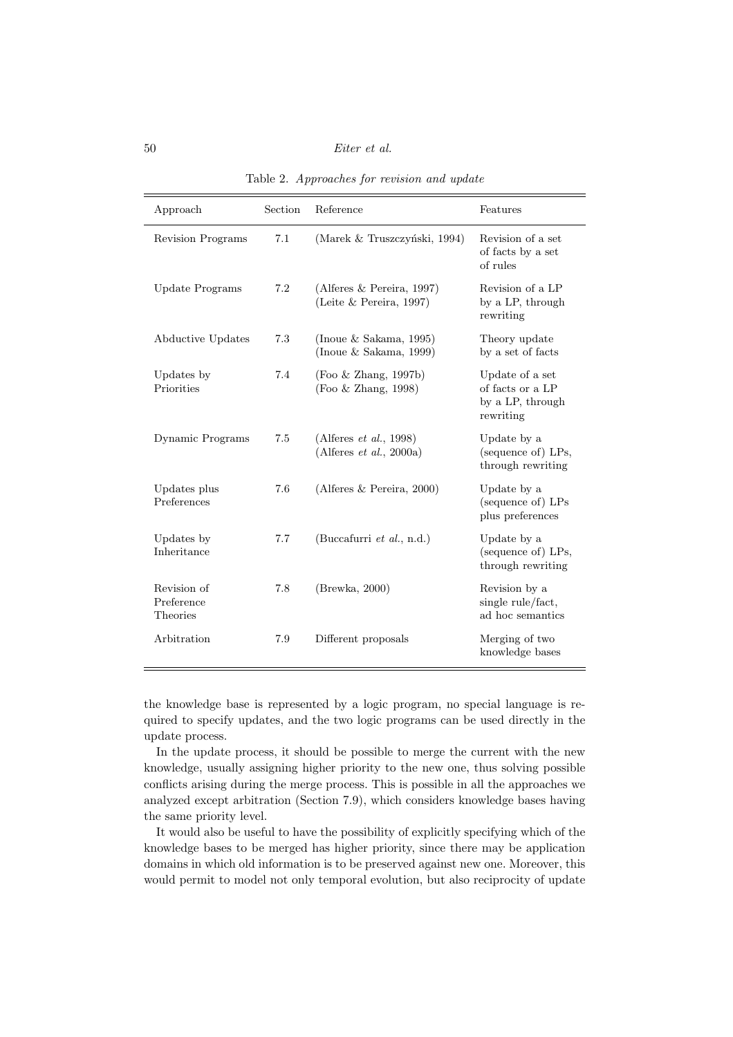Table 2. *Approaches for revision and update*

| Approach | Section | Reference | Features |
|---|---|---|---|
| Revision Programs | 7.1 | (Marek & Truszczyński, 1994) | Revision of a set of facts by a set of rules |
| Update Programs | 7.2 | (Alferes & Pereira, 1997) (Leite & Pereira, 1997) | Revision of a LP by a LP, through rewriting |
| Abductive Updates | 7.3 | (Inoue & Sakama, 1995) (Inoue & Sakama, 1999) | Theory update by a set of facts |
| Updates by Priorities | 7.4 | (Foo & Zhang, 1997b) (Foo & Zhang, 1998) | Update of a set of facts or a LP by a LP, through rewriting |
| Dynamic Programs | 7.5 | (Alferes *et al.*, 1998) (Alferes *et al.*, 2000a) | Update by a (sequence of) LPs, through rewriting |
| Updates plus Preferences | 7.6 | (Alferes & Pereira, 2000) | Update by a (sequence of) LPs plus preferences |
| Updates by Inheritance | 7.7 | (Buccafurri *et al.*, n.d.) | Update by a (sequence of) LPs, through rewriting |
| Revision of Preference Theories | 7.8 | (Brewka, 2000) | Revision by a single rule/fact, ad hoc semantics |
| Arbitration | 7.9 | Different proposals | Merging of two knowledge bases |

the knowledge base is represented by a logic program, no special language is required to specify updates, and the two logic programs can be used directly in the update process.

In the update process, it should be possible to merge the current with the new knowledge, usually assigning higher priority to the new one, thus solving possible conflicts arising during the merge process. This is possible in all the approaches we analyzed except arbitration (Section 7.9), which considers knowledge bases having the same priority level.

It would also be useful to have the possibility of explicitly specifying which of the knowledge bases to be merged has higher priority, since there may be application domains in which old information is to be preserved against new one. Moreover, this would permit to model not only temporal evolution, but also reciprocity of update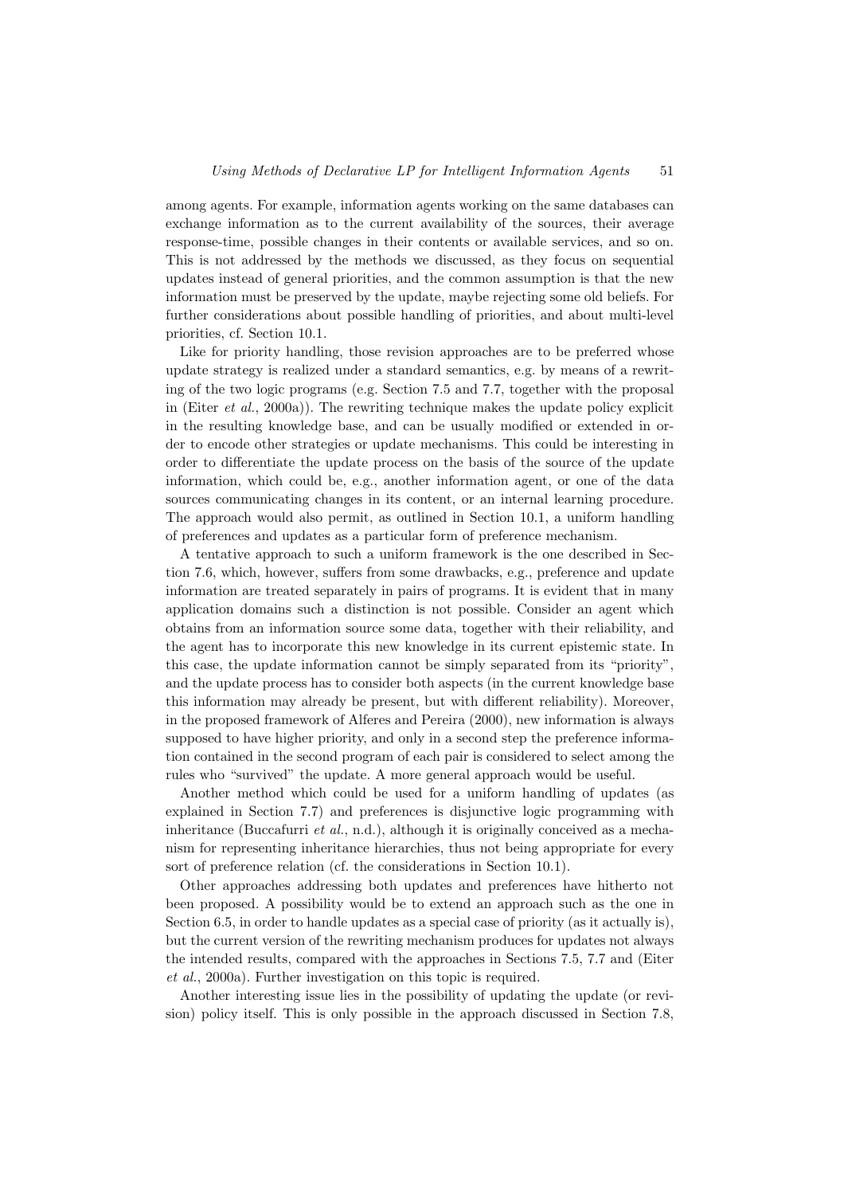among agents. For example, information agents working on the same databases can exchange information as to the current availability of the sources, their average response-time, possible changes in their contents or available services, and so on. This is not addressed by the methods we discussed, as they focus on sequential updates instead of general priorities, and the common assumption is that the new information must be preserved by the update, maybe rejecting some old beliefs. For further considerations about possible handling of priorities, and about multi-level priorities, cf. Section 10.1.

Like for priority handling, those revision approaches are to be preferred whose update strategy is realized under a standard semantics, e.g. by means of a rewriting of the two logic programs (e.g. Section 7.5 and 7.7, together with the proposal in (Eiter *et al.*, 2000a)). The rewriting technique makes the update policy explicit in the resulting knowledge base, and can be usually modified or extended in order to encode other strategies or update mechanisms. This could be interesting in order to differentiate the update process on the basis of the source of the update information, which could be, e.g., another information agent, or one of the data sources communicating changes in its content, or an internal learning procedure. The approach would also permit, as outlined in Section 10.1, a uniform handling of preferences and updates as a particular form of preference mechanism.

A tentative approach to such a uniform framework is the one described in Section 7.6, which, however, suffers from some drawbacks, e.g., preference and update information are treated separately in pairs of programs. It is evident that in many application domains such a distinction is not possible. Consider an agent which obtains from an information source some data, together with their reliability, and the agent has to incorporate this new knowledge in its current epistemic state. In this case, the update information cannot be simply separated from its "priority", and the update process has to consider both aspects (in the current knowledge base this information may already be present, but with different reliability). Moreover, in the proposed framework of Alferes and Pereira (2000), new information is always supposed to have higher priority, and only in a second step the preference information contained in the second program of each pair is considered to select among the rules who "survived" the update. A more general approach would be useful.

Another method which could be used for a uniform handling of updates (as explained in Section 7.7) and preferences is disjunctive logic programming with inheritance (Buccafurri *et al.*, n.d.), although it is originally conceived as a mechanism for representing inheritance hierarchies, thus not being appropriate for every sort of preference relation (cf. the considerations in Section 10.1).

Other approaches addressing both updates and preferences have hitherto not been proposed. A possibility would be to extend an approach such as the one in Section 6.5, in order to handle updates as a special case of priority (as it actually is), but the current version of the rewriting mechanism produces for updates not always the intended results, compared with the approaches in Sections 7.5, 7.7 and (Eiter *et al.*, 2000a). Further investigation on this topic is required.

Another interesting issue lies in the possibility of updating the update (or revision) policy itself. This is only possible in the approach discussed in Section 7.8,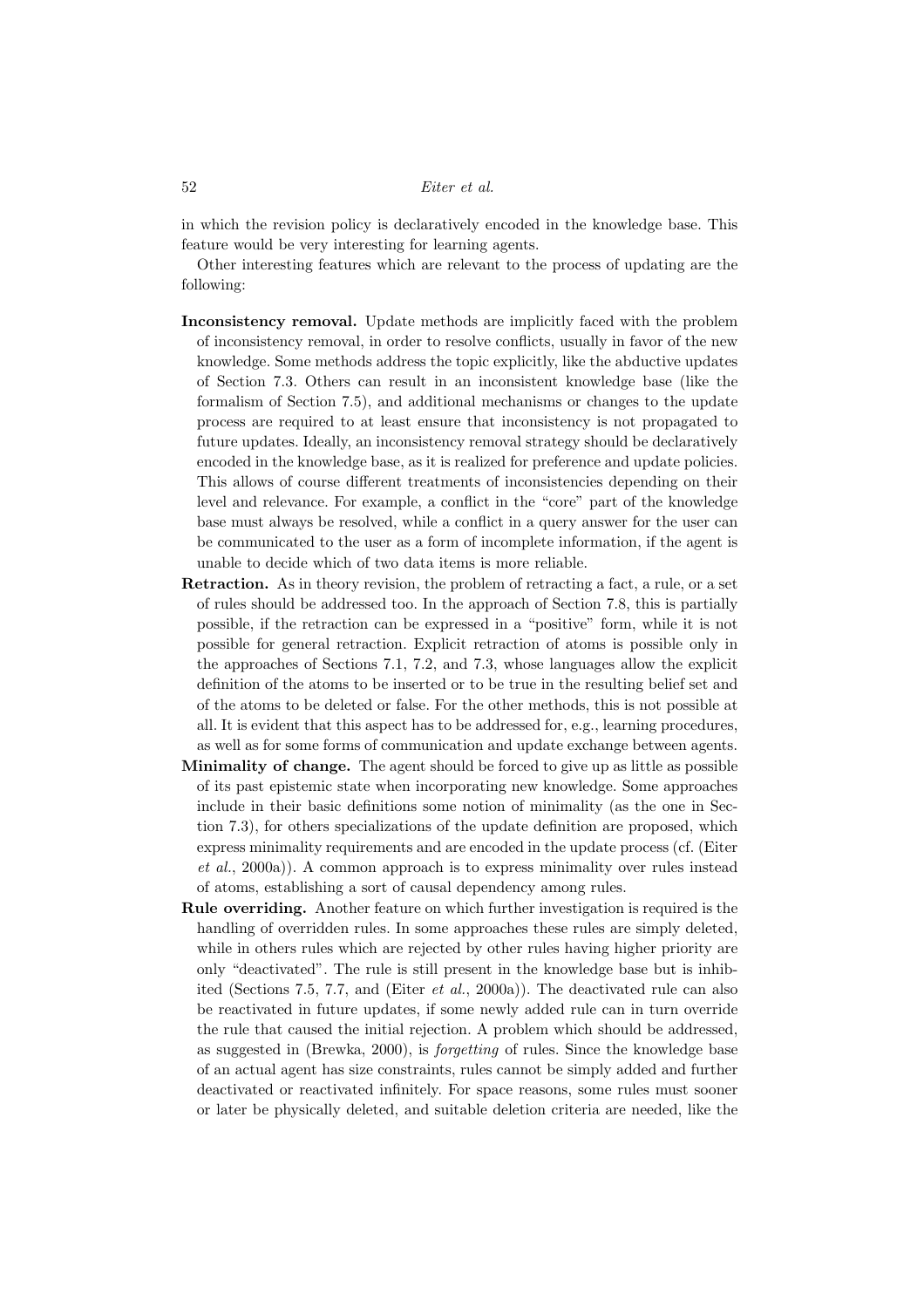in which the revision policy is declaratively encoded in the knowledge base. This feature would be very interesting for learning agents.

Other interesting features which are relevant to the process of updating are the following:

**Inconsistency removal.** Update methods are implicitly faced with the problem of inconsistency removal, in order to resolve conflicts, usually in favor of the new knowledge. Some methods address the topic explicitly, like the abductive updates of Section 7.3. Others can result in an inconsistent knowledge base (like the formalism of Section 7.5), and additional mechanisms or changes to the update process are required to at least ensure that inconsistency is not propagated to future updates. Ideally, an inconsistency removal strategy should be declaratively encoded in the knowledge base, as it is realized for preference and update policies. This allows of course different treatments of inconsistencies depending on their level and relevance. For example, a conflict in the "core" part of the knowledge base must always be resolved, while a conflict in a query answer for the user can be communicated to the user as a form of incomplete information, if the agent is unable to decide which of two data items is more reliable.

**Retraction.** As in theory revision, the problem of retracting a fact, a rule, or a set of rules should be addressed too. In the approach of Section 7.8, this is partially possible, if the retraction can be expressed in a "positive" form, while it is not possible for general retraction. Explicit retraction of atoms is possible only in the approaches of Sections 7.1, 7.2, and 7.3, whose languages allow the explicit definition of the atoms to be inserted or to be true in the resulting belief set and of the atoms to be deleted or false. For the other methods, this is not possible at all. It is evident that this aspect has to be addressed for, e.g., learning procedures, as well as for some forms of communication and update exchange between agents.

**Minimality of change.** The agent should be forced to give up as little as possible of its past epistemic state when incorporating new knowledge. Some approaches include in their basic definitions some notion of minimality (as the one in Section 7.3), for others specializations of the update definition are proposed, which express minimality requirements and are encoded in the update process (cf. (Eiter *et al.*, 2000a)). A common approach is to express minimality over rules instead of atoms, establishing a sort of causal dependency among rules.

**Rule overriding.** Another feature on which further investigation is required is the handling of overridden rules. In some approaches these rules are simply deleted, while in others rules which are rejected by other rules having higher priority are only "deactivated". The rule is still present in the knowledge base but is inhibited (Sections 7.5, 7.7, and (Eiter *et al.*, 2000a)). The deactivated rule can also be reactivated in future updates, if some newly added rule can in turn override the rule that caused the initial rejection. A problem which should be addressed, as suggested in (Brewka, 2000), is *forgetting* of rules. Since the knowledge base of an actual agent has size constraints, rules cannot be simply added and further deactivated or reactivated infinitely. For space reasons, some rules must sooner or later be physically deleted, and suitable deletion criteria are needed, like the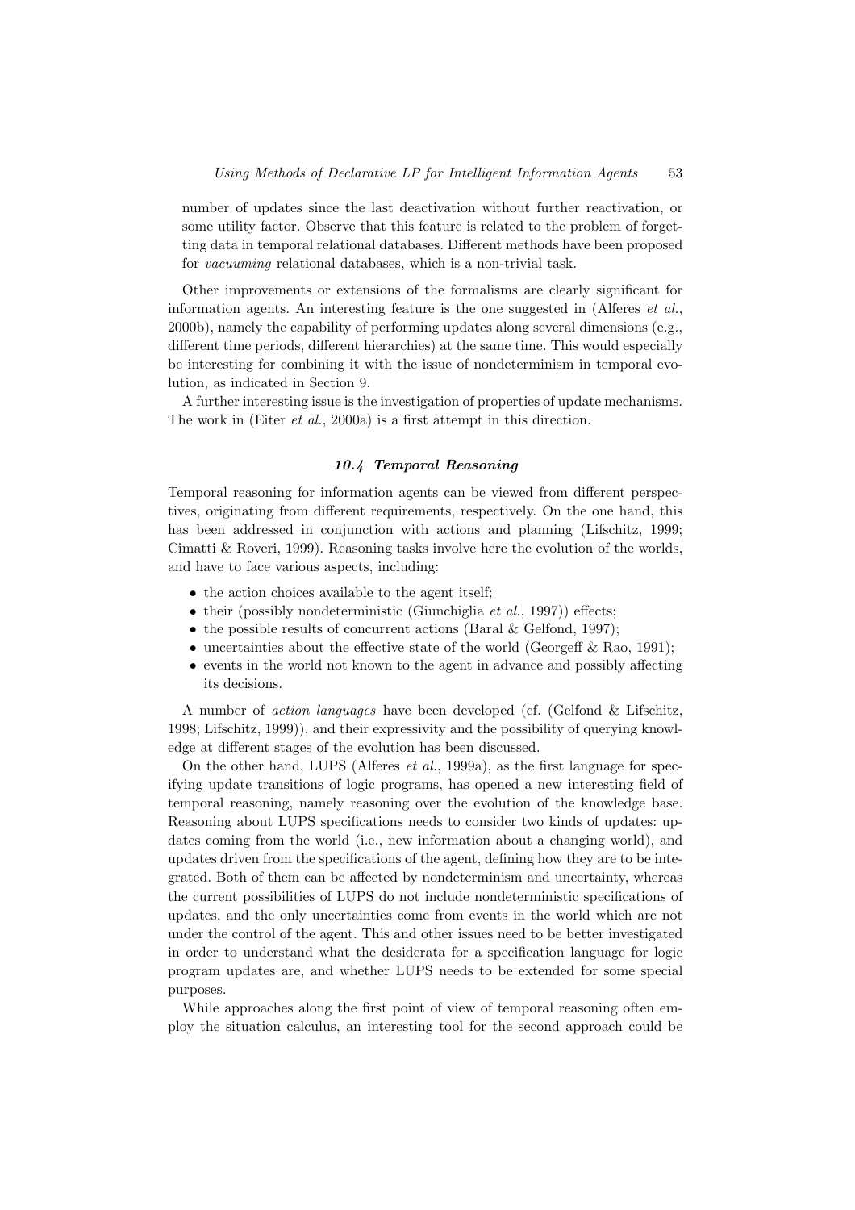number of updates since the last deactivation without further reactivation, or some utility factor. Observe that this feature is related to the problem of forgetting data in temporal relational databases. Different methods have been proposed for *vacuuming* relational databases, which is a non-trivial task.

Other improvements or extensions of the formalisms are clearly significant for information agents. An interesting feature is the one suggested in (Alferes *et al.*, 2000b), namely the capability of performing updates along several dimensions (e.g., different time periods, different hierarchies) at the same time. This would especially be interesting for combining it with the issue of nondeterminism in temporal evolution, as indicated in Section 9.

A further interesting issue is the investigation of properties of update mechanisms. The work in (Eiter *et al.*, 2000a) is a first attempt in this direction.

### 10.4 Temporal Reasoning

Temporal reasoning for information agents can be viewed from different perspectives, originating from different requirements, respectively. On the one hand, this has been addressed in conjunction with actions and planning (Lifschitz, 1999; Cimatti & Roveri, 1999). Reasoning tasks involve here the evolution of the worlds, and have to face various aspects, including:

- the action choices available to the agent itself;
- their (possibly nondeterministic (Giunchiglia *et al.*, 1997)) effects;
- the possible results of concurrent actions (Baral & Gelfond, 1997);
- uncertainties about the effective state of the world (Georgeff & Rao, 1991);
- events in the world not known to the agent in advance and possibly affecting its decisions.

A number of *action languages* have been developed (cf. (Gelfond & Lifschitz, 1998; Lifschitz, 1999)), and their expressivity and the possibility of querying knowledge at different stages of the evolution has been discussed.

On the other hand, LUPS (Alferes *et al.*, 1999a), as the first language for specifying update transitions of logic programs, has opened a new interesting field of temporal reasoning, namely reasoning over the evolution of the knowledge base. Reasoning about LUPS specifications needs to consider two kinds of updates: updates coming from the world (i.e., new information about a changing world), and updates driven from the specifications of the agent, defining how they are to be integrated. Both of them can be affected by nondeterminism and uncertainty, whereas the current possibilities of LUPS do not include nondeterministic specifications of updates, and the only uncertainties come from events in the world which are not under the control of the agent. This and other issues need to be better investigated in order to understand what the desiderata for a specification language for logic program updates are, and whether LUPS needs to be extended for some special purposes.

While approaches along the first point of view of temporal reasoning often employ the situation calculus, an interesting tool for the second approach could be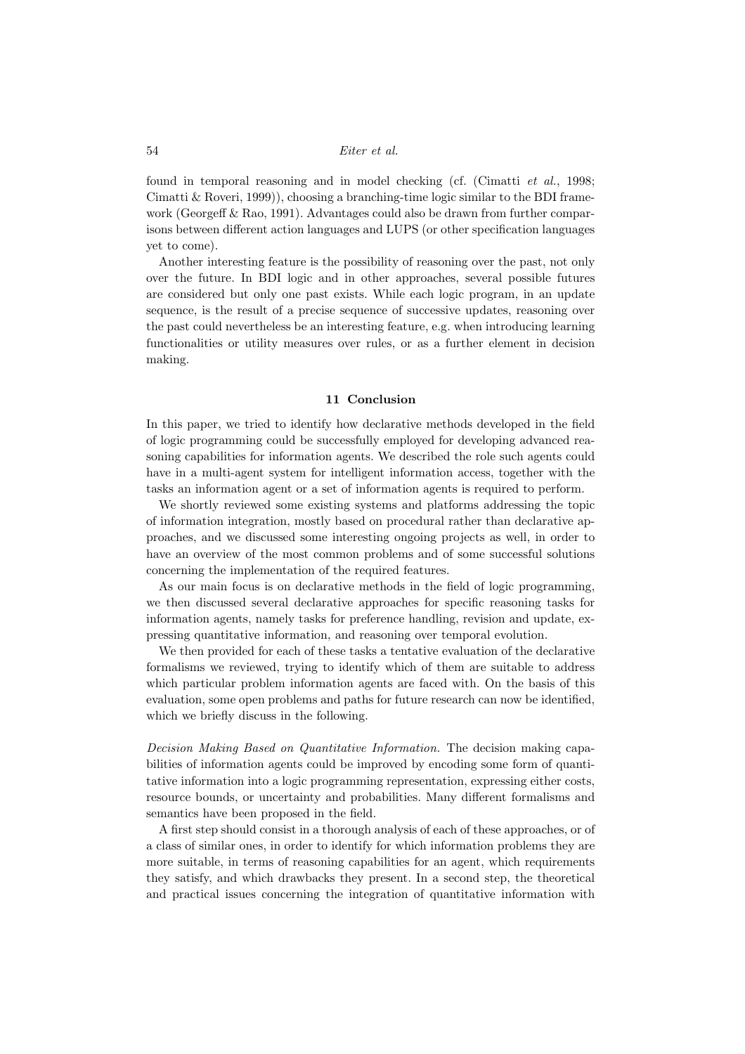found in temporal reasoning and in model checking (cf. (Cimatti *et al.*, 1998; Cimatti & Roveri, 1999)), choosing a branching-time logic similar to the BDI framework (Georgeff & Rao, 1991). Advantages could also be drawn from further comparisons between different action languages and LUPS (or other specification languages yet to come).

Another interesting feature is the possibility of reasoning over the past, not only over the future. In BDI logic and in other approaches, several possible futures are considered but only one past exists. While each logic program, in an update sequence, is the result of a precise sequence of successive updates, reasoning over the past could nevertheless be an interesting feature, e.g. when introducing learning functionalities or utility measures over rules, or as a further element in decision making.

## 11 Conclusion

In this paper, we tried to identify how declarative methods developed in the field of logic programming could be successfully employed for developing advanced reasoning capabilities for information agents. We described the role such agents could have in a multi-agent system for intelligent information access, together with the tasks an information agent or a set of information agents is required to perform.

We shortly reviewed some existing systems and platforms addressing the topic of information integration, mostly based on procedural rather than declarative approaches, and we discussed some interesting ongoing projects as well, in order to have an overview of the most common problems and of some successful solutions concerning the implementation of the required features.

As our main focus is on declarative methods in the field of logic programming, we then discussed several declarative approaches for specific reasoning tasks for information agents, namely tasks for preference handling, revision and update, expressing quantitative information, and reasoning over temporal evolution.

We then provided for each of these tasks a tentative evaluation of the declarative formalisms we reviewed, trying to identify which of them are suitable to address which particular problem information agents are faced with. On the basis of this evaluation, some open problems and paths for future research can now be identified, which we briefly discuss in the following.

*Decision Making Based on Quantitative Information.* The decision making capabilities of information agents could be improved by encoding some form of quantitative information into a logic programming representation, expressing either costs, resource bounds, or uncertainty and probabilities. Many different formalisms and semantics have been proposed in the field.

A first step should consist in a thorough analysis of each of these approaches, or of a class of similar ones, in order to identify for which information problems they are more suitable, in terms of reasoning capabilities for an agent, which requirements they satisfy, and which drawbacks they present. In a second step, the theoretical and practical issues concerning the integration of quantitative information with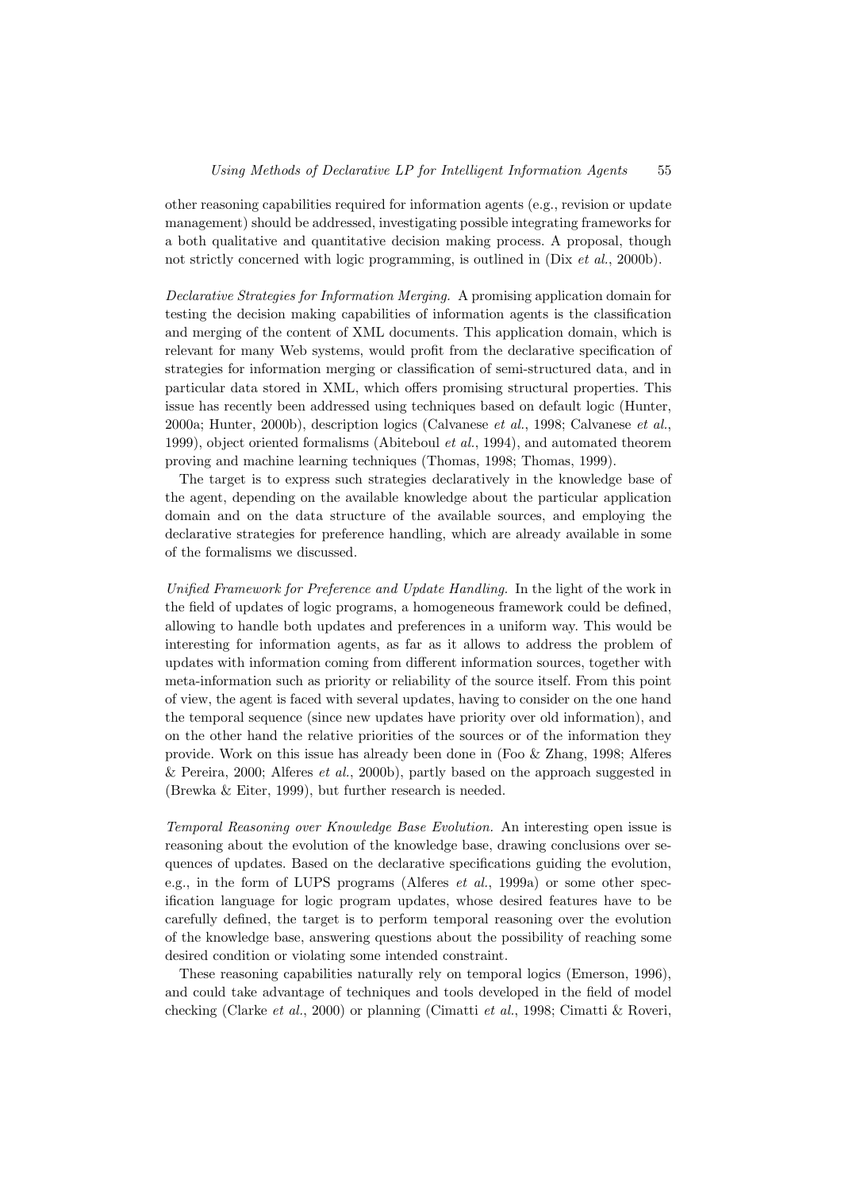other reasoning capabilities required for information agents (e.g., revision or update management) should be addressed, investigating possible integrating frameworks for a both qualitative and quantitative decision making process. A proposal, though not strictly concerned with logic programming, is outlined in (Dix *et al.*, 2000b).

*Declarative Strategies for Information Merging.* A promising application domain for testing the decision making capabilities of information agents is the classification and merging of the content of XML documents. This application domain, which is relevant for many Web systems, would profit from the declarative specification of strategies for information merging or classification of semi-structured data, and in particular data stored in XML, which offers promising structural properties. This issue has recently been addressed using techniques based on default logic (Hunter, 2000a; Hunter, 2000b), description logics (Calvanese *et al.*, 1998; Calvanese *et al.*, 1999), object oriented formalisms (Abiteboul *et al.*, 1994), and automated theorem proving and machine learning techniques (Thomas, 1998; Thomas, 1999).

The target is to express such strategies declaratively in the knowledge base of the agent, depending on the available knowledge about the particular application domain and on the data structure of the available sources, and employing the declarative strategies for preference handling, which are already available in some of the formalisms we discussed.

*Unified Framework for Preference and Update Handling.* In the light of the work in the field of updates of logic programs, a homogeneous framework could be defined, allowing to handle both updates and preferences in a uniform way. This would be interesting for information agents, as far as it allows to address the problem of updates with information coming from different information sources, together with meta-information such as priority or reliability of the source itself. From this point of view, the agent is faced with several updates, having to consider on the one hand the temporal sequence (since new updates have priority over old information), and on the other hand the relative priorities of the sources or of the information they provide. Work on this issue has already been done in (Foo & Zhang, 1998; Alferes & Pereira, 2000; Alferes *et al.*, 2000b), partly based on the approach suggested in (Brewka & Eiter, 1999), but further research is needed.

*Temporal Reasoning over Knowledge Base Evolution.* An interesting open issue is reasoning about the evolution of the knowledge base, drawing conclusions over sequences of updates. Based on the declarative specifications guiding the evolution, e.g., in the form of LUPS programs (Alferes *et al.*, 1999a) or some other specification language for logic program updates, whose desired features have to be carefully defined, the target is to perform temporal reasoning over the evolution of the knowledge base, answering questions about the possibility of reaching some desired condition or violating some intended constraint.

These reasoning capabilities naturally rely on temporal logics (Emerson, 1996), and could take advantage of techniques and tools developed in the field of model checking (Clarke *et al.*, 2000) or planning (Cimatti *et al.*, 1998; Cimatti & Roveri,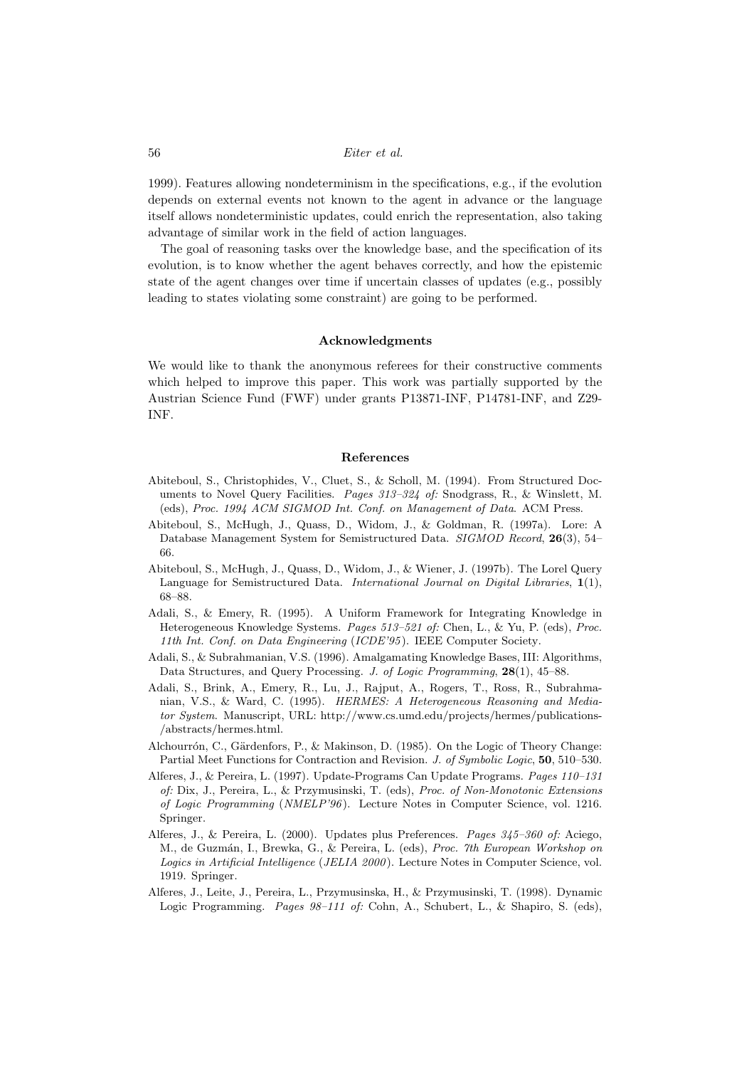1999). Features allowing nondeterminism in the specifications, e.g., if the evolution depends on external events not known to the agent in advance or the language itself allows nondeterministic updates, could enrich the representation, also taking advantage of similar work in the field of action languages.

The goal of reasoning tasks over the knowledge base, and the specification of its evolution, is to know whether the agent behaves correctly, and how the epistemic state of the agent changes over time if uncertain classes of updates (e.g., possibly leading to states violating some constraint) are going to be performed.

## Acknowledgments

We would like to thank the anonymous referees for their constructive comments which helped to improve this paper. This work was partially supported by the Austrian Science Fund (FWF) under grants P13871-INF, P14781-INF, and Z29-INF.

## References

Abiteboul, S., Christophides, V., Cluet, S., & Scholl, M. (1994). From Structured Documents to Novel Query Facilities. *Pages 313–324 of:* Snodgrass, R., & Winslett, M. (eds), *Proc. 1994 ACM SIGMOD Int. Conf. on Management of Data*. ACM Press.

Abiteboul, S., McHugh, J., Quass, D., Widom, J., & Goldman, R. (1997a). Lore: A Database Management System for Semistructured Data. *SIGMOD Record*, **26**(3), 54–66.

Abiteboul, S., McHugh, J., Quass, D., Widom, J., & Wiener, J. (1997b). The Lorel Query Language for Semistructured Data. *International Journal on Digital Libraries*, **1**(1), 68–88.

Adali, S., & Emery, R. (1995). A Uniform Framework for Integrating Knowledge in Heterogeneous Knowledge Systems. *Pages 513–521 of:* Chen, L., & Yu, P. (eds), *Proc. 11th Int. Conf. on Data Engineering* (*ICDE'95*). IEEE Computer Society.

Adali, S., & Subrahmanian, V.S. (1996). Amalgamating Knowledge Bases, III: Algorithms, Data Structures, and Query Processing. *J. of Logic Programming*, **28**(1), 45–88.

Adali, S., Brink, A., Emery, R., Lu, J., Rajput, A., Rogers, T., Ross, R., Subrahmanian, V.S., & Ward, C. (1995). *HERMES: A Heterogeneous Reasoning and Mediator System*. Manuscript, URL: http://www.cs.umd.edu/projects/hermes/publications-/abstracts/hermes.html.

Alchourrón, C., Gärdenfors, P., & Makinson, D. (1985). On the Logic of Theory Change: Partial Meet Functions for Contraction and Revision. *J. of Symbolic Logic*, **50**, 510–530.

Alferes, J., & Pereira, L. (1997). Update-Programs Can Update Programs. *Pages 110–131 of:* Dix, J., Pereira, L., & Przymusinski, T. (eds), *Proc. of Non-Monotonic Extensions of Logic Programming* (*NMELP'96*). Lecture Notes in Computer Science, vol. 1216. Springer.

Alferes, J., & Pereira, L. (2000). Updates plus Preferences. *Pages 345–360 of:* Aciego, M., de Guzmán, I., Brewka, G., & Pereira, L. (eds), *Proc. 7th European Workshop on Logics in Artificial Intelligence* (*JELIA 2000*). Lecture Notes in Computer Science, vol. 1919. Springer.

Alferes, J., Leite, J., Pereira, L., Przymusinska, H., & Przymusinski, T. (1998). Dynamic Logic Programming. *Pages 98–111 of:* Cohn, A., Schubert, L., & Shapiro, S. (eds),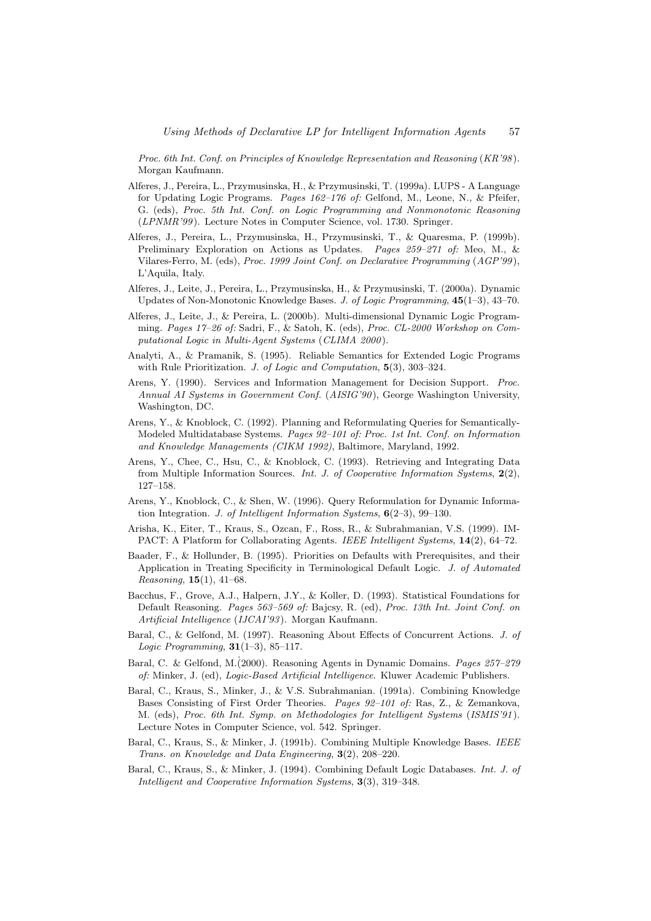*Proc. 6th Int. Conf. on Principles of Knowledge Representation and Reasoning* (*KR'98*). Morgan Kaufmann.

Alferes, J., Pereira, L., Przymusinska, H., & Przymusinski, T. (1999a). LUPS - A Language for Updating Logic Programs. *Pages 162–176 of:* Gelfond, M., Leone, N., & Pfeifer, G. (eds), *Proc. 5th Int. Conf. on Logic Programming and Nonmonotonic Reasoning* (*LPNMR'99*). Lecture Notes in Computer Science, vol. 1730. Springer.

Alferes, J., Pereira, L., Przymusinska, H., Przymusinski, T., & Quaresma, P. (1999b). Preliminary Exploration on Actions as Updates. *Pages 259–271 of:* Meo, M., & Vilares-Ferro, M. (eds), *Proc. 1999 Joint Conf. on Declarative Programming* (*AGP'99*), L'Aquila, Italy.

Alferes, J., Leite, J., Pereira, L., Przymusinska, H., & Przymusinski, T. (2000a). Dynamic Updates of Non-Monotonic Knowledge Bases. *J. of Logic Programming*, **45**(1–3), 43–70.

Alferes, J., Leite, J., & Pereira, L. (2000b). Multi-dimensional Dynamic Logic Programming. *Pages 17–26 of:* Sadri, F., & Satoh, K. (eds), *Proc. CL-2000 Workshop on Computational Logic in Multi-Agent Systems* (*CLIMA 2000*).

Analyti, A., & Pramanik, S. (1995). Reliable Semantics for Extended Logic Programs with Rule Prioritization. *J. of Logic and Computation*, **5**(3), 303–324.

Arens, Y. (1990). Services and Information Management for Decision Support. *Proc. Annual AI Systems in Government Conf.* (*AISIG'90*), George Washington University, Washington, DC.

Arens, Y., & Knoblock, C. (1992). Planning and Reformulating Queries for Semantically-Modeled Multidatabase Systems. *Pages 92–101 of: Proc. 1st Int. Conf. on Information and Knowledge Managements (CIKM 1992)*, Baltimore, Maryland, 1992.

Arens, Y., Chee, C., Hsu, C., & Knoblock, C. (1993). Retrieving and Integrating Data from Multiple Information Sources. *Int. J. of Cooperative Information Systems*, **2**(2), 127–158.

Arens, Y., Knoblock, C., & Shen, W. (1996). Query Reformulation for Dynamic Information Integration. *J. of Intelligent Information Systems*, **6**(2–3), 99–130.

Arisha, K., Eiter, T., Kraus, S., Ozcan, F., Ross, R., & Subrahmanian, V.S. (1999). IMPACT: A Platform for Collaborating Agents. *IEEE Intelligent Systems*, **14**(2), 64–72.

Baader, F., & Hollunder, B. (1995). Priorities on Defaults with Prerequisites, and their Application in Treating Specificity in Terminological Default Logic. *J. of Automated Reasoning*, **15**(1), 41–68.

Bacchus, F., Grove, A.J., Halpern, J.Y., & Koller, D. (1993). Statistical Foundations for Default Reasoning. *Pages 563–569 of:* Bajcsy, R. (ed), *Proc. 13th Int. Joint Conf. on Artificial Intelligence* (*IJCAI'93*). Morgan Kaufmann.

Baral, C., & Gelfond, M. (1997). Reasoning About Effects of Concurrent Actions. *J. of Logic Programming*, **31**(1–3), 85–117.

Baral, C. & Gelfond, M. (2000). Reasoning Agents in Dynamic Domains. *Pages 257–279 of:* Minker, J. (ed), *Logic-Based Artificial Intelligence*. Kluwer Academic Publishers.

Baral, C., Kraus, S., Minker, J., & V.S. Subrahmanian. (1991a). Combining Knowledge Bases Consisting of First Order Theories. *Pages 92–101 of:* Ras, Z., & Zemankova, M. (eds), *Proc. 6th Int. Symp. on Methodologies for Intelligent Systems* (*ISMIS'91*). Lecture Notes in Computer Science, vol. 542. Springer.

Baral, C., Kraus, S., & Minker, J. (1991b). Combining Multiple Knowledge Bases. *IEEE Trans. on Knowledge and Data Engineering*, **3**(2), 208–220.

Baral, C., Kraus, S., & Minker, J. (1994). Combining Default Logic Databases. *Int. J. of Intelligent and Cooperative Information Systems*, **3**(3), 319–348.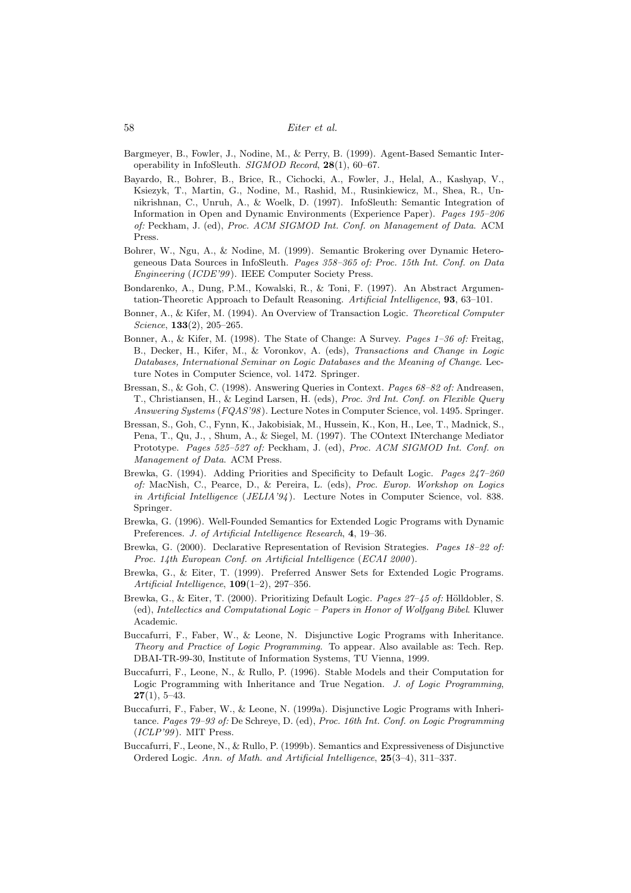Bargmeyer, B., Fowler, J., Nodine, M., & Perry, B. (1999). Agent-Based Semantic Interoperability in InfoSleuth. *SIGMOD Record*, **28**(1), 60–67.

Bayardo, R., Bohrer, B., Brice, R., Cichocki, A., Fowler, J., Helal, A., Kashyap, V., Ksiezyk, T., Martin, G., Nodine, M., Rashid, M., Rusinkiewicz, M., Shea, R., Unnikrishnan, C., Unruh, A., & Woelk, D. (1997). InfoSleuth: Semantic Integration of Information in Open and Dynamic Environments (Experience Paper). *Pages 195–206 of:* Peckham, J. (ed), *Proc. ACM SIGMOD Int. Conf. on Management of Data*. ACM Press.

Bohrer, W., Ngu, A., & Nodine, M. (1999). Semantic Brokering over Dynamic Heterogeneous Data Sources in InfoSleuth. *Pages 358–365 of: Proc. 15th Int. Conf. on Data Engineering* (*ICDE'99*). IEEE Computer Society Press.

Bondarenko, A., Dung, P.M., Kowalski, R., & Toni, F. (1997). An Abstract Argumentation-Theoretic Approach to Default Reasoning. *Artificial Intelligence*, **93**, 63–101.

Bonner, A., & Kifer, M. (1994). An Overview of Transaction Logic. *Theoretical Computer Science*, **133**(2), 205–265.

Bonner, A., & Kifer, M. (1998). The State of Change: A Survey. *Pages 1–36 of:* Freitag, B., Decker, H., Kifer, M., & Voronkov, A. (eds), *Transactions and Change in Logic Databases, International Seminar on Logic Databases and the Meaning of Change*. Lecture Notes in Computer Science, vol. 1472. Springer.

Bressan, S., & Goh, C. (1998). Answering Queries in Context. *Pages 68–82 of:* Andreasen, T., Christiansen, H., & Legind Larsen, H. (eds), *Proc. 3rd Int. Conf. on Flexible Query Answering Systems* (*FQAS'98*). Lecture Notes in Computer Science, vol. 1495. Springer.

Bressan, S., Goh, C., Fynn, K., Jakobisiak, M., Hussein, K., Kon, H., Lee, T., Madnick, S., Pena, T., Qu, J., , Shum, A., & Siegel, M. (1997). The COntext INterchange Mediator Prototype. *Pages 525–527 of:* Peckham, J. (ed), *Proc. ACM SIGMOD Int. Conf. on Management of Data*. ACM Press.

Brewka, G. (1994). Adding Priorities and Specificity to Default Logic. *Pages 247–260 of:* MacNish, C., Pearce, D., & Pereira, L. (eds), *Proc. Europ. Workshop on Logics in Artificial Intelligence* (*JELIA'94*). Lecture Notes in Computer Science, vol. 838. Springer.

Brewka, G. (1996). Well-Founded Semantics for Extended Logic Programs with Dynamic Preferences. *J. of Artificial Intelligence Research*, **4**, 19–36.

Brewka, G. (2000). Declarative Representation of Revision Strategies. *Pages 18–22 of: Proc. 14th European Conf. on Artificial Intelligence* (*ECAI 2000*).

Brewka, G., & Eiter, T. (1999). Preferred Answer Sets for Extended Logic Programs. *Artificial Intelligence*, **109**(1–2), 297–356.

Brewka, G., & Eiter, T. (2000). Prioritizing Default Logic. *Pages 27–45 of:* Hölldobler, S. (ed), *Intellectics and Computational Logic – Papers in Honor of Wolfgang Bibel*. Kluwer Academic.

Buccafurri, F., Faber, W., & Leone, N. Disjunctive Logic Programs with Inheritance. *Theory and Practice of Logic Programming*. To appear. Also available as: Tech. Rep. DBAI-TR-99-30, Institute of Information Systems, TU Vienna, 1999.

Buccafurri, F., Leone, N., & Rullo, P. (1996). Stable Models and their Computation for Logic Programming with Inheritance and True Negation. *J. of Logic Programming*, **27**(1), 5–43.

Buccafurri, F., Faber, W., & Leone, N. (1999a). Disjunctive Logic Programs with Inheritance. *Pages 79–93 of:* De Schreye, D. (ed), *Proc. 16th Int. Conf. on Logic Programming* (*ICLP'99*). MIT Press.

Buccafurri, F., Leone, N., & Rullo, P. (1999b). Semantics and Expressiveness of Disjunctive Ordered Logic. *Ann. of Math. and Artificial Intelligence*, **25**(3–4), 311–337.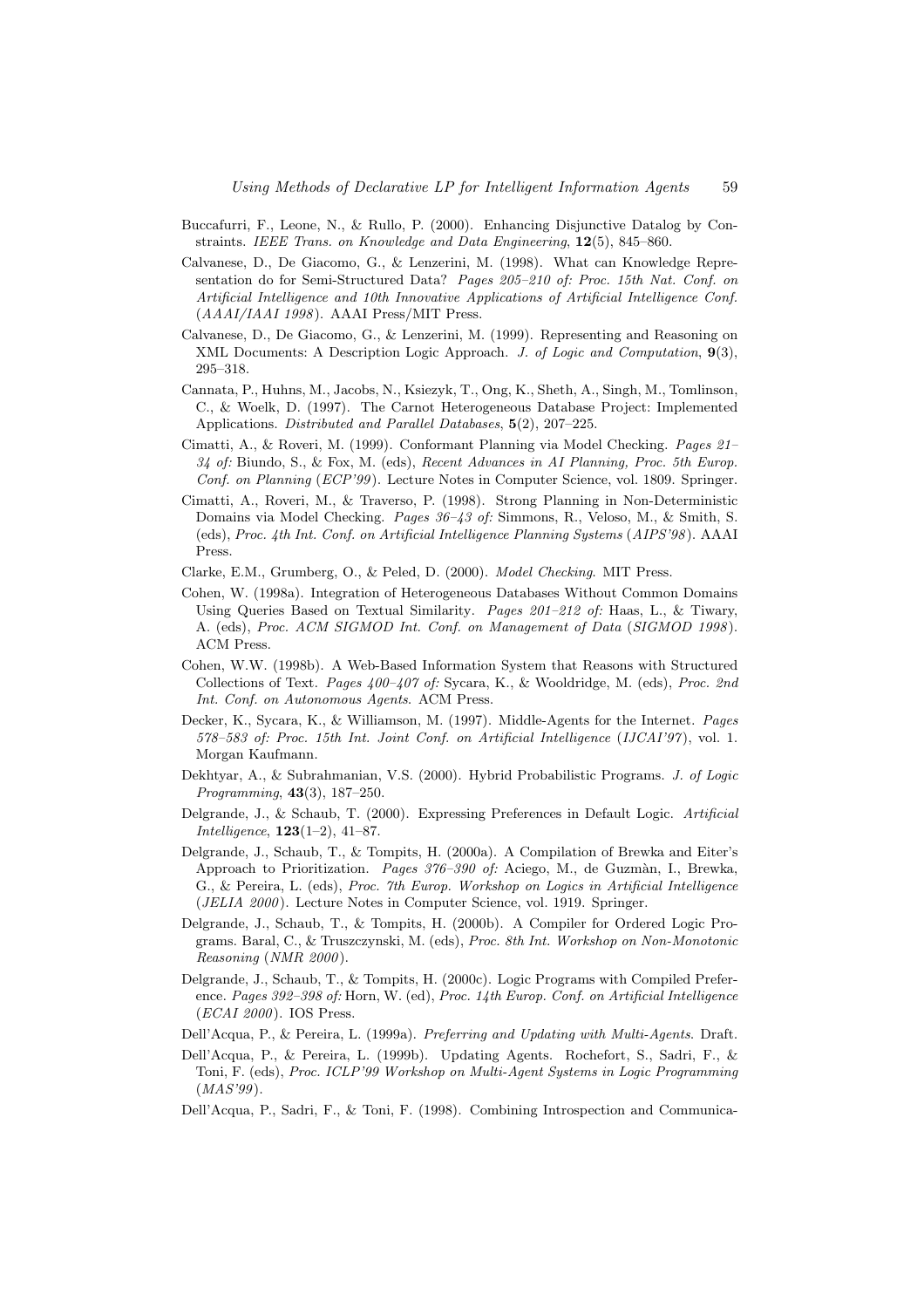Buccafurri, F., Leone, N., & Rullo, P. (2000). Enhancing Disjunctive Datalog by Constraints. *IEEE Trans. on Knowledge and Data Engineering*, **12**(5), 845–860.

Calvanese, D., De Giacomo, G., & Lenzerini, M. (1998). What can Knowledge Representation do for Semi-Structured Data? *Pages 205–210 of: Proc. 15th Nat. Conf. on Artificial Intelligence and 10th Innovative Applications of Artificial Intelligence Conf.* (*AAAI/IAAI 1998*). AAAI Press/MIT Press.

Calvanese, D., De Giacomo, G., & Lenzerini, M. (1999). Representing and Reasoning on XML Documents: A Description Logic Approach. *J. of Logic and Computation*, **9**(3), 295–318.

Cannata, P., Huhns, M., Jacobs, N., Ksiezyk, T., Ong, K., Sheth, A., Singh, M., Tomlinson, C., & Woelk, D. (1997). The Carnot Heterogeneous Database Project: Implemented Applications. *Distributed and Parallel Databases*, **5**(2), 207–225.

Cimatti, A., & Roveri, M. (1999). Conformant Planning via Model Checking. *Pages 21–34 of:* Biundo, S., & Fox, M. (eds), *Recent Advances in AI Planning, Proc. 5th Europ. Conf. on Planning* (*ECP'99*). Lecture Notes in Computer Science, vol. 1809. Springer.

Cimatti, A., Roveri, M., & Traverso, P. (1998). Strong Planning in Non-Deterministic Domains via Model Checking. *Pages 36–43 of:* Simmons, R., Veloso, M., & Smith, S. (eds), *Proc. 4th Int. Conf. on Artificial Intelligence Planning Systems* (*AIPS'98*). AAAI Press.

Clarke, E.M., Grumberg, O., & Peled, D. (2000). *Model Checking*. MIT Press.

Cohen, W. (1998a). Integration of Heterogeneous Databases Without Common Domains Using Queries Based on Textual Similarity. *Pages 201–212 of:* Haas, L., & Tiwary, A. (eds), *Proc. ACM SIGMOD Int. Conf. on Management of Data* (*SIGMOD 1998*). ACM Press.

Cohen, W.W. (1998b). A Web-Based Information System that Reasons with Structured Collections of Text. *Pages 400–407 of:* Sycara, K., & Wooldridge, M. (eds), *Proc. 2nd Int. Conf. on Autonomous Agents*. ACM Press.

Decker, K., Sycara, K., & Williamson, M. (1997). Middle-Agents for the Internet. *Pages 578–583 of: Proc. 15th Int. Joint Conf. on Artificial Intelligence* (*IJCAI'97*), vol. 1. Morgan Kaufmann.

Dekhtyar, A., & Subrahmanian, V.S. (2000). Hybrid Probabilistic Programs. *J. of Logic Programming*, **43**(3), 187–250.

Delgrande, J., & Schaub, T. (2000). Expressing Preferences in Default Logic. *Artificial Intelligence*, **123**(1–2), 41–87.

Delgrande, J., Schaub, T., & Tompits, H. (2000a). A Compilation of Brewka and Eiter's Approach to Prioritization. *Pages 376–390 of:* Aciego, M., de Guzmàn, I., Brewka, G., & Pereira, L. (eds), *Proc. 7th Europ. Workshop on Logics in Artificial Intelligence* (*JELIA 2000*). Lecture Notes in Computer Science, vol. 1919. Springer.

Delgrande, J., Schaub, T., & Tompits, H. (2000b). A Compiler for Ordered Logic Programs. Baral, C., & Truszczynski, M. (eds), *Proc. 8th Int. Workshop on Non-Monotonic Reasoning* (*NMR 2000*).

Delgrande, J., Schaub, T., & Tompits, H. (2000c). Logic Programs with Compiled Preference. *Pages 392–398 of:* Horn, W. (ed), *Proc. 14th Europ. Conf. on Artificial Intelligence* (*ECAI 2000*). IOS Press.

Dell'Acqua, P., & Pereira, L. (1999a). *Preferring and Updating with Multi-Agents*. Draft.

Dell'Acqua, P., & Pereira, L. (1999b). Updating Agents. Rochefort, S., Sadri, F., & Toni, F. (eds), *Proc. ICLP'99 Workshop on Multi-Agent Systems in Logic Programming* (*MAS'99*).

Dell'Acqua, P., Sadri, F., & Toni, F. (1998). Combining Introspection and Communica-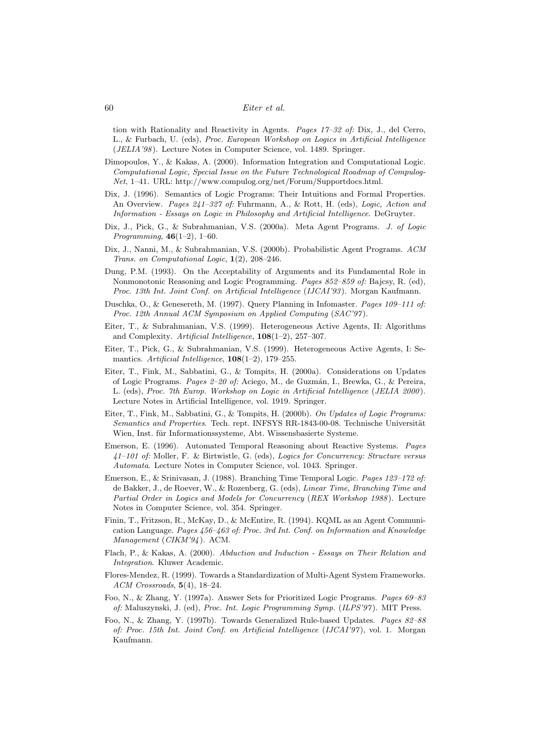tion with Rationality and Reactivity in Agents. *Pages 17–32 of:* Dix, J., del Cerro, L., & Furbach, U. (eds), *Proc. European Workshop on Logics in Artificial Intelligence* (*JELIA'98*). Lecture Notes in Computer Science, vol. 1489. Springer.

Dimopoulos, Y., & Kakas, A. (2000). Information Integration and Computational Logic. *Computational Logic, Special Issue on the Future Technological Roadmap of Compulog-Net*, 1–41. URL: http://www.compulog.org/net/Forum/Supportdocs.html.

Dix, J. (1996). Semantics of Logic Programs: Their Intuitions and Formal Properties. An Overview. *Pages 241–327 of:* Fuhrmann, A., & Rott, H. (eds), *Logic, Action and Information - Essays on Logic in Philosophy and Artificial Intelligence*. DeGruyter.

Dix, J., Pick, G., & Subrahmanian, V.S. (2000a). Meta Agent Programs. *J. of Logic Programming*, **46**(1–2), 1–60.

Dix, J., Nanni, M., & Subrahmanian, V.S. (2000b). Probabilistic Agent Programs. *ACM Trans. on Computational Logic*, **1**(2), 208–246.

Dung, P.M. (1993). On the Acceptability of Arguments and its Fundamental Role in Nonmonotonic Reasoning and Logic Programming. *Pages 852–859 of:* Bajcsy, R. (ed), *Proc. 13th Int. Joint Conf. on Artificial Intelligence* (*IJCAI'93*). Morgan Kaufmann.

Duschka, O., & Genesereth, M. (1997). Query Planning in Infomaster. *Pages 109–111 of: Proc. 12th Annual ACM Symposium on Applied Computing* (*SAC'97*).

Eiter, T., & Subrahmanian, V.S. (1999). Heterogeneous Active Agents, II: Algorithms and Complexity. *Artificial Intelligence*, **108**(1–2), 257–307.

Eiter, T., Pick, G., & Subrahmanian, V.S. (1999). Heterogeneous Active Agents, I: Semantics. *Artificial Intelligence*, **108**(1–2), 179–255.

Eiter, T., Fink, M., Sabbatini, G., & Tompits, H. (2000a). Considerations on Updates of Logic Programs. *Pages 2–20 of:* Aciego, M., de Guzmán, I., Brewka, G., & Pereira, L. (eds), *Proc. 7th Europ. Workshop on Logic in Artificial Intelligence* (*JELIA 2000*). Lecture Notes in Artificial Intelligence, vol. 1919. Springer.

Eiter, T., Fink, M., Sabbatini, G., & Tompits, H. (2000b). *On Updates of Logic Programs: Semantics and Properties*. Tech. rept. INFSYS RR-1843-00-08. Technische Universität Wien, Inst. für Informationssysteme, Abt. Wissensbasierte Systeme.

Emerson, E. (1996). Automated Temporal Reasoning about Reactive Systems. *Pages 41–101 of:* Moller, F. & Birtwistle, G. (eds), *Logics for Concurrency: Structure versus Automata*. Lecture Notes in Computer Science, vol. 1043. Springer.

Emerson, E., & Srinivasan, J. (1988). Branching Time Temporal Logic. *Pages 123–172 of:* de Bakker, J., de Roever, W., & Rozenberg, G. (eds), *Linear Time, Branching Time and Partial Order in Logics and Models for Concurrency* (*REX Workshop 1988*). Lecture Notes in Computer Science, vol. 354. Springer.

Finin, T., Fritzson, R., McKay, D., & McEntire, R. (1994). KQML as an Agent Communication Language. *Pages 456–463 of: Proc. 3rd Int. Conf. on Information and Knowledge Management* (*CIKM'94*). ACM.

Flach, P., & Kakas, A. (2000). *Abduction and Induction - Essays on Their Relation and Integration*. Kluwer Academic.

Flores-Mendez, R. (1999). Towards a Standardization of Multi-Agent System Frameworks. *ACM Crossroads*, **5**(4), 18–24.

Foo, N., & Zhang, Y. (1997a). Answer Sets for Prioritized Logic Programs. *Pages 69–83 of:* Maluszynski, J. (ed), *Proc. Int. Logic Programming Symp.* (*ILPS'97*). MIT Press.

Foo, N., & Zhang, Y. (1997b). Towards Generalized Rule-based Updates. *Pages 82–88 of: Proc. 15th Int. Joint Conf. on Artificial Intelligence* (*IJCAI'97*), vol. 1. Morgan Kaufmann.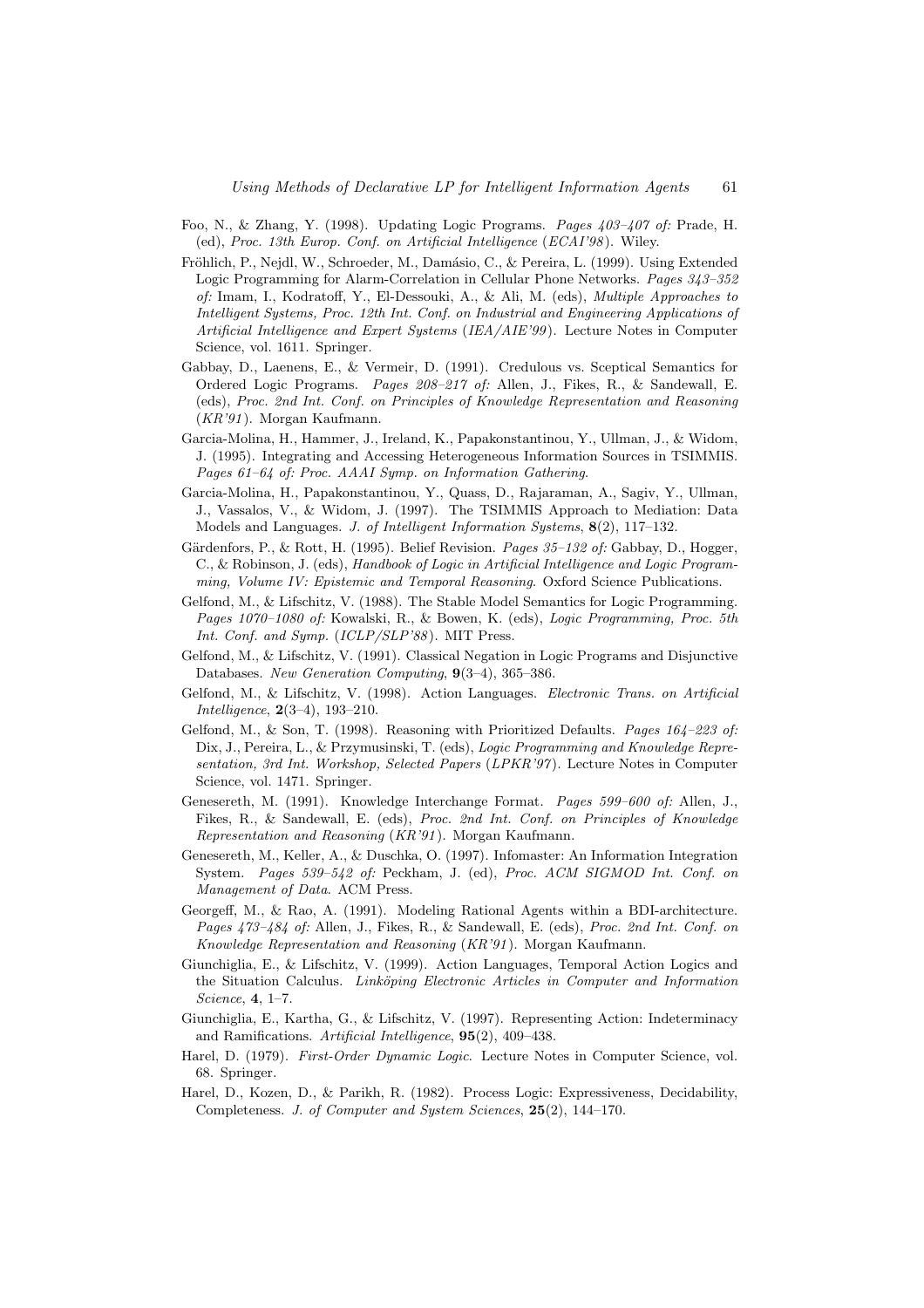Foo, N., & Zhang, Y. (1998). Updating Logic Programs. *Pages 403–407 of:* Prade, H. (ed), *Proc. 13th Europ. Conf. on Artificial Intelligence* (*ECAI'98*). Wiley.

Fröhlich, P., Nejdl, W., Schroeder, M., Damásio, C., & Pereira, L. (1999). Using Extended Logic Programming for Alarm-Correlation in Cellular Phone Networks. *Pages 343–352 of:* Imam, I., Kodratoff, Y., El-Dessouki, A., & Ali, M. (eds), *Multiple Approaches to Intelligent Systems, Proc. 12th Int. Conf. on Industrial and Engineering Applications of Artificial Intelligence and Expert Systems* (*IEA/AIE'99*). Lecture Notes in Computer Science, vol. 1611. Springer.

Gabbay, D., Laenens, E., & Vermeir, D. (1991). Credulous vs. Sceptical Semantics for Ordered Logic Programs. *Pages 208–217 of:* Allen, J., Fikes, R., & Sandewall, E. (eds), *Proc. 2nd Int. Conf. on Principles of Knowledge Representation and Reasoning* (*KR'91*). Morgan Kaufmann.

Garcia-Molina, H., Hammer, J., Ireland, K., Papakonstantinou, Y., Ullman, J., & Widom, J. (1995). Integrating and Accessing Heterogeneous Information Sources in TSIMMIS. *Pages 61–64 of: Proc. AAAI Symp. on Information Gathering*.

Garcia-Molina, H., Papakonstantinou, Y., Quass, D., Rajaraman, A., Sagiv, Y., Ullman, J., Vassalos, V., & Widom, J. (1997). The TSIMMIS Approach to Mediation: Data Models and Languages. *J. of Intelligent Information Systems*, **8**(2), 117–132.

Gärdenfors, P., & Rott, H. (1995). Belief Revision. *Pages 35–132 of:* Gabbay, D., Hogger, C., & Robinson, J. (eds), *Handbook of Logic in Artificial Intelligence and Logic Programming, Volume IV: Epistemic and Temporal Reasoning*. Oxford Science Publications.

Gelfond, M., & Lifschitz, V. (1988). The Stable Model Semantics for Logic Programming. *Pages 1070–1080 of:* Kowalski, R., & Bowen, K. (eds), *Logic Programming, Proc. 5th Int. Conf. and Symp.* (*ICLP/SLP'88*). MIT Press.

Gelfond, M., & Lifschitz, V. (1991). Classical Negation in Logic Programs and Disjunctive Databases. *New Generation Computing*, **9**(3–4), 365–386.

Gelfond, M., & Lifschitz, V. (1998). Action Languages. *Electronic Trans. on Artificial Intelligence*, **2**(3–4), 193–210.

Gelfond, M., & Son, T. (1998). Reasoning with Prioritized Defaults. *Pages 164–223 of:* Dix, J., Pereira, L., & Przymusinski, T. (eds), *Logic Programming and Knowledge Representation, 3rd Int. Workshop, Selected Papers* (*LPKR'97*). Lecture Notes in Computer Science, vol. 1471. Springer.

Genesereth, M. (1991). Knowledge Interchange Format. *Pages 599–600 of:* Allen, J., Fikes, R., & Sandewall, E. (eds), *Proc. 2nd Int. Conf. on Principles of Knowledge Representation and Reasoning* (*KR'91*). Morgan Kaufmann.

Genesereth, M., Keller, A., & Duschka, O. (1997). Infomaster: An Information Integration System. *Pages 539–542 of:* Peckham, J. (ed), *Proc. ACM SIGMOD Int. Conf. on Management of Data*. ACM Press.

Georgeff, M., & Rao, A. (1991). Modeling Rational Agents within a BDI-architecture. *Pages 473–484 of:* Allen, J., Fikes, R., & Sandewall, E. (eds), *Proc. 2nd Int. Conf. on Knowledge Representation and Reasoning* (*KR'91*). Morgan Kaufmann.

Giunchiglia, E., & Lifschitz, V. (1999). Action Languages, Temporal Action Logics and the Situation Calculus. *Linköping Electronic Articles in Computer and Information Science*, **4**, 1–7.

Giunchiglia, E., Kartha, G., & Lifschitz, V. (1997). Representing Action: Indeterminacy and Ramifications. *Artificial Intelligence*, **95**(2), 409–438.

Harel, D. (1979). *First-Order Dynamic Logic*. Lecture Notes in Computer Science, vol. 68. Springer.

Harel, D., Kozen, D., & Parikh, R. (1982). Process Logic: Expressiveness, Decidability, Completeness. *J. of Computer and System Sciences*, **25**(2), 144–170.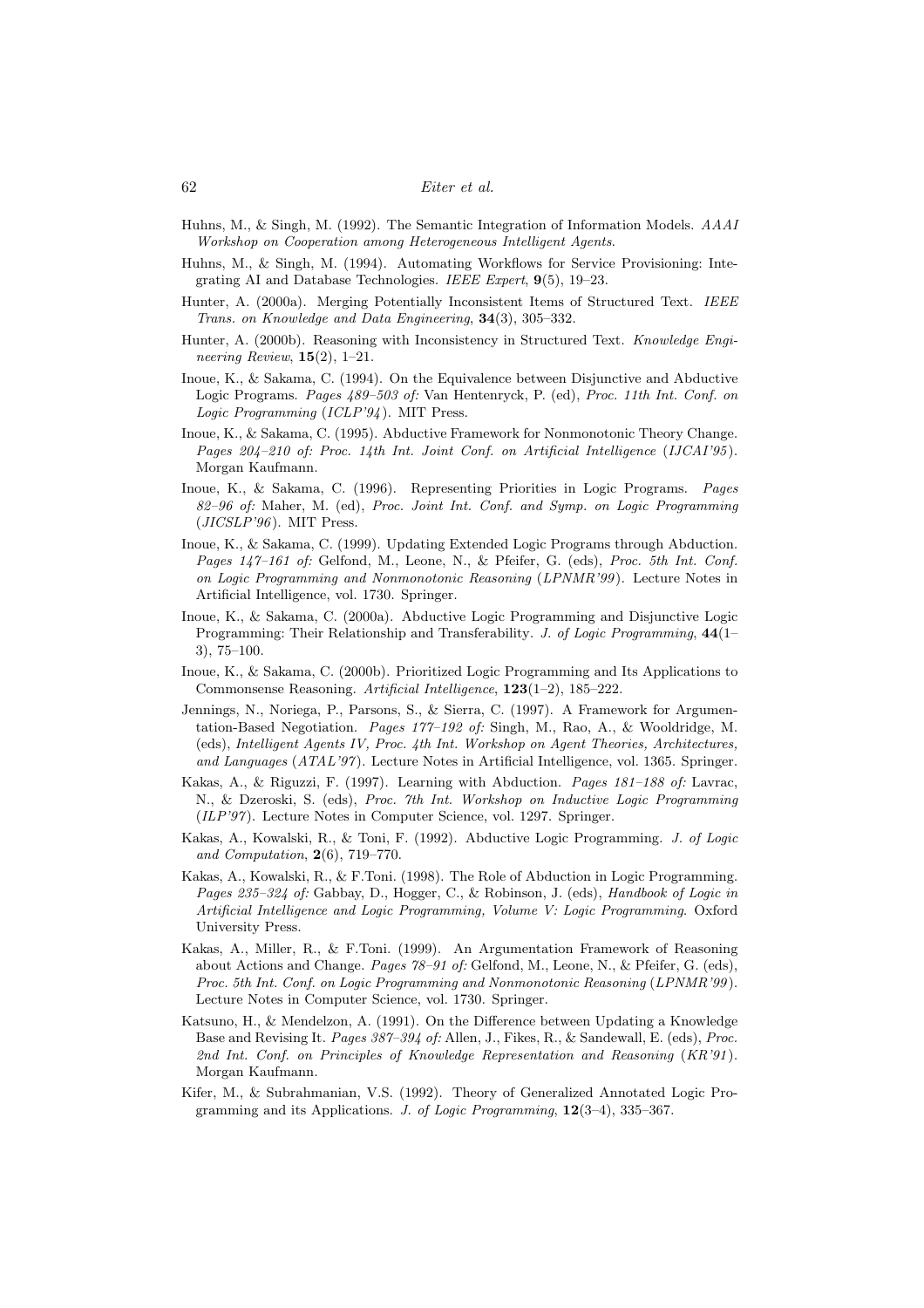Huhns, M., & Singh, M. (1992). The Semantic Integration of Information Models. *AAAI Workshop on Cooperation among Heterogeneous Intelligent Agents*.

Huhns, M., & Singh, M. (1994). Automating Workflows for Service Provisioning: Integrating AI and Database Technologies. *IEEE Expert*, **9**(5), 19–23.

Hunter, A. (2000a). Merging Potentially Inconsistent Items of Structured Text. *IEEE Trans. on Knowledge and Data Engineering*, **34**(3), 305–332.

Hunter, A. (2000b). Reasoning with Inconsistency in Structured Text. *Knowledge Engineering Review*, **15**(2), 1–21.

Inoue, K., & Sakama, C. (1994). On the Equivalence between Disjunctive and Abductive Logic Programs. *Pages 489–503 of:* Van Hentenryck, P. (ed), *Proc. 11th Int. Conf. on Logic Programming* (*ICLP'94*). MIT Press.

Inoue, K., & Sakama, C. (1995). Abductive Framework for Nonmonotonic Theory Change. *Pages 204–210 of: Proc. 14th Int. Joint Conf. on Artificial Intelligence* (*IJCAI'95*). Morgan Kaufmann.

Inoue, K., & Sakama, C. (1996). Representing Priorities in Logic Programs. *Pages 82–96 of:* Maher, M. (ed), *Proc. Joint Int. Conf. and Symp. on Logic Programming* (*JICSLP'96*). MIT Press.

Inoue, K., & Sakama, C. (1999). Updating Extended Logic Programs through Abduction. *Pages 147–161 of:* Gelfond, M., Leone, N., & Pfeifer, G. (eds), *Proc. 5th Int. Conf. on Logic Programming and Nonmonotonic Reasoning* (*LPNMR'99*). Lecture Notes in Artificial Intelligence, vol. 1730. Springer.

Inoue, K., & Sakama, C. (2000a). Abductive Logic Programming and Disjunctive Logic Programming: Their Relationship and Transferability. *J. of Logic Programming*, **44**(1–3), 75–100.

Inoue, K., & Sakama, C. (2000b). Prioritized Logic Programming and Its Applications to Commonsense Reasoning. *Artificial Intelligence*, **123**(1–2), 185–222.

Jennings, N., Noriega, P., Parsons, S., & Sierra, C. (1997). A Framework for Argumentation-Based Negotiation. *Pages 177–192 of:* Singh, M., Rao, A., & Wooldridge, M. (eds), *Intelligent Agents IV, Proc. 4th Int. Workshop on Agent Theories, Architectures, and Languages* (*ATAL'97*). Lecture Notes in Artificial Intelligence, vol. 1365. Springer.

Kakas, A., & Riguzzi, F. (1997). Learning with Abduction. *Pages 181–188 of:* Lavrac, N., & Dzeroski, S. (eds), *Proc. 7th Int. Workshop on Inductive Logic Programming* (*ILP'97*). Lecture Notes in Computer Science, vol. 1297. Springer.

Kakas, A., Kowalski, R., & Toni, F. (1992). Abductive Logic Programming. *J. of Logic and Computation*, **2**(6), 719–770.

Kakas, A., Kowalski, R., & F.Toni. (1998). The Role of Abduction in Logic Programming. *Pages 235–324 of:* Gabbay, D., Hogger, C., & Robinson, J. (eds), *Handbook of Logic in Artificial Intelligence and Logic Programming, Volume V: Logic Programming*. Oxford University Press.

Kakas, A., Miller, R., & F.Toni. (1999). An Argumentation Framework of Reasoning about Actions and Change. *Pages 78–91 of:* Gelfond, M., Leone, N., & Pfeifer, G. (eds), *Proc. 5th Int. Conf. on Logic Programming and Nonmonotonic Reasoning* (*LPNMR'99*). Lecture Notes in Computer Science, vol. 1730. Springer.

Katsuno, H., & Mendelzon, A. (1991). On the Difference between Updating a Knowledge Base and Revising It. *Pages 387–394 of:* Allen, J., Fikes, R., & Sandewall, E. (eds), *Proc. 2nd Int. Conf. on Principles of Knowledge Representation and Reasoning* (*KR'91*). Morgan Kaufmann.

Kifer, M., & Subrahmanian, V.S. (1992). Theory of Generalized Annotated Logic Programming and its Applications. *J. of Logic Programming*, **12**(3–4), 335–367.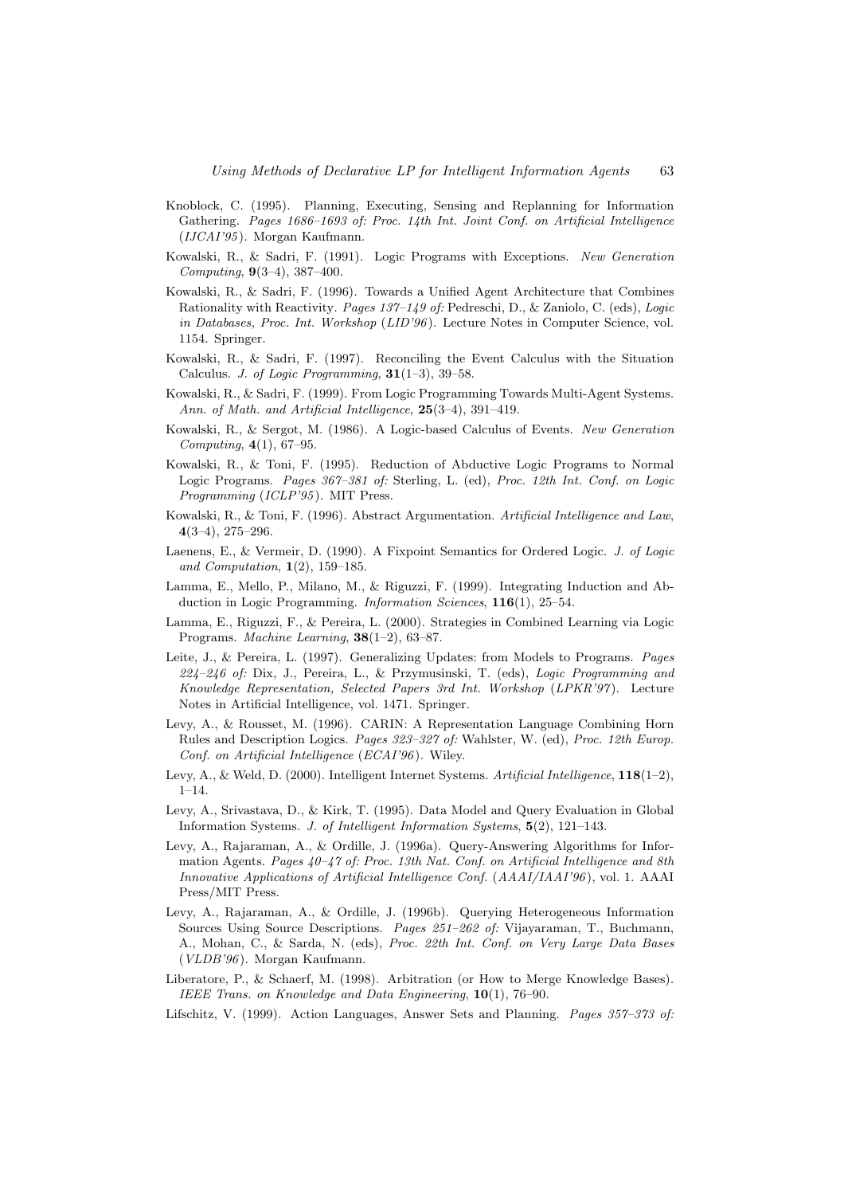Knoblock, C. (1995). Planning, Executing, Sensing and Replanning for Information Gathering. *Pages 1686–1693 of: Proc. 14th Int. Joint Conf. on Artificial Intelligence* (*IJCAI'95*). Morgan Kaufmann.

Kowalski, R., & Sadri, F. (1991). Logic Programs with Exceptions. *New Generation Computing*, **9**(3–4), 387–400.

Kowalski, R., & Sadri, F. (1996). Towards a Unified Agent Architecture that Combines Rationality with Reactivity. *Pages 137–149 of:* Pedreschi, D., & Zaniolo, C. (eds), *Logic in Databases, Proc. Int. Workshop* (*LID'96*). Lecture Notes in Computer Science, vol. 1154. Springer.

Kowalski, R., & Sadri, F. (1997). Reconciling the Event Calculus with the Situation Calculus. *J. of Logic Programming*, **31**(1–3), 39–58.

Kowalski, R., & Sadri, F. (1999). From Logic Programming Towards Multi-Agent Systems. *Ann. of Math. and Artificial Intelligence*, **25**(3–4), 391–419.

Kowalski, R., & Sergot, M. (1986). A Logic-based Calculus of Events. *New Generation Computing*, **4**(1), 67–95.

Kowalski, R., & Toni, F. (1995). Reduction of Abductive Logic Programs to Normal Logic Programs. *Pages 367–381 of:* Sterling, L. (ed), *Proc. 12th Int. Conf. on Logic Programming* (*ICLP'95*). MIT Press.

Kowalski, R., & Toni, F. (1996). Abstract Argumentation. *Artificial Intelligence and Law*, **4**(3–4), 275–296.

Laenens, E., & Vermeir, D. (1990). A Fixpoint Semantics for Ordered Logic. *J. of Logic and Computation*, **1**(2), 159–185.

Lamma, E., Mello, P., Milano, M., & Riguzzi, F. (1999). Integrating Induction and Abduction in Logic Programming. *Information Sciences*, **116**(1), 25–54.

Lamma, E., Riguzzi, F., & Pereira, L. (2000). Strategies in Combined Learning via Logic Programs. *Machine Learning*, **38**(1–2), 63–87.

Leite, J., & Pereira, L. (1997). Generalizing Updates: from Models to Programs. *Pages 224–246 of:* Dix, J., Pereira, L., & Przymusinski, T. (eds), *Logic Programming and Knowledge Representation, Selected Papers 3rd Int. Workshop* (*LPKR'97*). Lecture Notes in Artificial Intelligence, vol. 1471. Springer.

Levy, A., & Rousset, M. (1996). CARIN: A Representation Language Combining Horn Rules and Description Logics. *Pages 323–327 of:* Wahlster, W. (ed), *Proc. 12th Europ. Conf. on Artificial Intelligence* (*ECAI'96*). Wiley.

Levy, A., & Weld, D. (2000). Intelligent Internet Systems. *Artificial Intelligence*, **118**(1–2), 1–14.

Levy, A., Srivastava, D., & Kirk, T. (1995). Data Model and Query Evaluation in Global Information Systems. *J. of Intelligent Information Systems*, **5**(2), 121–143.

Levy, A., Rajaraman, A., & Ordille, J. (1996a). Query-Answering Algorithms for Information Agents. *Pages 40–47 of: Proc. 13th Nat. Conf. on Artificial Intelligence and 8th Innovative Applications of Artificial Intelligence Conf.* (*AAAI/IAAI'96*), vol. 1. AAAI Press/MIT Press.

Levy, A., Rajaraman, A., & Ordille, J. (1996b). Querying Heterogeneous Information Sources Using Source Descriptions. *Pages 251–262 of:* Vijayaraman, T., Buchmann, A., Mohan, C., & Sarda, N. (eds), *Proc. 22th Int. Conf. on Very Large Data Bases* (*VLDB'96*). Morgan Kaufmann.

Liberatore, P., & Schaerf, M. (1998). Arbitration (or How to Merge Knowledge Bases). *IEEE Trans. on Knowledge and Data Engineering*, **10**(1), 76–90.

Lifschitz, V. (1999). Action Languages, Answer Sets and Planning. *Pages 357–373 of:*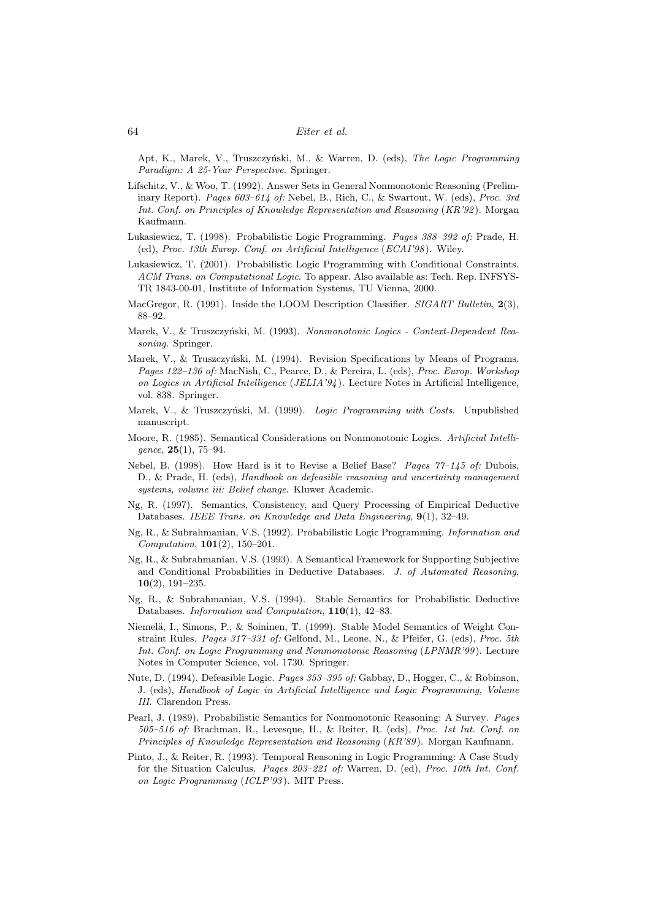Apt, K., Marek, V., Truszczyński, M., & Warren, D. (eds), *The Logic Programming Paradigm: A 25-Year Perspective*. Springer.

Lifschitz, V., & Woo, T. (1992). Answer Sets in General Nonmonotonic Reasoning (Preliminary Report). *Pages 603–614 of:* Nebel, B., Rich, C., & Swartout, W. (eds), *Proc. 3rd Int. Conf. on Principles of Knowledge Representation and Reasoning* (*KR'92*). Morgan Kaufmann.

Lukasiewicz, T. (1998). Probabilistic Logic Programming. *Pages 388–392 of:* Prade, H. (ed), *Proc. 13th Europ. Conf. on Artificial Intelligence* (*ECAI'98*). Wiley.

Lukasiewicz, T. (2001). Probabilistic Logic Programming with Conditional Constraints. *ACM Trans. on Computational Logic*. To appear. Also available as: Tech. Rep. INFSYS-TR 1843-00-01, Institute of Information Systems, TU Vienna, 2000.

MacGregor, R. (1991). Inside the LOOM Description Classifier. *SIGART Bulletin*, **2**(3), 88–92.

Marek, V., & Truszczyński, M. (1993). *Nonmonotonic Logics - Context-Dependent Reasoning*. Springer.

Marek, V., & Truszczyński, M. (1994). Revision Specifications by Means of Programs. *Pages 122–136 of:* MacNish, C., Pearce, D., & Pereira, L. (eds), *Proc. Europ. Workshop on Logics in Artificial Intelligence* (*JELIA'94*). Lecture Notes in Artificial Intelligence, vol. 838. Springer.

Marek, V., & Truszczyński, M. (1999). *Logic Programming with Costs*. Unpublished manuscript.

Moore, R. (1985). Semantical Considerations on Nonmonotonic Logics. *Artificial Intelligence*, **25**(1), 75–94.

Nebel, B. (1998). How Hard is it to Revise a Belief Base? *Pages 77–145 of:* Dubois, D., & Prade, H. (eds), *Handbook on defeasible reasoning and uncertainty management systems, volume iii: Belief change*. Kluwer Academic.

Ng, R. (1997). Semantics, Consistency, and Query Processing of Empirical Deductive Databases. *IEEE Trans. on Knowledge and Data Engineering*, **9**(1), 32–49.

Ng, R., & Subrahmanian, V.S. (1992). Probabilistic Logic Programming. *Information and Computation*, **101**(2), 150–201.

Ng, R., & Subrahmanian, V.S. (1993). A Semantical Framework for Supporting Subjective and Conditional Probabilities in Deductive Databases. *J. of Automated Reasoning*, **10**(2), 191–235.

Ng, R., & Subrahmanian, V.S. (1994). Stable Semantics for Probabilistic Deductive Databases. *Information and Computation*, **110**(1), 42–83.

Niemelä, I., Simons, P., & Soininen, T. (1999). Stable Model Semantics of Weight Constraint Rules. *Pages 317–331 of:* Gelfond, M., Leone, N., & Pfeifer, G. (eds), *Proc. 5th Int. Conf. on Logic Programming and Nonmonotonic Reasoning* (*LPNMR'99*). Lecture Notes in Computer Science, vol. 1730. Springer.

Nute, D. (1994). Defeasible Logic. *Pages 353–395 of:* Gabbay, D., Hogger, C., & Robinson, J. (eds), *Handbook of Logic in Artificial Intelligence and Logic Programming, Volume III*. Clarendon Press.

Pearl, J. (1989). Probabilistic Semantics for Nonmonotonic Reasoning: A Survey. *Pages 505–516 of:* Brachman, R., Levesque, H., & Reiter, R. (eds), *Proc. 1st Int. Conf. on Principles of Knowledge Representation and Reasoning* (*KR'89*). Morgan Kaufmann.

Pinto, J., & Reiter, R. (1993). Temporal Reasoning in Logic Programming: A Case Study for the Situation Calculus. *Pages 203–221 of:* Warren, D. (ed), *Proc. 10th Int. Conf. on Logic Programming* (*ICLP'93*). MIT Press.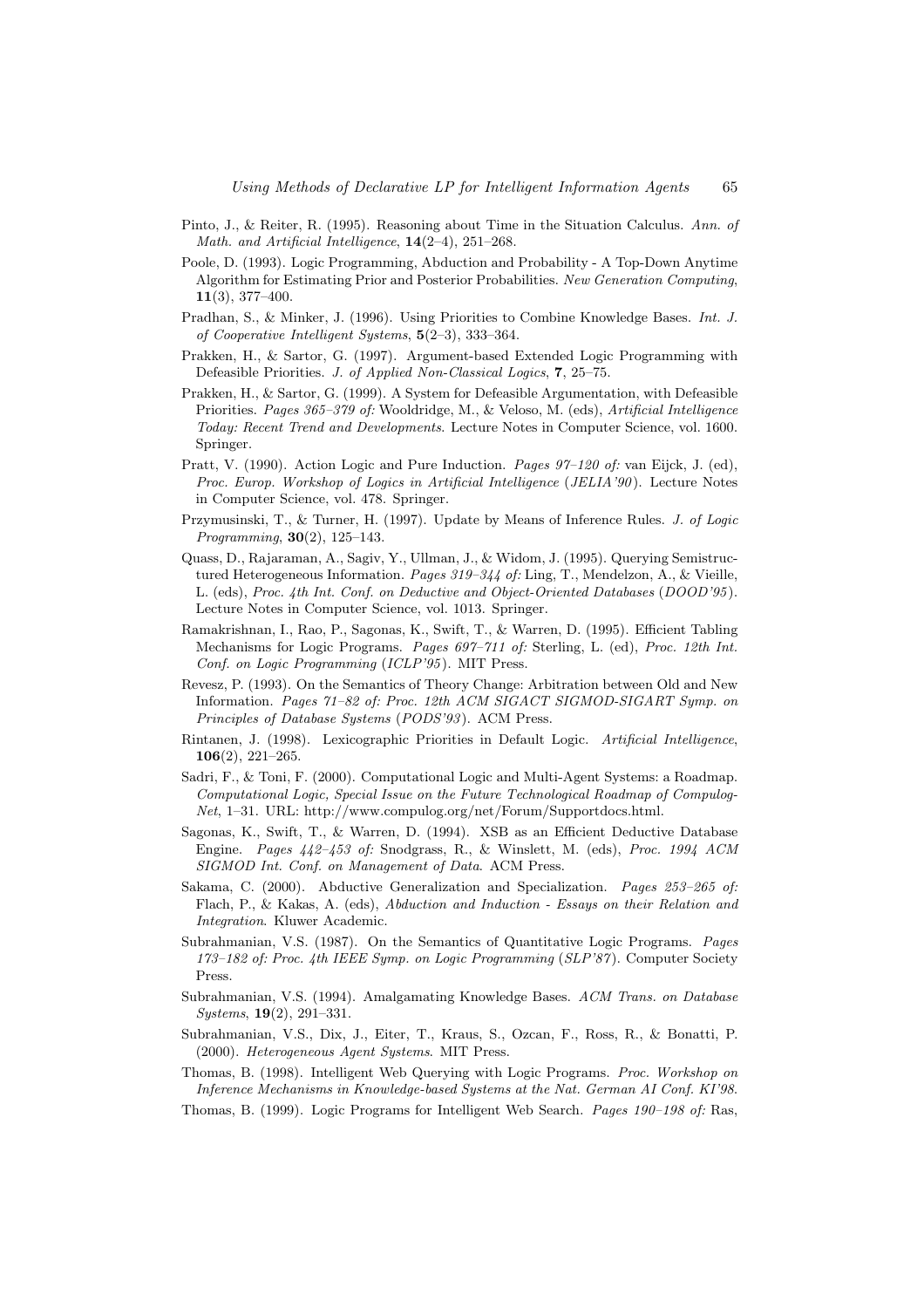Pinto, J., & Reiter, R. (1995). Reasoning about Time in the Situation Calculus. *Ann. of Math. and Artificial Intelligence*, **14**(2–4), 251–268.

Poole, D. (1993). Logic Programming, Abduction and Probability - A Top-Down Anytime Algorithm for Estimating Prior and Posterior Probabilities. *New Generation Computing*, **11**(3), 377–400.

Pradhan, S., & Minker, J. (1996). Using Priorities to Combine Knowledge Bases. *Int. J. of Cooperative Intelligent Systems*, **5**(2–3), 333–364.

Prakken, H., & Sartor, G. (1997). Argument-based Extended Logic Programming with Defeasible Priorities. *J. of Applied Non-Classical Logics*, **7**, 25–75.

Prakken, H., & Sartor, G. (1999). A System for Defeasible Argumentation, with Defeasible Priorities. *Pages 365–379 of:* Wooldridge, M., & Veloso, M. (eds), *Artificial Intelligence Today: Recent Trend and Developments*. Lecture Notes in Computer Science, vol. 1600. Springer.

Pratt, V. (1990). Action Logic and Pure Induction. *Pages 97–120 of:* van Eijck, J. (ed), *Proc. Europ. Workshop of Logics in Artificial Intelligence (JELIA'90)*. Lecture Notes in Computer Science, vol. 478. Springer.

Przymusinski, T., & Turner, H. (1997). Update by Means of Inference Rules. *J. of Logic Programming*, **30**(2), 125–143.

Quass, D., Rajaraman, A., Sagiv, Y., Ullman, J., & Widom, J. (1995). Querying Semistructured Heterogeneous Information. *Pages 319–344 of:* Ling, T., Mendelzon, A., & Vieille, L. (eds), *Proc. 4th Int. Conf. on Deductive and Object-Oriented Databases (DOOD'95)*. Lecture Notes in Computer Science, vol. 1013. Springer.

Ramakrishnan, I., Rao, P., Sagonas, K., Swift, T., & Warren, D. (1995). Efficient Tabling Mechanisms for Logic Programs. *Pages 697–711 of:* Sterling, L. (ed), *Proc. 12th Int. Conf. on Logic Programming (ICLP'95)*. MIT Press.

Revesz, P. (1993). On the Semantics of Theory Change: Arbitration between Old and New Information. *Pages 71–82 of: Proc. 12th ACM SIGACT SIGMOD-SIGART Symp. on Principles of Database Systems (PODS'93)*. ACM Press.

Rintanen, J. (1998). Lexicographic Priorities in Default Logic. *Artificial Intelligence*, **106**(2), 221–265.

Sadri, F., & Toni, F. (2000). Computational Logic and Multi-Agent Systems: a Roadmap. *Computational Logic, Special Issue on the Future Technological Roadmap of Compulog-Net*, 1–31. URL: http://www.compulog.org/net/Forum/Supportdocs.html.

Sagonas, K., Swift, T., & Warren, D. (1994). XSB as an Efficient Deductive Database Engine. *Pages 442–453 of:* Snodgrass, R., & Winslett, M. (eds), *Proc. 1994 ACM SIGMOD Int. Conf. on Management of Data*. ACM Press.

Sakama, C. (2000). Abductive Generalization and Specialization. *Pages 253–265 of:* Flach, P., & Kakas, A. (eds), *Abduction and Induction - Essays on their Relation and Integration*. Kluwer Academic.

Subrahmanian, V.S. (1987). On the Semantics of Quantitative Logic Programs. *Pages 173–182 of: Proc. 4th IEEE Symp. on Logic Programming (SLP'87)*. Computer Society Press.

Subrahmanian, V.S. (1994). Amalgamating Knowledge Bases. *ACM Trans. on Database Systems*, **19**(2), 291–331.

Subrahmanian, V.S., Dix, J., Eiter, T., Kraus, S., Ozcan, F., Ross, R., & Bonatti, P. (2000). *Heterogeneous Agent Systems*. MIT Press.

Thomas, B. (1998). Intelligent Web Querying with Logic Programs. *Proc. Workshop on Inference Mechanisms in Knowledge-based Systems at the Nat. German AI Conf. KI'98.*

Thomas, B. (1999). Logic Programs for Intelligent Web Search. *Pages 190–198 of:* Ras,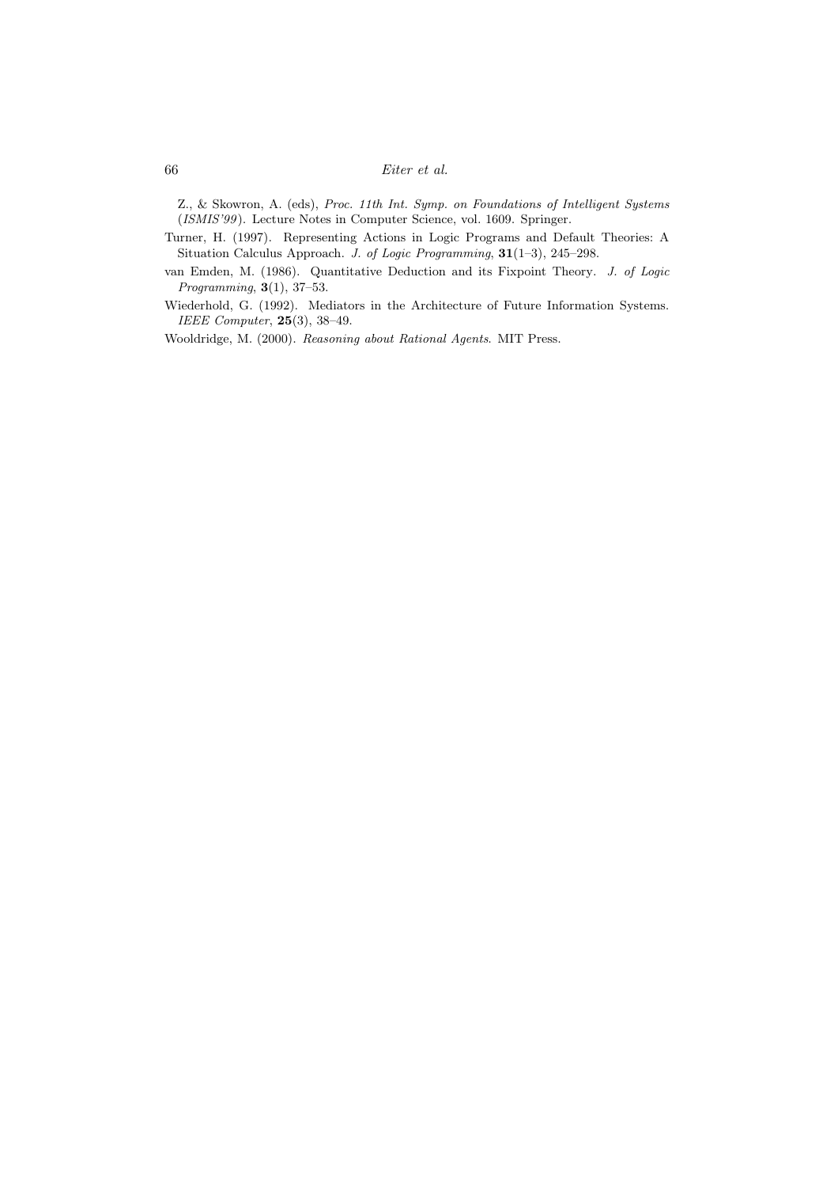Z., & Skowron, A. (eds), *Proc. 11th Int. Symp. on Foundations of Intelligent Systems* (*ISMIS'99*). Lecture Notes in Computer Science, vol. 1609. Springer.

Turner, H. (1997). Representing Actions in Logic Programs and Default Theories: A Situation Calculus Approach. *J. of Logic Programming*, **31**(1–3), 245–298.

van Emden, M. (1986). Quantitative Deduction and its Fixpoint Theory. *J. of Logic Programming*, **3**(1), 37–53.

Wiederhold, G. (1992). Mediators in the Architecture of Future Information Systems. *IEEE Computer*, **25**(3), 38–49.

Wooldridge, M. (2000). *Reasoning about Rational Agents*. MIT Press.